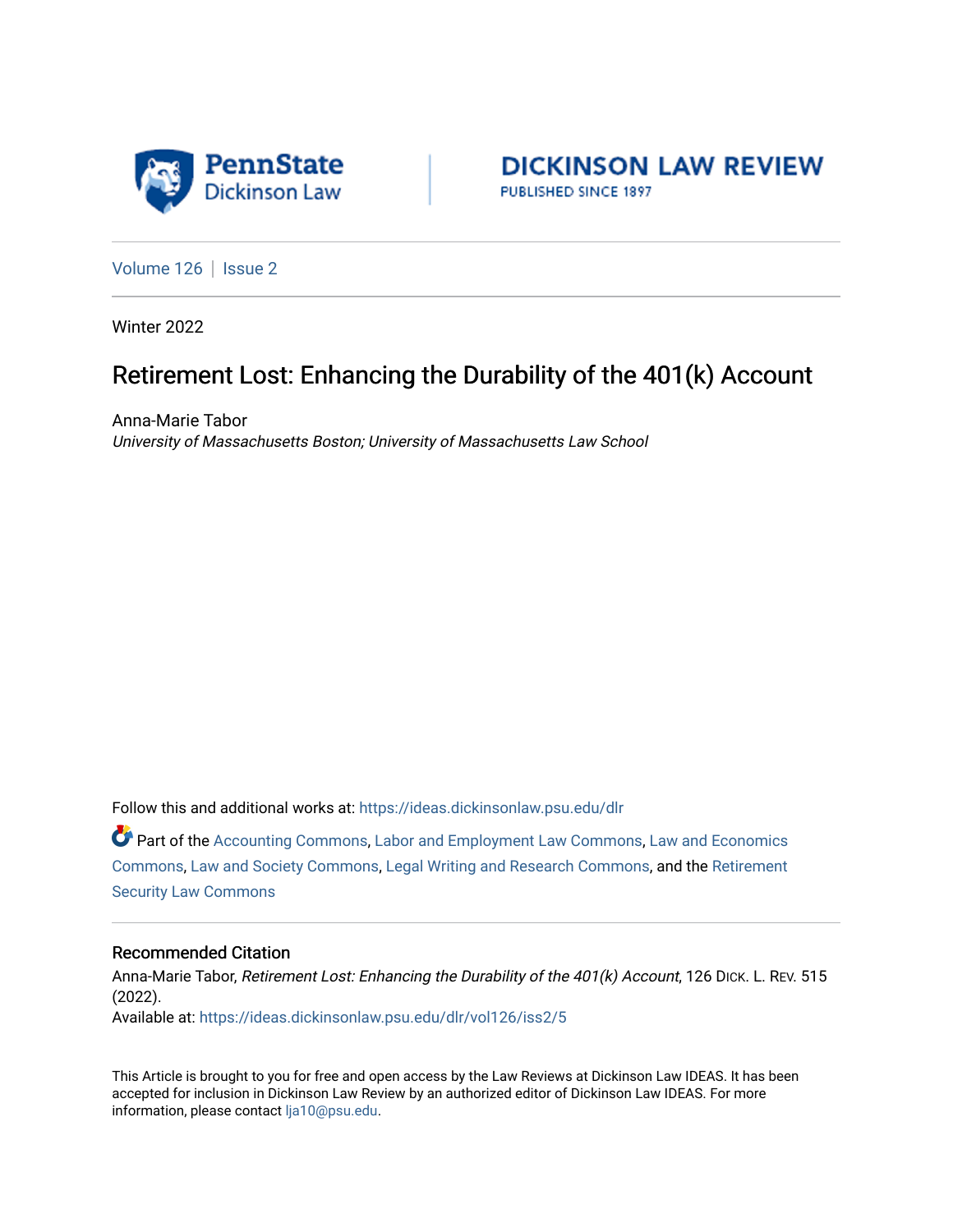PennState Dickinson Law | DICKINSON LAW REVIEW PUBLISHED SINCE 1897

Volume 126 | Issue 2

Winter 2022

# Retirement Lost: Enhancing the Durability of the 401(k) Account

Anna-Marie Tabor
*University of Massachusetts Boston; University of Massachusetts Law School*

Follow this and additional works at: https://ideas.dickinsonlaw.psu.edu/dlr

Part of the Accounting Commons, Labor and Employment Law Commons, Law and Economics Commons, Law and Society Commons, Legal Writing and Research Commons, and the Retirement Security Law Commons

## Recommended Citation

Anna-Marie Tabor, *Retirement Lost: Enhancing the Durability of the 401(k) Account*, 126 DICK. L. REV. 515 (2022).
Available at: https://ideas.dickinsonlaw.psu.edu/dlr/vol126/iss2/5

This Article is brought to you for free and open access by the Law Reviews at Dickinson Law IDEAS. It has been accepted for inclusion in Dickinson Law Review by an authorized editor of Dickinson Law IDEAS. For more information, please contact lja10@psu.edu.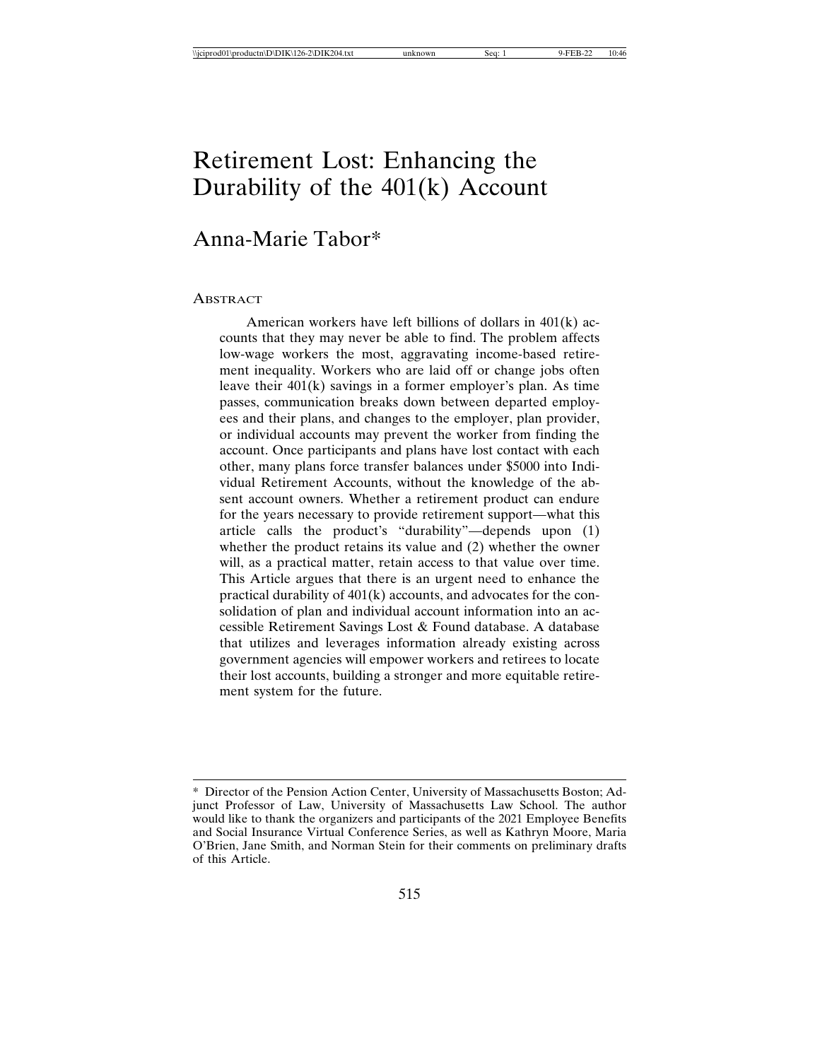# Retirement Lost: Enhancing the Durability of the 401(k) Account

## Anna-Marie Tabor*

Abstract

American workers have left billions of dollars in 401(k) accounts that they may never be able to find. The problem affects low-wage workers the most, aggravating income-based retirement inequality. Workers who are laid off or change jobs often leave their 401(k) savings in a former employer's plan. As time passes, communication breaks down between departed employees and their plans, and changes to the employer, plan provider, or individual accounts may prevent the worker from finding the account. Once participants and plans have lost contact with each other, many plans force transfer balances under $5000 into Individual Retirement Accounts, without the knowledge of the absent account owners. Whether a retirement product can endure for the years necessary to provide retirement support—what this article calls the product's "durability"—depends upon (1) whether the product retains its value and (2) whether the owner will, as a practical matter, retain access to that value over time. This Article argues that there is an urgent need to enhance the practical durability of 401(k) accounts, and advocates for the consolidation of plan and individual account information into an accessible Retirement Savings Lost & Found database. A database that utilizes and leverages information already existing across government agencies will empower workers and retirees to locate their lost accounts, building a stronger and more equitable retirement system for the future.

---

* Director of the Pension Action Center, University of Massachusetts Boston; Adjunct Professor of Law, University of Massachusetts Law School. The author would like to thank the organizers and participants of the 2021 Employee Benefits and Social Insurance Virtual Conference Series, as well as Kathryn Moore, Maria O'Brien, Jane Smith, and Norman Stein for their comments on preliminary drafts of this Article.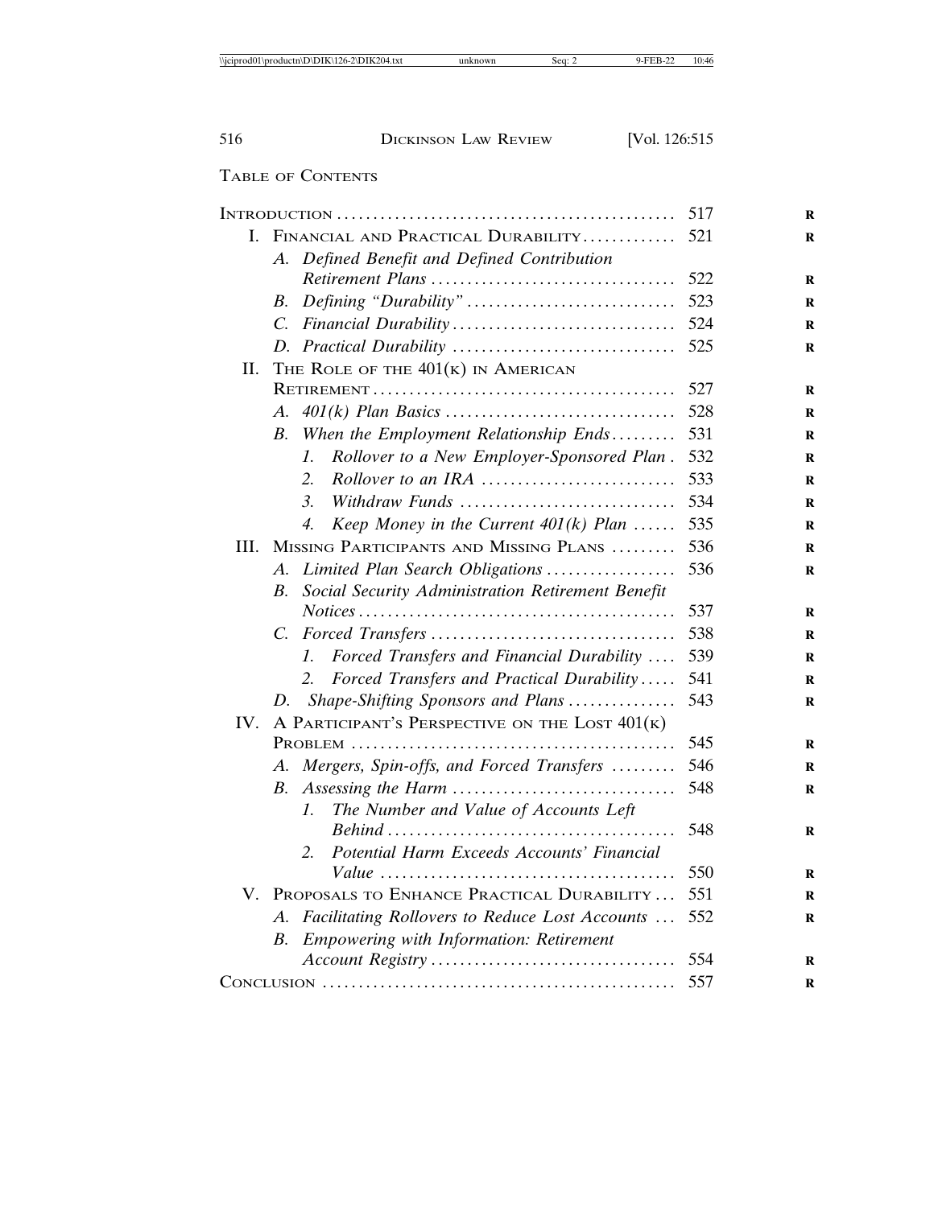## Table of Contents

| | |
|---|---|
| Introduction | 517 |
| I. Financial and Practical Durability | 521 |
| A. Defined Benefit and Defined Contribution Retirement Plans | 522 |
| B. Defining "Durability" | 523 |
| C. Financial Durability | 524 |
| D. Practical Durability | 525 |
| II. The Role of the 401(k) in American Retirement | 527 |
| A. 401(k) Plan Basics | 528 |
| B. When the Employment Relationship Ends | 531 |
| 1. Rollover to a New Employer-Sponsored Plan | 532 |
| 2. Rollover to an IRA | 533 |
| 3. Withdraw Funds | 534 |
| 4. Keep Money in the Current 401(k) Plan | 535 |
| III. Missing Participants and Missing Plans | 536 |
| A. Limited Plan Search Obligations | 536 |
| B. Social Security Administration Retirement Benefit Notices | 537 |
| C. Forced Transfers | 538 |
| 1. Forced Transfers and Financial Durability | 539 |
| 2. Forced Transfers and Practical Durability | 541 |
| D. Shape-Shifting Sponsors and Plans | 543 |
| IV. A Participant's Perspective on the Lost 401(k) Problem | 545 |
| A. Mergers, Spin-offs, and Forced Transfers | 546 |
| B. Assessing the Harm | 548 |
| 1. The Number and Value of Accounts Left Behind | 548 |
| 2. Potential Harm Exceeds Accounts' Financial Value | 550 |
| V. Proposals to Enhance Practical Durability | 551 |
| A. Facilitating Rollovers to Reduce Lost Accounts | 552 |
| B. Empowering with Information: Retirement Account Registry | 554 |
| Conclusion | 557 |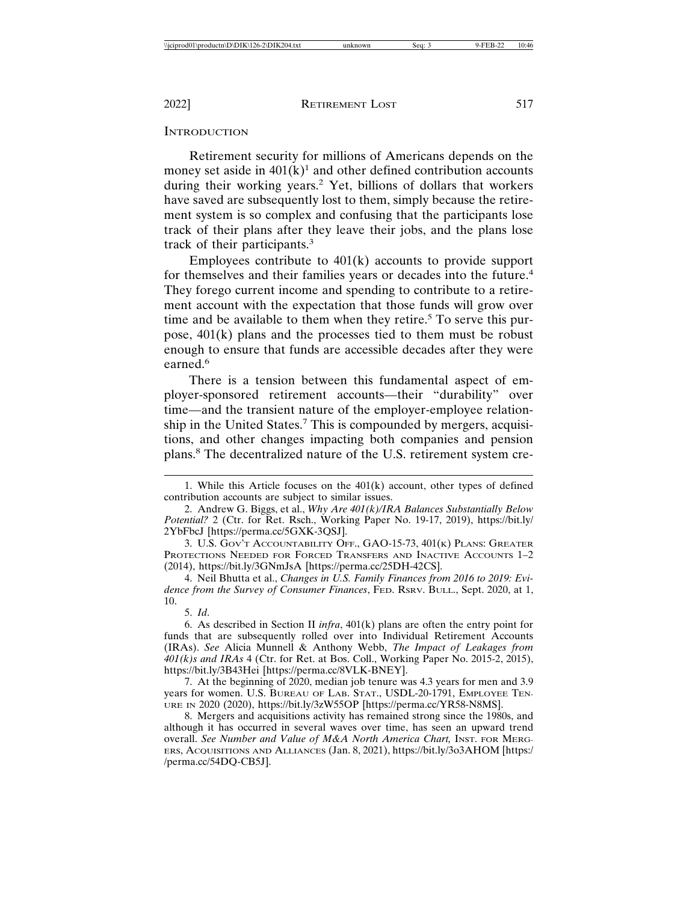## INTRODUCTION

Retirement security for millions of Americans depends on the money set aside in 401(k)[1] and other defined contribution accounts during their working years.[2] Yet, billions of dollars that workers have saved are subsequently lost to them, simply because the retirement system is so complex and confusing that the participants lose track of their plans after they leave their jobs, and the plans lose track of their participants.[3]

Employees contribute to 401(k) accounts to provide support for themselves and their families years or decades into the future.[4] They forego current income and spending to contribute to a retirement account with the expectation that those funds will grow over time and be available to them when they retire.[5] To serve this purpose, 401(k) plans and the processes tied to them must be robust enough to ensure that funds are accessible decades after they were earned.[6]

There is a tension between this fundamental aspect of employer-sponsored retirement accounts—their "durability" over time—and the transient nature of the employer-employee relationship in the United States.[7] This is compounded by mergers, acquisitions, and other changes impacting both companies and pension plans.[8] The decentralized nature of the U.S. retirement system cre-

---

1. While this Article focuses on the 401(k) account, other types of defined contribution accounts are subject to similar issues.

2. Andrew G. Biggs, et al., *Why Are 401(k)/IRA Balances Substantially Below Potential?* 2 (Ctr. for Ret. Rsch., Working Paper No. 19-17, 2019), https://bit.ly/2YbFbcJ [https://perma.cc/5GXK-3QSJ].

3. U.S. GOV'T ACCOUNTABILITY OFF., GAO-15-73, 401(K) PLANS: GREATER PROTECTIONS NEEDED FOR FORCED TRANSFERS AND INACTIVE ACCOUNTS 1–2 (2014), https://bit.ly/3GNmJsA [https://perma.cc/25DH-42CS].

4. Neil Bhutta et al., *Changes in U.S. Family Finances from 2016 to 2019: Evidence from the Survey of Consumer Finances*, FED. RSRV. BULL., Sept. 2020, at 1, 10.

5. *Id*.

6. As described in Section II *infra*, 401(k) plans are often the entry point for funds that are subsequently rolled over into Individual Retirement Accounts (IRAs). *See* Alicia Munnell & Anthony Webb, *The Impact of Leakages from 401(k)s and IRAs* 4 (Ctr. for Ret. at Bos. Coll., Working Paper No. 2015-2, 2015), https://bit.ly/3B43Hei [https://perma.cc/8VLK-BNEY].

7. At the beginning of 2020, median job tenure was 4.3 years for men and 3.9 years for women. U.S. BUREAU OF LAB. STAT., USDL-20-1791, EMPLOYEE TENURE IN 2020 (2020), https://bit.ly/3zW55OP [https://perma.cc/YR58-N8MS].

8. Mergers and acquisitions activity has remained strong since the 1980s, and although it has occurred in several waves over time, has seen an upward trend overall. *See Number and Value of M&A North America Chart,* INST. FOR MERGERS, ACQUISITIONS AND ALLIANCES (Jan. 8, 2021), https://bit.ly/3o3AHOM [https://perma.cc/54DQ-CB5J].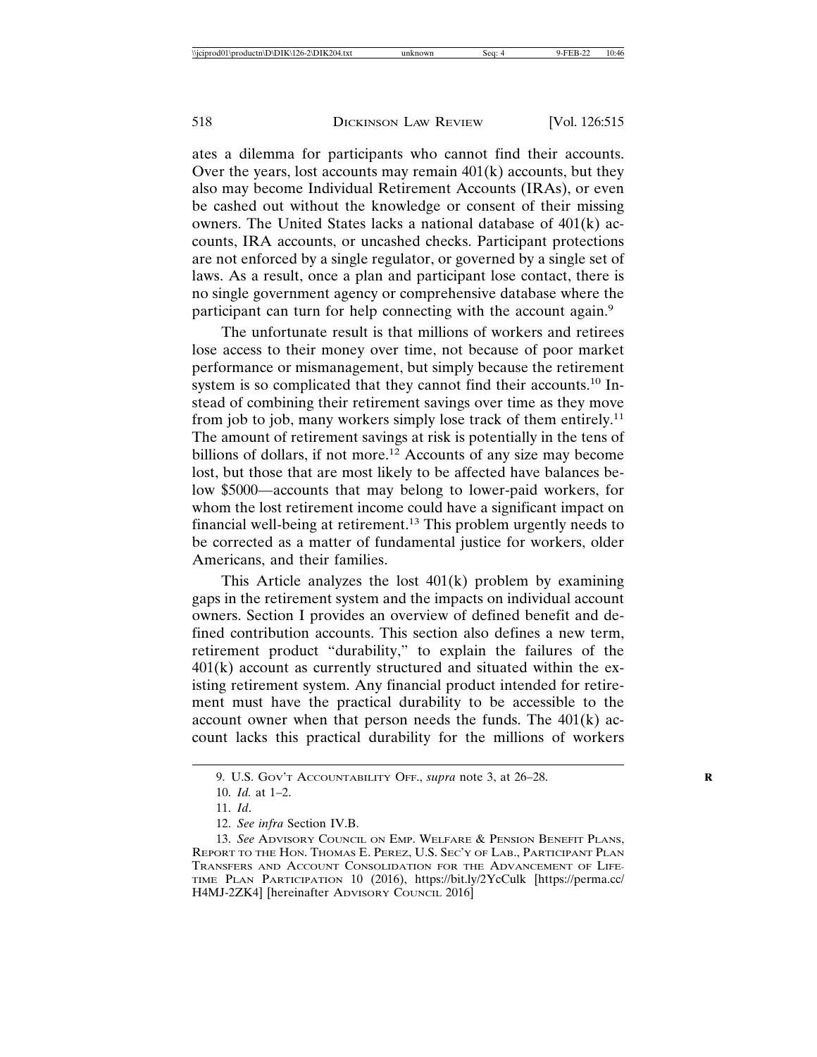ates a dilemma for participants who cannot find their accounts. Over the years, lost accounts may remain 401(k) accounts, but they also may become Individual Retirement Accounts (IRAs), or even be cashed out without the knowledge or consent of their missing owners. The United States lacks a national database of 401(k) accounts, IRA accounts, or uncashed checks. Participant protections are not enforced by a single regulator, or governed by a single set of laws. As a result, once a plan and participant lose contact, there is no single government agency or comprehensive database where the participant can turn for help connecting with the account again.[9]

The unfortunate result is that millions of workers and retirees lose access to their money over time, not because of poor market performance or mismanagement, but simply because the retirement system is so complicated that they cannot find their accounts.[10] Instead of combining their retirement savings over time as they move from job to job, many workers simply lose track of them entirely.[11] The amount of retirement savings at risk is potentially in the tens of billions of dollars, if not more.[12] Accounts of any size may become lost, but those that are most likely to be affected have balances below $5000—accounts that may belong to lower-paid workers, for whom the lost retirement income could have a significant impact on financial well-being at retirement.[13] This problem urgently needs to be corrected as a matter of fundamental justice for workers, older Americans, and their families.

This Article analyzes the lost 401(k) problem by examining gaps in the retirement system and the impacts on individual account owners. Section I provides an overview of defined benefit and defined contribution accounts. This section also defines a new term, retirement product "durability," to explain the failures of the 401(k) account as currently structured and situated within the existing retirement system. Any financial product intended for retirement must have the practical durability to be accessible to the account owner when that person needs the funds. The 401(k) account lacks this practical durability for the millions of workers

9. U.S. Gov't Accountability Off., *supra* note 3, at 26–28.

10. *Id.* at 1–2.

11. *Id*.

12. *See infra* Section IV.B.

13. *See* Advisory Council on Emp. Welfare & Pension Benefit Plans, Report to the Hon. Thomas E. Perez, U.S. Sec'y of Lab., Participant Plan Transfers and Account Consolidation for the Advancement of Lifetime Plan Participation 10 (2016), https://bit.ly/2YcCulk [https://perma.cc/H4MJ-2ZK4] [hereinafter Advisory Council 2016]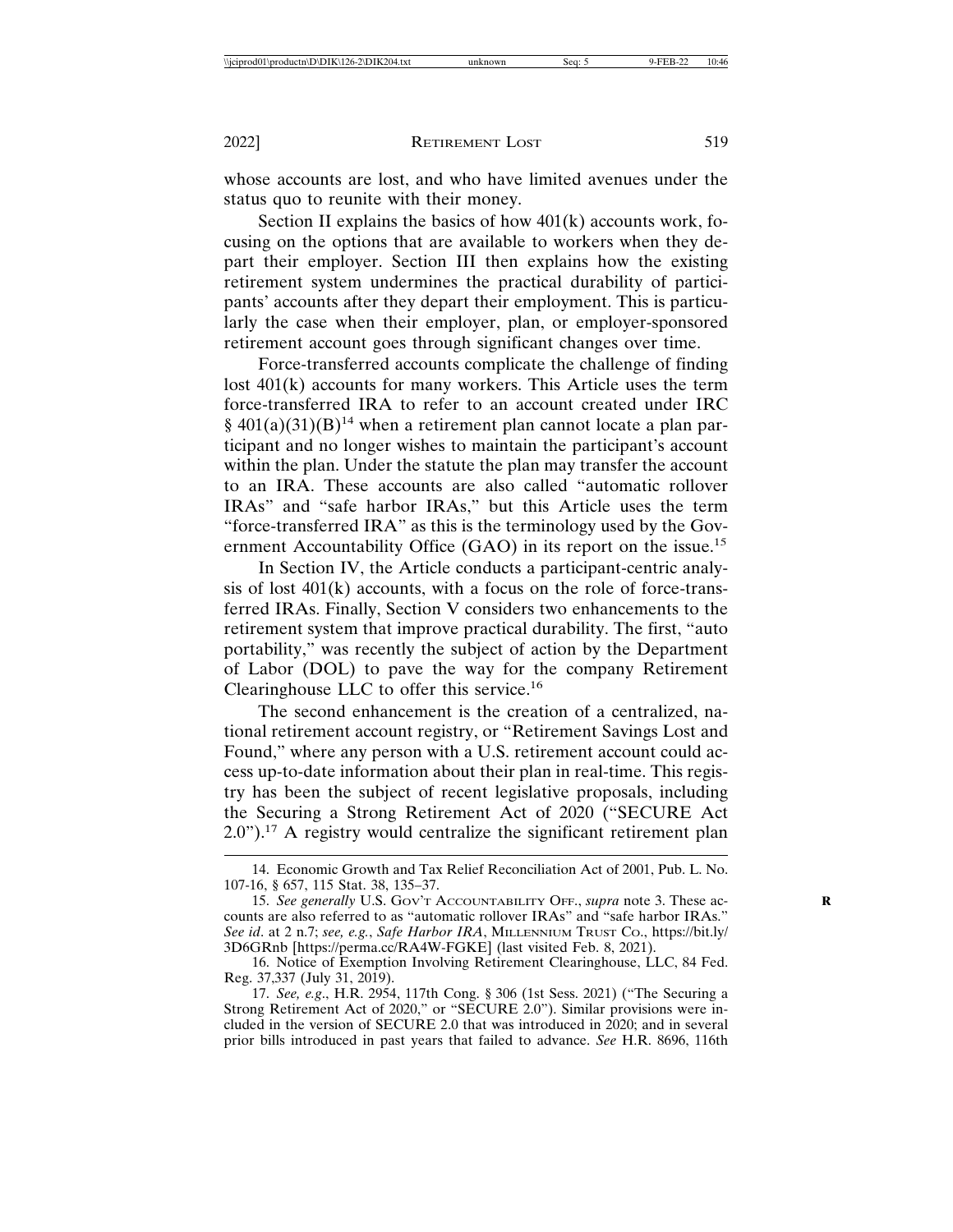whose accounts are lost, and who have limited avenues under the status quo to reunite with their money.

Section II explains the basics of how 401(k) accounts work, focusing on the options that are available to workers when they depart their employer. Section III then explains how the existing retirement system undermines the practical durability of participants' accounts after they depart their employment. This is particularly the case when their employer, plan, or employer-sponsored retirement account goes through significant changes over time.

Force-transferred accounts complicate the challenge of finding lost 401(k) accounts for many workers. This Article uses the term force-transferred IRA to refer to an account created under IRC § 401(a)(31)(B)[14] when a retirement plan cannot locate a plan participant and no longer wishes to maintain the participant's account within the plan. Under the statute the plan may transfer the account to an IRA. These accounts are also called "automatic rollover IRAs" and "safe harbor IRAs," but this Article uses the term "force-transferred IRA" as this is the terminology used by the Government Accountability Office (GAO) in its report on the issue.[15]

In Section IV, the Article conducts a participant-centric analysis of lost 401(k) accounts, with a focus on the role of force-transferred IRAs. Finally, Section V considers two enhancements to the retirement system that improve practical durability. The first, "auto portability," was recently the subject of action by the Department of Labor (DOL) to pave the way for the company Retirement Clearinghouse LLC to offer this service.[16]

The second enhancement is the creation of a centralized, national retirement account registry, or "Retirement Savings Lost and Found," where any person with a U.S. retirement account could access up-to-date information about their plan in real-time. This registry has been the subject of recent legislative proposals, including the Securing a Strong Retirement Act of 2020 ("SECURE Act 2.0").[17] A registry would centralize the significant retirement plan

---

14. Economic Growth and Tax Relief Reconciliation Act of 2001, Pub. L. No. 107-16, § 657, 115 Stat. 38, 135–37.

15. *See generally* U.S. GOV'T ACCOUNTABILITY OFF., *supra* note 3. These accounts are also referred to as "automatic rollover IRAs" and "safe harbor IRAs." *See id*. at 2 n.7; *see, e.g.*, *Safe Harbor IRA*, MILLENNIUM TRUST CO., https://bit.ly/3D6GRnb [https://perma.cc/RA4W-FGKE] (last visited Feb. 8, 2021).

16. Notice of Exemption Involving Retirement Clearinghouse, LLC, 84 Fed. Reg. 37,337 (July 31, 2019).

17. *See, e.g*., H.R. 2954, 117th Cong. § 306 (1st Sess. 2021) ("The Securing a Strong Retirement Act of 2020," or "SECURE 2.0"). Similar provisions were included in the version of SECURE 2.0 that was introduced in 2020; and in several prior bills introduced in past years that failed to advance. *See* H.R. 8696, 116th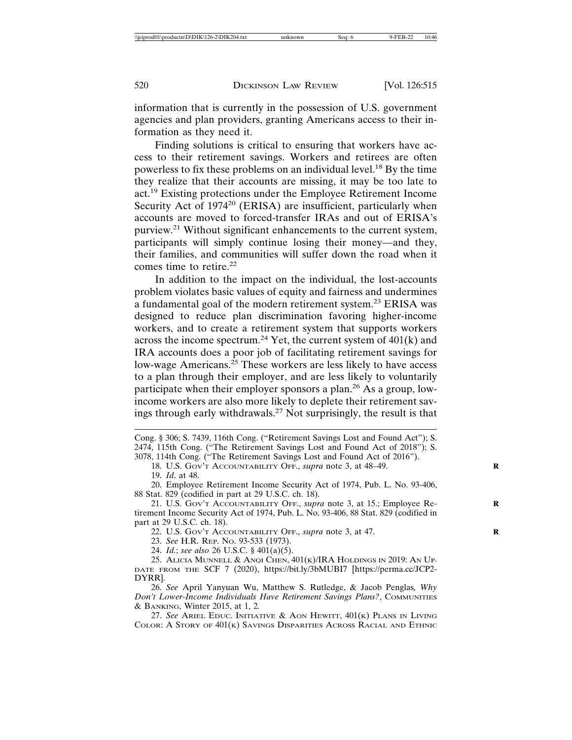information that is currently in the possession of U.S. government agencies and plan providers, granting Americans access to their information as they need it.

Finding solutions is critical to ensuring that workers have access to their retirement savings. Workers and retirees are often powerless to fix these problems on an individual level.[18] By the time they realize that their accounts are missing, it may be too late to act.[19] Existing protections under the Employee Retirement Income Security Act of 1974[20] (ERISA) are insufficient, particularly when accounts are moved to forced-transfer IRAs and out of ERISA's purview.[21] Without significant enhancements to the current system, participants will simply continue losing their money—and they, their families, and communities will suffer down the road when it comes time to retire.[22]

In addition to the impact on the individual, the lost-accounts problem violates basic values of equity and fairness and undermines a fundamental goal of the modern retirement system.[23] ERISA was designed to reduce plan discrimination favoring higher-income workers, and to create a retirement system that supports workers across the income spectrum.[24] Yet, the current system of 401(k) and IRA accounts does a poor job of facilitating retirement savings for low-wage Americans.[25] These workers are less likely to have access to a plan through their employer, and are less likely to voluntarily participate when their employer sponsors a plan.[26] As a group, low-income workers are also more likely to deplete their retirement savings through early withdrawals.[27] Not surprisingly, the result is that

---

Cong. § 306; S. 7439, 116th Cong. ("Retirement Savings Lost and Found Act"); S. 2474, 115th Cong. ("The Retirement Savings Lost and Found Act of 2018"); S. 3078, 114th Cong. ("The Retirement Savings Lost and Found Act of 2016").

18. U.S. GOV'T ACCOUNTABILITY OFF., *supra* note 3, at 48–49.

19. *Id*. at 48.

20. Employee Retirement Income Security Act of 1974, Pub. L. No. 93-406, 88 Stat. 829 (codified in part at 29 U.S.C. ch. 18).

21. U.S. GOV'T ACCOUNTABILITY OFF., *supra* note 3, at 15.; Employee Retirement Income Security Act of 1974, Pub. L. No. 93-406, 88 Stat. 829 (codified in part at 29 U.S.C. ch. 18).

22. U.S. GOV'T ACCOUNTABILITY OFF., *supra* note 3, at 47.

23. *See* H.R. REP. NO. 93-533 (1973).

24. *Id.*; *see also* 26 U.S.C. § 401(a)(5).

25. ALICIA MUNNELL & ANQI CHEN, 401(K)/IRA HOLDINGS IN 2019: AN UPDATE FROM THE SCF 7 (2020), https://bit.ly/3bMUBI7 [https://perma.cc/JCP2-DYRR].

26. *See* April Yanyuan Wu, Matthew S. Rutledge, & Jacob Penglas*, Why Don't Lower-Income Individuals Have Retirement Savings Plans?*, COMMUNITIES & BANKING, Winter 2015, at 1, 2*.*

27. *See* ARIEL EDUC. INITIATIVE & AON HEWITT, 401(K) PLANS IN LIVING COLOR: A STORY OF 401(K) SAVINGS DISPARITIES ACROSS RACIAL AND ETHNIC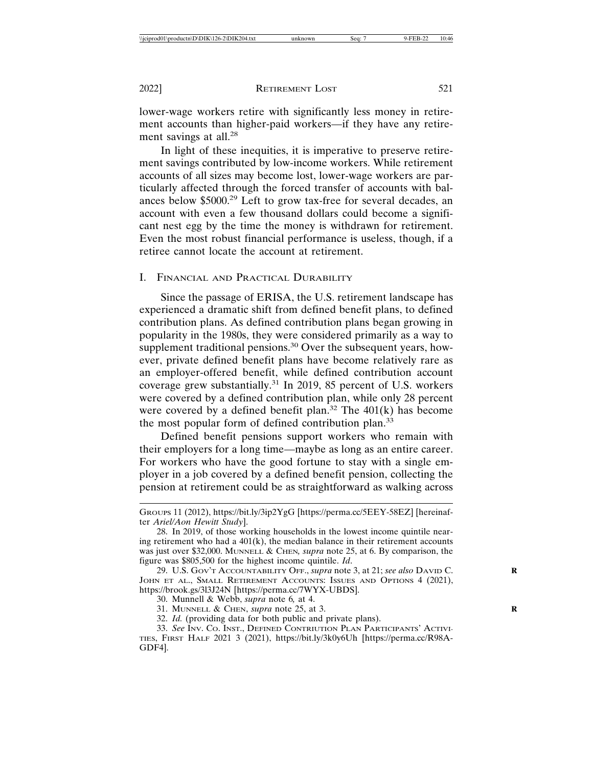lower-wage workers retire with significantly less money in retirement accounts than higher-paid workers—if they have any retirement savings at all.[28]

In light of these inequities, it is imperative to preserve retirement savings contributed by low-income workers. While retirement accounts of all sizes may become lost, lower-wage workers are particularly affected through the forced transfer of accounts with balances below $5000.[29] Left to grow tax-free for several decades, an account with even a few thousand dollars could become a significant nest egg by the time the money is withdrawn for retirement. Even the most robust financial performance is useless, though, if a retiree cannot locate the account at retirement.

## I. Financial and Practical Durability

Since the passage of ERISA, the U.S. retirement landscape has experienced a dramatic shift from defined benefit plans, to defined contribution plans. As defined contribution plans began growing in popularity in the 1980s, they were considered primarily as a way to supplement traditional pensions.[30] Over the subsequent years, however, private defined benefit plans have become relatively rare as an employer-offered benefit, while defined contribution account coverage grew substantially.[31] In 2019, 85 percent of U.S. workers were covered by a defined contribution plan, while only 28 percent were covered by a defined benefit plan.[32] The 401(k) has become the most popular form of defined contribution plan.[33]

Defined benefit pensions support workers who remain with their employers for a long time—maybe as long as an entire career. For workers who have the good fortune to stay with a single employer in a job covered by a defined benefit pension, collecting the pension at retirement could be as straightforward as walking across

---

Groups 11 (2012), https://bit.ly/3ip2YgG [https://perma.cc/5EEY-58EZ] [hereinafter *Ariel/Aon Hewitt Study*].

28. In 2019, of those working households in the lowest income quintile nearing retirement who had a 401(k), the median balance in their retirement accounts was just over $32,000. Munnell & Chen, *supra* note 25, at 6. By comparison, the figure was $805,500 for the highest income quintile. *Id*.

29. U.S. Gov't Accountability Off., *supra* note 3, at 21; *see also* David C. John et al., Small Retirement Accounts: Issues and Options 4 (2021), https://brook.gs/3l3J24N [https://perma.cc/7WYX-UBDS].

30. Munnell & Webb, *supra* note 6, at 4.

31. Munnell & Chen, *supra* note 25, at 3.

32. *Id.* (providing data for both public and private plans).

33. *See* Inv. Co. Inst., Defined Contriution Plan Participants' Activities, First Half 2021 3 (2021), https://bit.ly/3k0y6Uh [https://perma.cc/R98A-GDF4].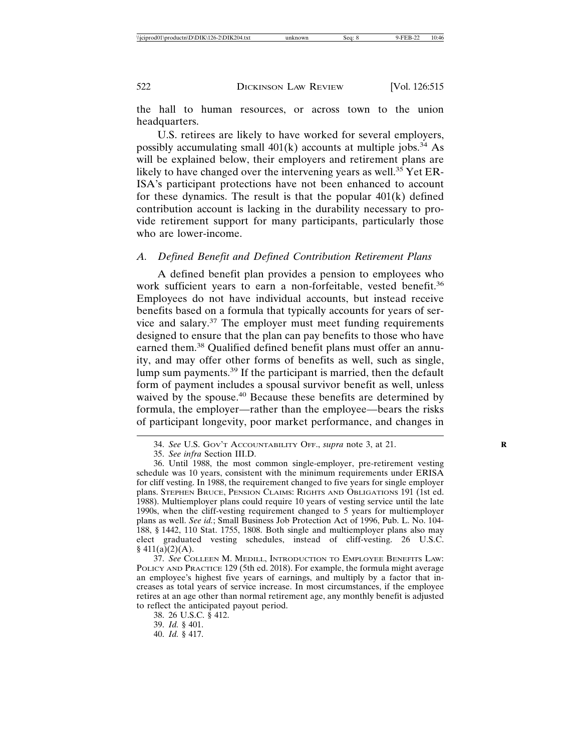the hall to human resources, or across town to the union headquarters.

U.S. retirees are likely to have worked for several employers, possibly accumulating small 401(k) accounts at multiple jobs.[34] As will be explained below, their employers and retirement plans are likely to have changed over the intervening years as well.[35] Yet ERISA's participant protections have not been enhanced to account for these dynamics. The result is that the popular 401(k) defined contribution account is lacking in the durability necessary to provide retirement support for many participants, particularly those who are lower-income.

### *A. Defined Benefit and Defined Contribution Retirement Plans*

A defined benefit plan provides a pension to employees who work sufficient years to earn a non-forfeitable, vested benefit.[36] Employees do not have individual accounts, but instead receive benefits based on a formula that typically accounts for years of service and salary.[37] The employer must meet funding requirements designed to ensure that the plan can pay benefits to those who have earned them.[38] Qualified defined benefit plans must offer an annuity, and may offer other forms of benefits as well, such as single, lump sum payments.[39] If the participant is married, then the default form of payment includes a spousal survivor benefit as well, unless waived by the spouse.[40] Because these benefits are determined by formula, the employer—rather than the employee—bears the risks of participant longevity, poor market performance, and changes in

34. *See* U.S. Gov't Accountability Off., *supra* note 3, at 21.

35. *See infra* Section III.D.

36. Until 1988, the most common single-employer, pre-retirement vesting schedule was 10 years, consistent with the minimum requirements under ERISA for cliff vesting. In 1988, the requirement changed to five years for single employer plans. Stephen Bruce, Pension Claims: Rights and Obligations 191 (1st ed. 1988). Multiemployer plans could require 10 years of vesting service until the late 1990s, when the cliff-vesting requirement changed to 5 years for multiemployer plans as well. *See id.*; Small Business Job Protection Act of 1996, Pub. L. No. 104-188, § 1442, 110 Stat. 1755, 1808. Both single and multiemployer plans also may elect graduated vesting schedules, instead of cliff-vesting. 26 U.S.C. § 411(a)(2)(A).

37. *See* Colleen M. Medill, Introduction to Employee Benefits Law: Policy and Practice 129 (5th ed. 2018). For example, the formula might average an employee's highest five years of earnings, and multiply by a factor that increases as total years of service increase. In most circumstances, if the employee retires at an age other than normal retirement age, any monthly benefit is adjusted to reflect the anticipated payout period.

38. 26 U.S.C. § 412.

39. *Id.* § 401.

40. *Id.* § 417.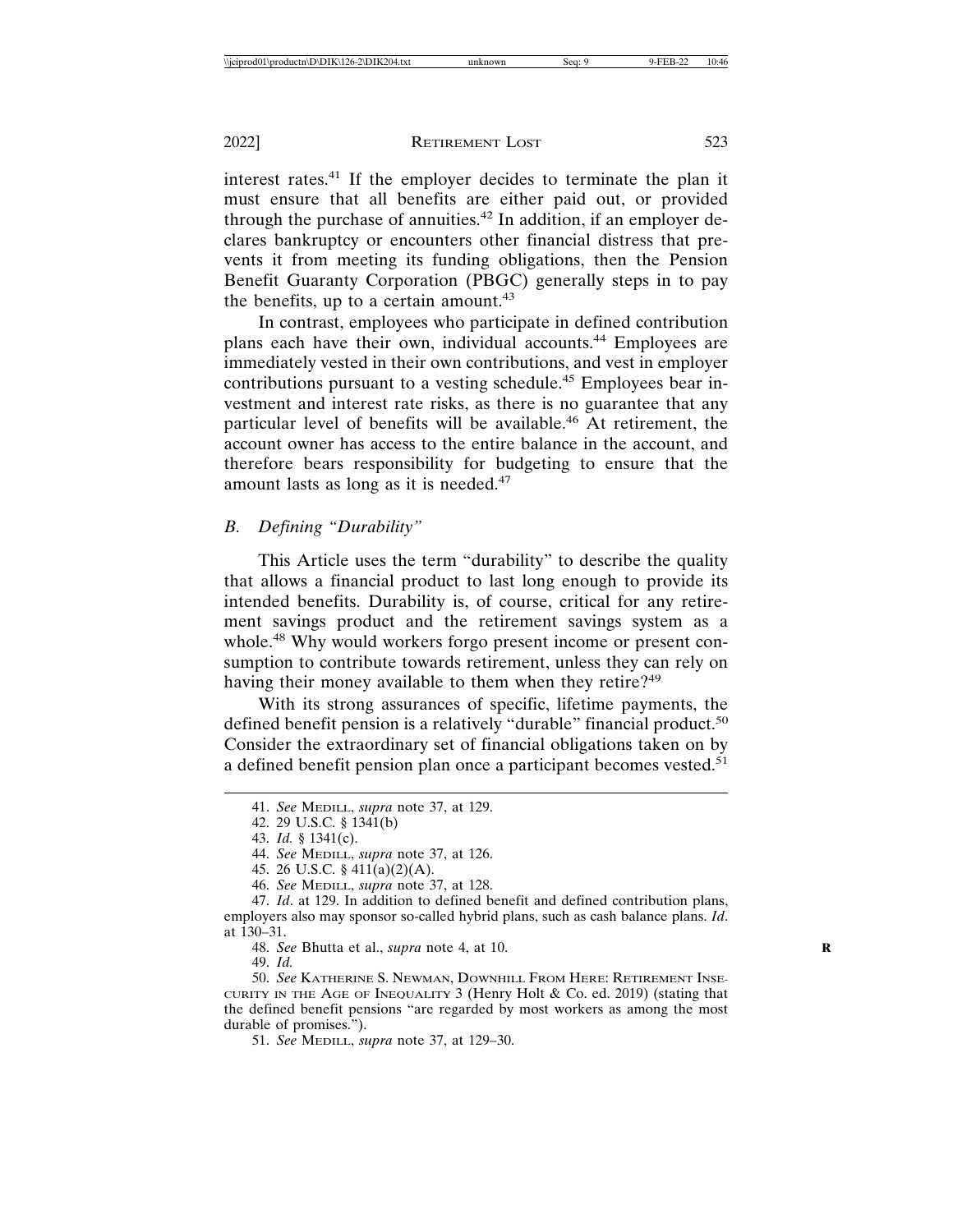interest rates.[41] If the employer decides to terminate the plan it must ensure that all benefits are either paid out, or provided through the purchase of annuities.[42] In addition, if an employer declares bankruptcy or encounters other financial distress that prevents it from meeting its funding obligations, then the Pension Benefit Guaranty Corporation (PBGC) generally steps in to pay the benefits, up to a certain amount.[43]

In contrast, employees who participate in defined contribution plans each have their own, individual accounts.[44] Employees are immediately vested in their own contributions, and vest in employer contributions pursuant to a vesting schedule.[45] Employees bear investment and interest rate risks, as there is no guarantee that any particular level of benefits will be available.[46] At retirement, the account owner has access to the entire balance in the account, and therefore bears responsibility for budgeting to ensure that the amount lasts as long as it is needed.[47]

### *B. Defining "Durability"*

This Article uses the term "durability" to describe the quality that allows a financial product to last long enough to provide its intended benefits. Durability is, of course, critical for any retirement savings product and the retirement savings system as a whole.[48] Why would workers forgo present income or present consumption to contribute towards retirement, unless they can rely on having their money available to them when they retire?[49]

With its strong assurances of specific, lifetime payments, the defined benefit pension is a relatively "durable" financial product.[50] Consider the extraordinary set of financial obligations taken on by a defined benefit pension plan once a participant becomes vested.[51]

---

41. *See* MEDILL, *supra* note 37, at 129.

42. 29 U.S.C. § 1341(b)

43. *Id.* § 1341(c).

44. *See* MEDILL, *supra* note 37, at 126.

45. 26 U.S.C. § 411(a)(2)(A).

46. *See* MEDILL, *supra* note 37, at 128.

47. *Id*. at 129. In addition to defined benefit and defined contribution plans, employers also may sponsor so-called hybrid plans, such as cash balance plans. *Id*. at 130–31.

48. *See* Bhutta et al., *supra* note 4, at 10.

49. *Id.*

50. *See* KATHERINE S. NEWMAN, DOWNHILL FROM HERE: RETIREMENT INSECURITY IN THE AGE OF INEQUALITY 3 (Henry Holt & Co. ed. 2019) (stating that the defined benefit pensions "are regarded by most workers as among the most durable of promises.").

51. *See* MEDILL, *supra* note 37, at 129–30.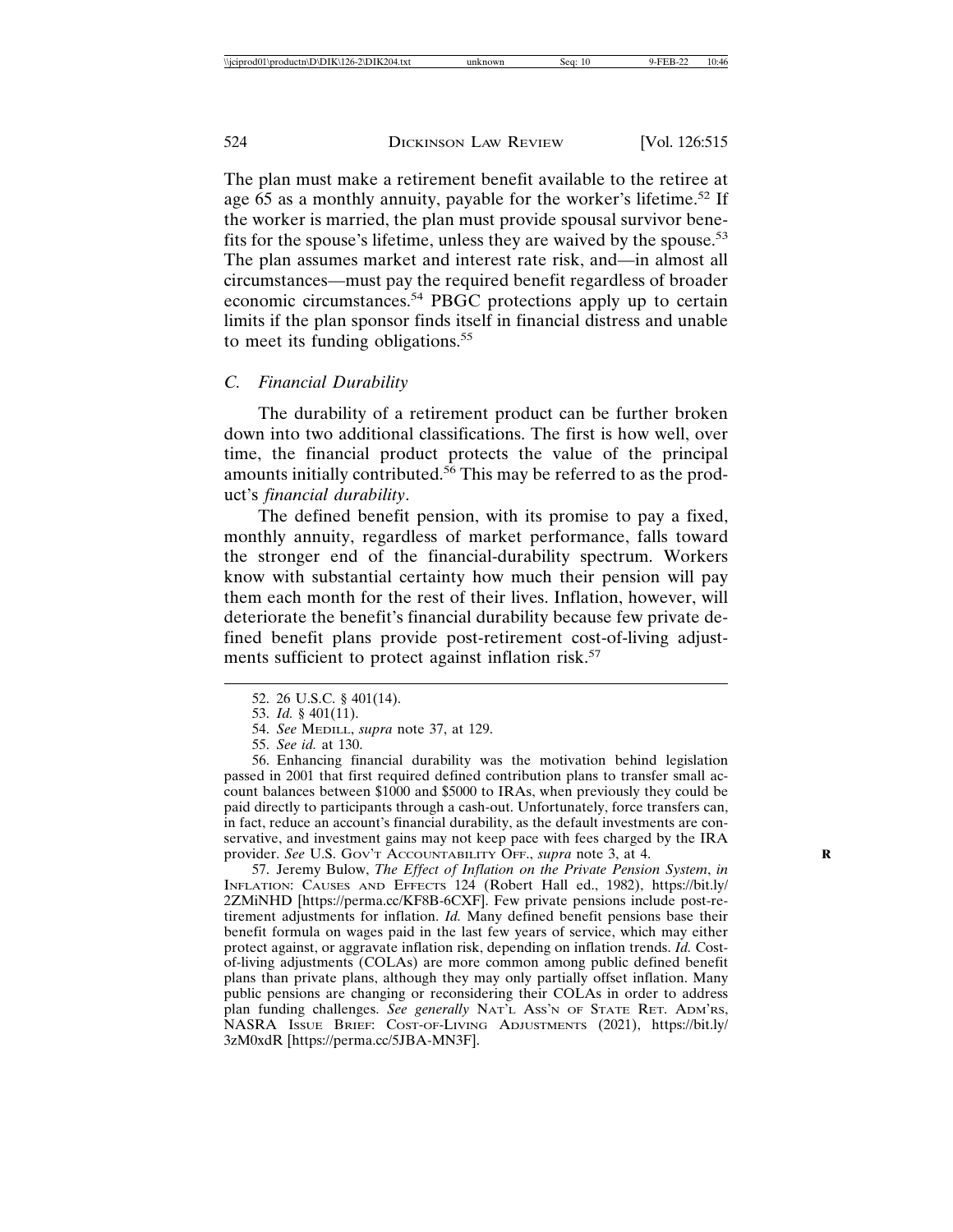The plan must make a retirement benefit available to the retiree at age 65 as a monthly annuity, payable for the worker's lifetime.[52] If the worker is married, the plan must provide spousal survivor benefits for the spouse's lifetime, unless they are waived by the spouse.[53] The plan assumes market and interest rate risk, and—in almost all circumstances—must pay the required benefit regardless of broader economic circumstances.[54] PBGC protections apply up to certain limits if the plan sponsor finds itself in financial distress and unable to meet its funding obligations.[55]

### *C. Financial Durability*

The durability of a retirement product can be further broken down into two additional classifications. The first is how well, over time, the financial product protects the value of the principal amounts initially contributed.[56] This may be referred to as the product's *financial durability*.

The defined benefit pension, with its promise to pay a fixed, monthly annuity, regardless of market performance, falls toward the stronger end of the financial-durability spectrum. Workers know with substantial certainty how much their pension will pay them each month for the rest of their lives. Inflation, however, will deteriorate the benefit's financial durability because few private defined benefit plans provide post-retirement cost-of-living adjustments sufficient to protect against inflation risk.[57]

---

52. 26 U.S.C. § 401(14).

53. *Id.* § 401(11).

54. *See* MEDILL, *supra* note 37, at 129.

55. *See id.* at 130.

56. Enhancing financial durability was the motivation behind legislation passed in 2001 that first required defined contribution plans to transfer small account balances between $1000 and $5000 to IRAs, when previously they could be paid directly to participants through a cash-out. Unfortunately, force transfers can, in fact, reduce an account's financial durability, as the default investments are conservative, and investment gains may not keep pace with fees charged by the IRA provider. *See* U.S. GOV'T ACCOUNTABILITY OFF., *supra* note 3, at 4.

57. Jeremy Bulow, *The Effect of Inflation on the Private Pension System*, *in* INFLATION: CAUSES AND EFFECTS 124 (Robert Hall ed., 1982), https://bit.ly/2ZMiNHD [https://perma.cc/KF8B-6CXF]. Few private pensions include post-retirement adjustments for inflation. *Id.* Many defined benefit pensions base their benefit formula on wages paid in the last few years of service, which may either protect against, or aggravate inflation risk, depending on inflation trends. *Id.* Cost-of-living adjustments (COLAs) are more common among public defined benefit plans than private plans, although they may only partially offset inflation. Many public pensions are changing or reconsidering their COLAs in order to address plan funding challenges. *See generally* NAT'L ASS'N OF STATE RET. ADM'RS, NASRA ISSUE BRIEF: COST-OF-LIVING ADJUSTMENTS (2021), https://bit.ly/3zM0xdR [https://perma.cc/5JBA-MN3F].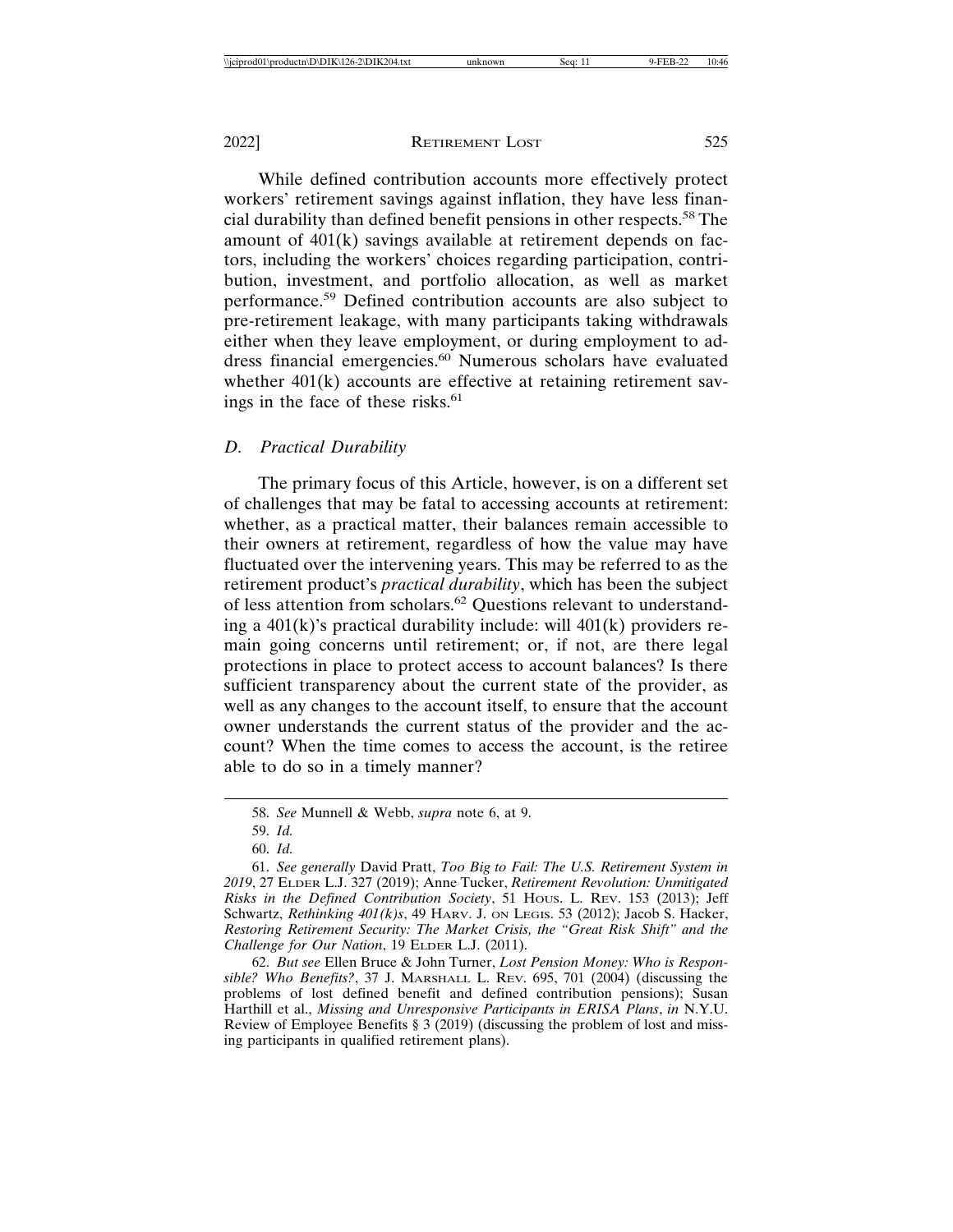While defined contribution accounts more effectively protect workers' retirement savings against inflation, they have less financial durability than defined benefit pensions in other respects.[58] The amount of 401(k) savings available at retirement depends on factors, including the workers' choices regarding participation, contribution, investment, and portfolio allocation, as well as market performance.[59] Defined contribution accounts are also subject to pre-retirement leakage, with many participants taking withdrawals either when they leave employment, or during employment to address financial emergencies.[60] Numerous scholars have evaluated whether 401(k) accounts are effective at retaining retirement savings in the face of these risks.[61]

### *D. Practical Durability*

The primary focus of this Article, however, is on a different set of challenges that may be fatal to accessing accounts at retirement: whether, as a practical matter, their balances remain accessible to their owners at retirement, regardless of how the value may have fluctuated over the intervening years. This may be referred to as the retirement product's *practical durability*, which has been the subject of less attention from scholars.[62] Questions relevant to understanding a 401(k)'s practical durability include: will 401(k) providers remain going concerns until retirement; or, if not, are there legal protections in place to protect access to account balances? Is there sufficient transparency about the current state of the provider, as well as any changes to the account itself, to ensure that the account owner understands the current status of the provider and the account? When the time comes to access the account, is the retiree able to do so in a timely manner?

---

58. *See* Munnell & Webb, *supra* note 6, at 9.

59. *Id.*

60. *Id.*

61. *See generally* David Pratt, *Too Big to Fail: The U.S. Retirement System in 2019*, 27 ELDER L.J. 327 (2019); Anne Tucker, *Retirement Revolution: Unmitigated Risks in the Defined Contribution Society*, 51 HOUS. L. REV. 153 (2013); Jeff Schwartz, *Rethinking 401(k)s*, 49 HARV. J. ON LEGIS. 53 (2012); Jacob S. Hacker, *Restoring Retirement Security: The Market Crisis, the "Great Risk Shift" and the Challenge for Our Nation*, 19 ELDER L.J. (2011).

62. *But see* Ellen Bruce & John Turner, *Lost Pension Money: Who is Responsible? Who Benefits?*, 37 J. MARSHALL L. REV. 695, 701 (2004) (discussing the problems of lost defined benefit and defined contribution pensions); Susan Harthill et al., *Missing and Unresponsive Participants in ERISA Plans*, *in* N.Y.U. Review of Employee Benefits § 3 (2019) (discussing the problem of lost and missing participants in qualified retirement plans).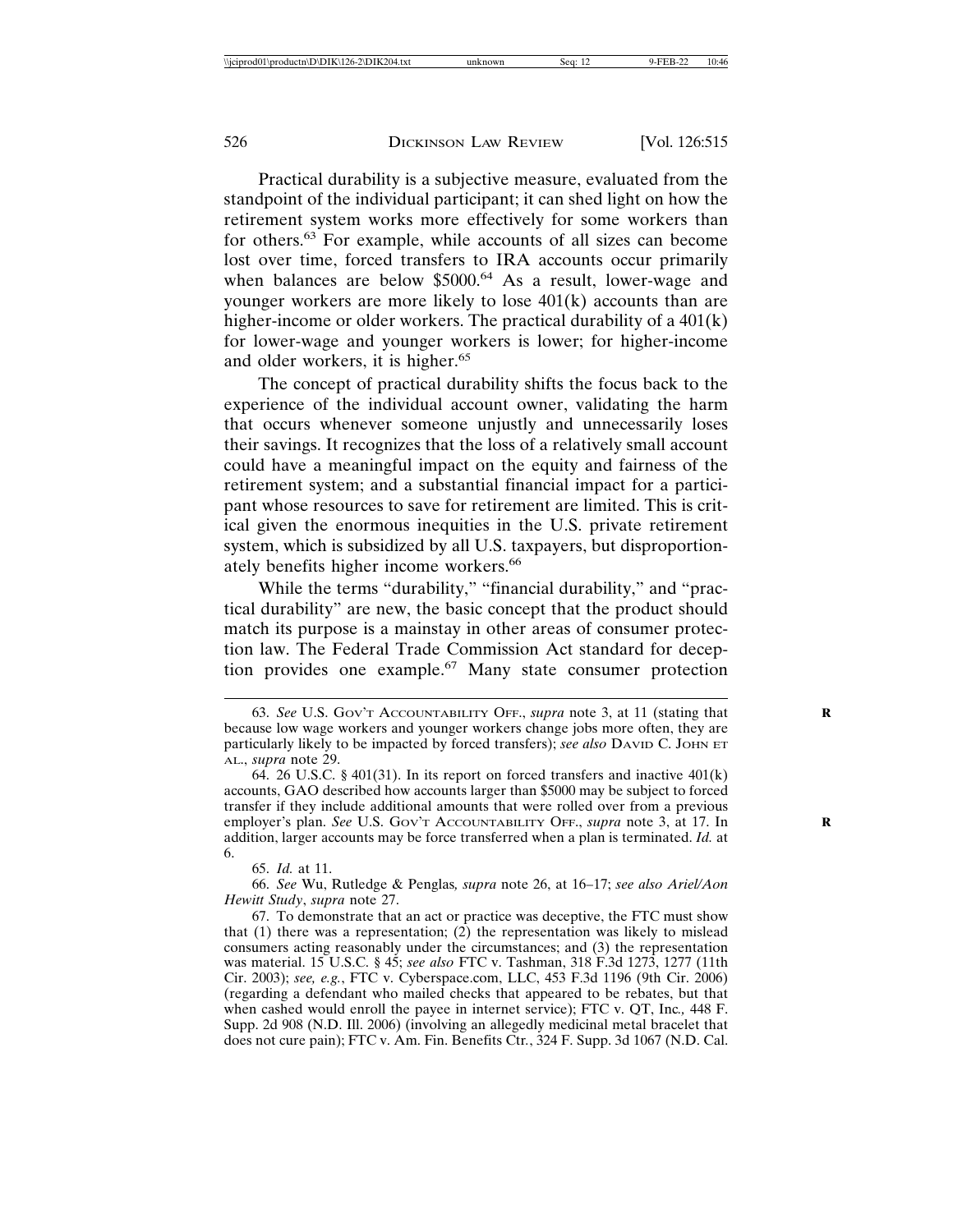Practical durability is a subjective measure, evaluated from the standpoint of the individual participant; it can shed light on how the retirement system works more effectively for some workers than for others.[63] For example, while accounts of all sizes can become lost over time, forced transfers to IRA accounts occur primarily when balances are below $5000.[64] As a result, lower-wage and younger workers are more likely to lose 401(k) accounts than are higher-income or older workers. The practical durability of a 401(k) for lower-wage and younger workers is lower; for higher-income and older workers, it is higher.[65]

The concept of practical durability shifts the focus back to the experience of the individual account owner, validating the harm that occurs whenever someone unjustly and unnecessarily loses their savings. It recognizes that the loss of a relatively small account could have a meaningful impact on the equity and fairness of the retirement system; and a substantial financial impact for a participant whose resources to save for retirement are limited. This is critical given the enormous inequities in the U.S. private retirement system, which is subsidized by all U.S. taxpayers, but disproportionately benefits higher income workers.[66]

While the terms "durability," "financial durability," and "practical durability" are new, the basic concept that the product should match its purpose is a mainstay in other areas of consumer protection law. The Federal Trade Commission Act standard for deception provides one example.[67] Many state consumer protection

---

63. *See* U.S. Gov't Accountability Off., *supra* note 3, at 11 (stating that because low wage workers and younger workers change jobs more often, they are particularly likely to be impacted by forced transfers); *see also* David C. John et al., *supra* note 29.

64. 26 U.S.C. § 401(31). In its report on forced transfers and inactive 401(k) accounts, GAO described how accounts larger than $5000 may be subject to forced transfer if they include additional amounts that were rolled over from a previous employer's plan. *See* U.S. Gov't Accountability Off., *supra* note 3, at 17. In addition, larger accounts may be force transferred when a plan is terminated. *Id.* at 6.

65. *Id.* at 11.

66. *See* Wu, Rutledge & Penglas*, supra* note 26, at 16–17; *see also Ariel/Aon Hewitt Study*, *supra* note 27.

67. To demonstrate that an act or practice was deceptive, the FTC must show that (1) there was a representation; (2) the representation was likely to mislead consumers acting reasonably under the circumstances; and (3) the representation was material. 15 U.S.C. § 45; *see also* FTC v. Tashman, 318 F.3d 1273, 1277 (11th Cir. 2003); *see, e.g.*, FTC v. Cyberspace.com, LLC, 453 F.3d 1196 (9th Cir. 2006) (regarding a defendant who mailed checks that appeared to be rebates, but that when cashed would enroll the payee in internet service); FTC v. QT, Inc*.,* 448 F. Supp. 2d 908 (N.D. Ill. 2006) (involving an allegedly medicinal metal bracelet that does not cure pain); FTC v. Am. Fin. Benefits Ctr., 324 F. Supp. 3d 1067 (N.D. Cal.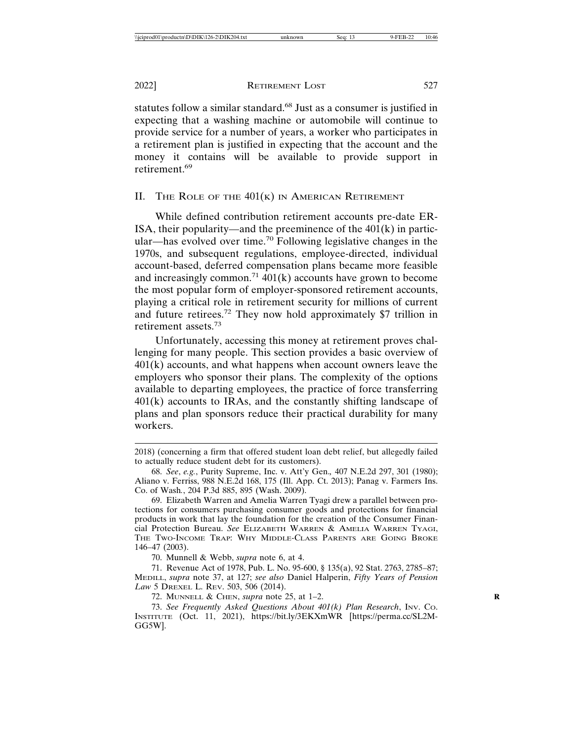statutes follow a similar standard.[68] Just as a consumer is justified in expecting that a washing machine or automobile will continue to provide service for a number of years, a worker who participates in a retirement plan is justified in expecting that the account and the money it contains will be available to provide support in retirement.[69]

## II. The Role of the 401(k) in American Retirement

While defined contribution retirement accounts pre-date ERISA, their popularity—and the preeminence of the 401(k) in particular—has evolved over time.[70] Following legislative changes in the 1970s, and subsequent regulations, employee-directed, individual account-based, deferred compensation plans became more feasible and increasingly common.[71] 401(k) accounts have grown to become the most popular form of employer-sponsored retirement accounts, playing a critical role in retirement security for millions of current and future retirees.[72] They now hold approximately $7 trillion in retirement assets.[73]

Unfortunately, accessing this money at retirement proves challenging for many people. This section provides a basic overview of 401(k) accounts, and what happens when account owners leave the employers who sponsor their plans. The complexity of the options available to departing employees, the practice of force transferring 401(k) accounts to IRAs, and the constantly shifting landscape of plans and plan sponsors reduce their practical durability for many workers.

---

2018) (concerning a firm that offered student loan debt relief, but allegedly failed to actually reduce student debt for its customers).

68. *See*, *e.g.*, Purity Supreme, Inc. v. Att'y Gen., 407 N.E.2d 297, 301 (1980); Aliano v. Ferriss, 988 N.E.2d 168, 175 (Ill. App. Ct. 2013); Panag v. Farmers Ins. Co. of Wash., 204 P.3d 885, 895 (Wash. 2009).

69. Elizabeth Warren and Amelia Warren Tyagi drew a parallel between protections for consumers purchasing consumer goods and protections for financial products in work that lay the foundation for the creation of the Consumer Financial Protection Bureau. *See* Elizabeth Warren & Amelia Warren Tyagi, The Two-Income Trap: Why Middle-Class Parents are Going Broke 146–47 (2003).

70. Munnell & Webb, *supra* note 6, at 4.

71. Revenue Act of 1978, Pub. L. No. 95-600, § 135(a), 92 Stat. 2763, 2785–87; Medill, *supra* note 37, at 127; *see also* Daniel Halperin, *Fifty Years of Pension Law* 5 Drexel L. Rev. 503, 506 (2014).

72. Munnell & Chen, *supra* note 25, at 1–2.

73. *See Frequently Asked Questions About 401(k) Plan Research*, Inv. Co. Institute (Oct. 11, 2021), https://bit.ly/3EKXmWR [https://perma.cc/SL2M-GG5W].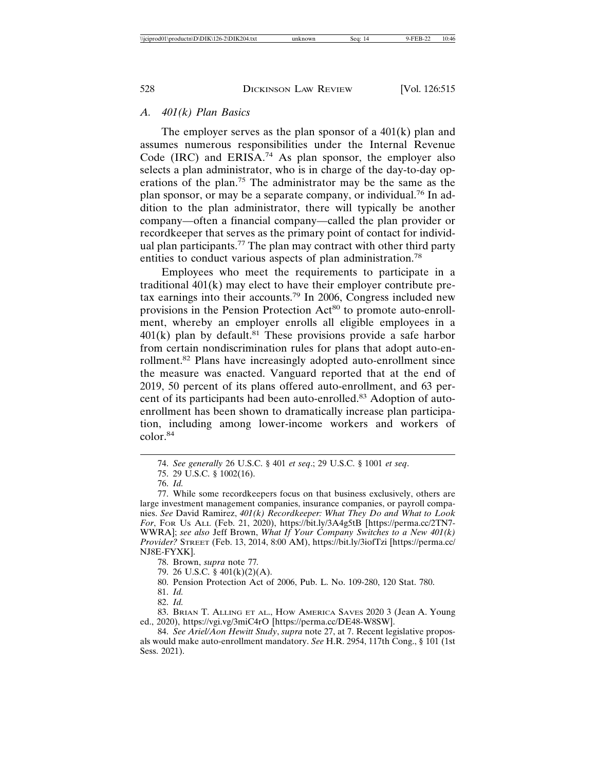### *A. 401(k) Plan Basics*

The employer serves as the plan sponsor of a 401(k) plan and assumes numerous responsibilities under the Internal Revenue Code (IRC) and ERISA.[74] As plan sponsor, the employer also selects a plan administrator, who is in charge of the day-to-day operations of the plan.[75] The administrator may be the same as the plan sponsor, or may be a separate company, or individual.[76] In addition to the plan administrator, there will typically be another company—often a financial company—called the plan provider or recordkeeper that serves as the primary point of contact for individual plan participants.[77] The plan may contract with other third party entities to conduct various aspects of plan administration.[78]

Employees who meet the requirements to participate in a traditional 401(k) may elect to have their employer contribute pre-tax earnings into their accounts.[79] In 2006, Congress included new provisions in the Pension Protection Act[80] to promote auto-enrollment, whereby an employer enrolls all eligible employees in a 401(k) plan by default.[81] These provisions provide a safe harbor from certain nondiscrimination rules for plans that adopt auto-enrollment.[82] Plans have increasingly adopted auto-enrollment since the measure was enacted. Vanguard reported that at the end of 2019, 50 percent of its plans offered auto-enrollment, and 63 percent of its participants had been auto-enrolled.[83] Adoption of auto-enrollment has been shown to dramatically increase plan participation, including among lower-income workers and workers of color.[84]

---

74. *See generally* 26 U.S.C. § 401 *et seq*.; 29 U.S.C. § 1001 *et seq*.

75. 29 U.S.C. § 1002(16).

76. *Id.*

77. While some recordkeepers focus on that business exclusively, others are large investment management companies, insurance companies, or payroll companies. *See* David Ramirez, *401(k) Recordkeeper: What They Do and What to Look For*, FOR US ALL (Feb. 21, 2020), https://bit.ly/3A4g5tB [https://perma.cc/2TN7-WWRA]; *see also* Jeff Brown, *What If Your Company Switches to a New 401(k) Provider?* STREET (Feb. 13, 2014, 8:00 AM), https://bit.ly/3iofTzi [https://perma.cc/NJ8E-FYXK].

78. Brown, *supra* note 77.

79. 26 U.S.C. § 401(k)(2)(A).

80. Pension Protection Act of 2006, Pub. L. No. 109-280, 120 Stat. 780.

81. *Id.*

82. *Id.*

83. BRIAN T. ALLING ET AL., HOW AMERICA SAVES 2020 3 (Jean A. Young ed., 2020), https://vgi.vg/3miC4rO [https://perma.cc/DE48-W8SW].

84. *See Ariel/Aon Hewitt Study*, *supra* note 27, at 7. Recent legislative proposals would make auto-enrollment mandatory. *See* H.R. 2954, 117th Cong., § 101 (1st Sess. 2021).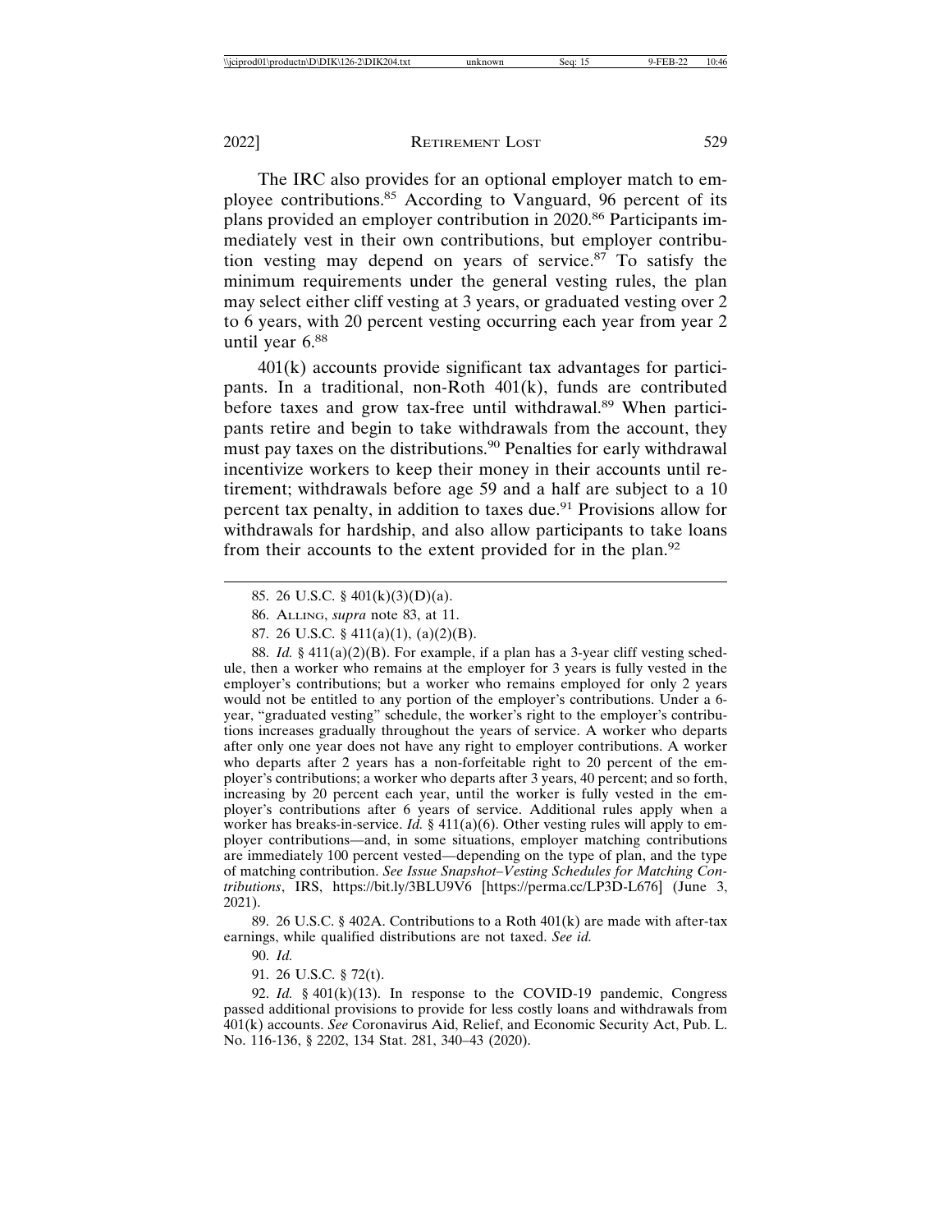The IRC also provides for an optional employer match to employee contributions.[85] According to Vanguard, 96 percent of its plans provided an employer contribution in 2020.[86] Participants immediately vest in their own contributions, but employer contribution vesting may depend on years of service.[87] To satisfy the minimum requirements under the general vesting rules, the plan may select either cliff vesting at 3 years, or graduated vesting over 2 to 6 years, with 20 percent vesting occurring each year from year 2 until year 6.[88]

401(k) accounts provide significant tax advantages for participants. In a traditional, non-Roth 401(k), funds are contributed before taxes and grow tax-free until withdrawal.[89] When participants retire and begin to take withdrawals from the account, they must pay taxes on the distributions.[90] Penalties for early withdrawal incentivize workers to keep their money in their accounts until retirement; withdrawals before age 59 and a half are subject to a 10 percent tax penalty, in addition to taxes due.[91] Provisions allow for withdrawals for hardship, and also allow participants to take loans from their accounts to the extent provided for in the plan.[92]

---

85. 26 U.S.C. § 401(k)(3)(D)(a).

86. ALLING, *supra* note 83, at 11.

87. 26 U.S.C. § 411(a)(1), (a)(2)(B).

88. *Id.* § 411(a)(2)(B). For example, if a plan has a 3-year cliff vesting schedule, then a worker who remains at the employer for 3 years is fully vested in the employer's contributions; but a worker who remains employed for only 2 years would not be entitled to any portion of the employer's contributions. Under a 6-year, "graduated vesting" schedule, the worker's right to the employer's contributions increases gradually throughout the years of service. A worker who departs after only one year does not have any right to employer contributions. A worker who departs after 2 years has a non-forfeitable right to 20 percent of the employer's contributions; a worker who departs after 3 years, 40 percent; and so forth, increasing by 20 percent each year, until the worker is fully vested in the employer's contributions after 6 years of service. Additional rules apply when a worker has breaks-in-service. *Id.* § 411(a)(6). Other vesting rules will apply to employer contributions—and, in some situations, employer matching contributions are immediately 100 percent vested—depending on the type of plan, and the type of matching contribution. *See Issue Snapshot–Vesting Schedules for Matching Contributions*, IRS, https://bit.ly/3BLU9V6 [https://perma.cc/LP3D-L676] (June 3, 2021).

89. 26 U.S.C. § 402A. Contributions to a Roth 401(k) are made with after-tax earnings, while qualified distributions are not taxed. *See id.*

90. *Id.*

91. 26 U.S.C. § 72(t).

92. *Id.* § 401(k)(13). In response to the COVID-19 pandemic, Congress passed additional provisions to provide for less costly loans and withdrawals from 401(k) accounts. *See* Coronavirus Aid, Relief, and Economic Security Act, Pub. L. No. 116-136, § 2202, 134 Stat. 281, 340–43 (2020).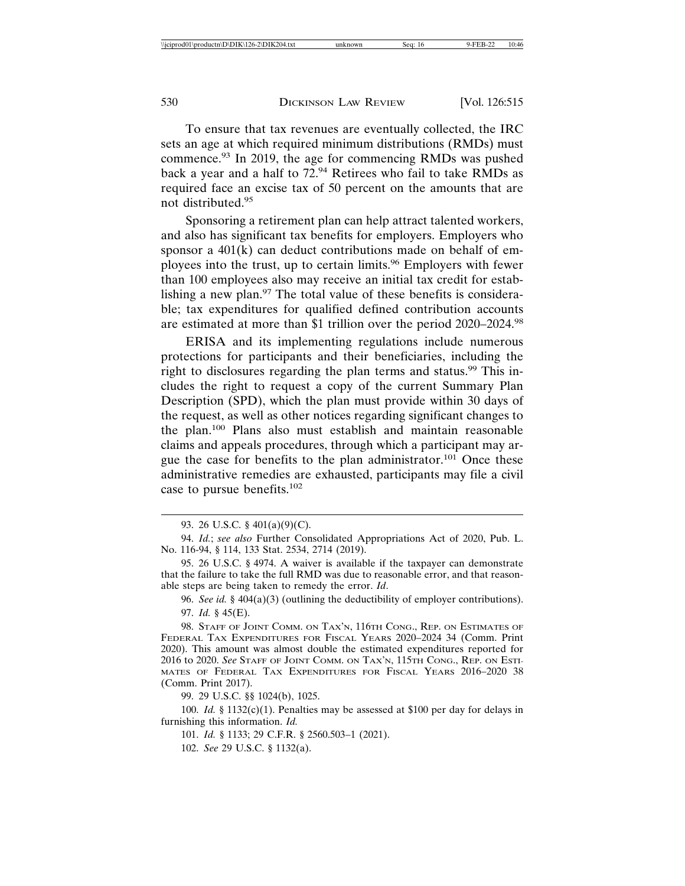To ensure that tax revenues are eventually collected, the IRC sets an age at which required minimum distributions (RMDs) must commence.[93] In 2019, the age for commencing RMDs was pushed back a year and a half to 72.[94] Retirees who fail to take RMDs as required face an excise tax of 50 percent on the amounts that are not distributed.[95]

Sponsoring a retirement plan can help attract talented workers, and also has significant tax benefits for employers. Employers who sponsor a 401(k) can deduct contributions made on behalf of employees into the trust, up to certain limits.[96] Employers with fewer than 100 employees also may receive an initial tax credit for establishing a new plan.[97] The total value of these benefits is considerable; tax expenditures for qualified defined contribution accounts are estimated at more than $1 trillion over the period 2020–2024.[98]

ERISA and its implementing regulations include numerous protections for participants and their beneficiaries, including the right to disclosures regarding the plan terms and status.[99] This includes the right to request a copy of the current Summary Plan Description (SPD), which the plan must provide within 30 days of the request, as well as other notices regarding significant changes to the plan.[100] Plans also must establish and maintain reasonable claims and appeals procedures, through which a participant may argue the case for benefits to the plan administrator.[101] Once these administrative remedies are exhausted, participants may file a civil case to pursue benefits.[102]

---

93. 26 U.S.C. § 401(a)(9)(C).

94. *Id.*; *see also* Further Consolidated Appropriations Act of 2020, Pub. L. No. 116-94, § 114, 133 Stat. 2534, 2714 (2019).

95. 26 U.S.C. § 4974. A waiver is available if the taxpayer can demonstrate that the failure to take the full RMD was due to reasonable error, and that reasonable steps are being taken to remedy the error. *Id*.

96. *See id.* § 404(a)(3) (outlining the deductibility of employer contributions).

97. *Id.* § 45(E).

98. STAFF OF JOINT COMM. ON TAX'N, 116TH CONG., REP. ON ESTIMATES OF FEDERAL TAX EXPENDITURES FOR FISCAL YEARS 2020–2024 34 (Comm. Print 2020). This amount was almost double the estimated expenditures reported for 2016 to 2020. *See* STAFF OF JOINT COMM. ON TAX'N, 115TH CONG., REP. ON ESTIMATES OF FEDERAL TAX EXPENDITURES FOR FISCAL YEARS 2016–2020 38 (Comm. Print 2017).

99. 29 U.S.C. §§ 1024(b), 1025.

100. *Id.* § 1132(c)(1). Penalties may be assessed at $100 per day for delays in furnishing this information. *Id.*

101. *Id.* § 1133; 29 C.F.R. § 2560.503–1 (2021).

102. *See* 29 U.S.C. § 1132(a).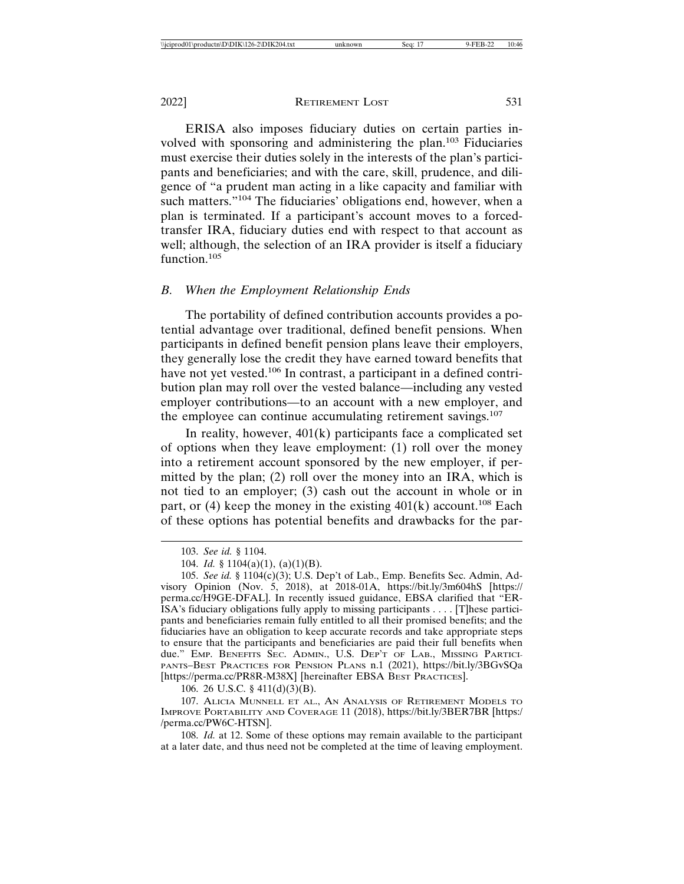ERISA also imposes fiduciary duties on certain parties involved with sponsoring and administering the plan.[103] Fiduciaries must exercise their duties solely in the interests of the plan's participants and beneficiaries; and with the care, skill, prudence, and diligence of "a prudent man acting in a like capacity and familiar with such matters."[104] The fiduciaries' obligations end, however, when a plan is terminated. If a participant's account moves to a forced-transfer IRA, fiduciary duties end with respect to that account as well; although, the selection of an IRA provider is itself a fiduciary function.[105]

### *B. When the Employment Relationship Ends*

The portability of defined contribution accounts provides a potential advantage over traditional, defined benefit pensions. When participants in defined benefit pension plans leave their employers, they generally lose the credit they have earned toward benefits that have not yet vested.[106] In contrast, a participant in a defined contribution plan may roll over the vested balance—including any vested employer contributions—to an account with a new employer, and the employee can continue accumulating retirement savings.[107]

In reality, however, 401(k) participants face a complicated set of options when they leave employment: (1) roll over the money into a retirement account sponsored by the new employer, if permitted by the plan; (2) roll over the money into an IRA, which is not tied to an employer; (3) cash out the account in whole or in part, or (4) keep the money in the existing 401(k) account.[108] Each of these options has potential benefits and drawbacks for the par-

---

103. *See id.* § 1104.

104. *Id.* § 1104(a)(1), (a)(1)(B).

105. *See id.* § 1104(c)(3); U.S. Dep't of Lab., Emp. Benefits Sec. Admin, Advisory Opinion (Nov. 5, 2018), at 2018-01A, https://bit.ly/3m604hS [https://perma.cc/H9GE-DFAL]. In recently issued guidance, EBSA clarified that "ERISA's fiduciary obligations fully apply to missing participants . . . . [T]hese participants and beneficiaries remain fully entitled to all their promised benefits; and the fiduciaries have an obligation to keep accurate records and take appropriate steps to ensure that the participants and beneficiaries are paid their full benefits when due." Emp. Benefits Sec. Admin., U.S. Dep't of Lab., Missing Participants–Best Practices for Pension Plans n.1 (2021), https://bit.ly/3BGvSQa [https://perma.cc/PR8R-M38X] [hereinafter EBSA Best Practices].

106. 26 U.S.C. § 411(d)(3)(B).

107. Alicia Munnell et al., An Analysis of Retirement Models to Improve Portability and Coverage 11 (2018), https://bit.ly/3BER7BR [https://perma.cc/PW6C-HTSN].

108. *Id.* at 12. Some of these options may remain available to the participant at a later date, and thus need not be completed at the time of leaving employment.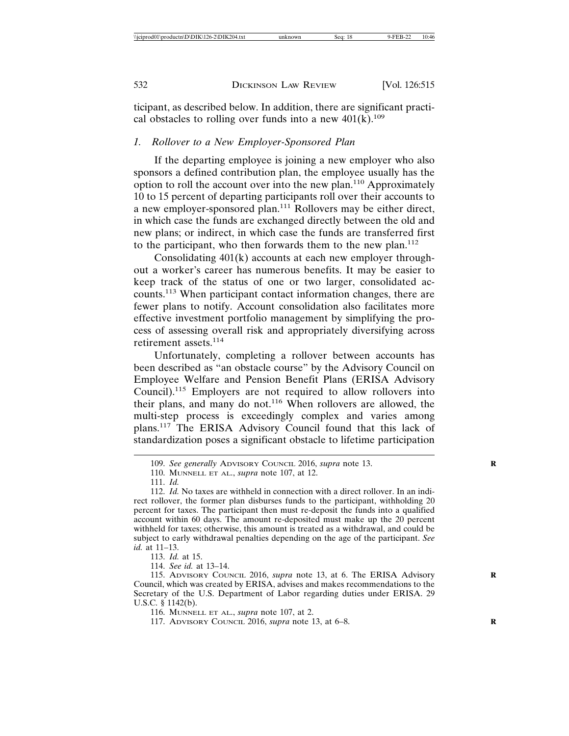ticipant, as described below. In addition, there are significant practical obstacles to rolling over funds into a new 401(k).[109]

### *1. Rollover to a New Employer-Sponsored Plan*

If the departing employee is joining a new employer who also sponsors a defined contribution plan, the employee usually has the option to roll the account over into the new plan.[110] Approximately 10 to 15 percent of departing participants roll over their accounts to a new employer-sponsored plan.[111] Rollovers may be either direct, in which case the funds are exchanged directly between the old and new plans; or indirect, in which case the funds are transferred first to the participant, who then forwards them to the new plan.[112]

Consolidating 401(k) accounts at each new employer throughout a worker's career has numerous benefits. It may be easier to keep track of the status of one or two larger, consolidated accounts.[113] When participant contact information changes, there are fewer plans to notify. Account consolidation also facilitates more effective investment portfolio management by simplifying the process of assessing overall risk and appropriately diversifying across retirement assets.[114]

Unfortunately, completing a rollover between accounts has been described as "an obstacle course" by the Advisory Council on Employee Welfare and Pension Benefit Plans (ERISA Advisory Council).[115] Employers are not required to allow rollovers into their plans, and many do not.[116] When rollovers are allowed, the multi-step process is exceedingly complex and varies among plans.[117] The ERISA Advisory Council found that this lack of standardization poses a significant obstacle to lifetime participation

---

109. *See generally* ADVISORY COUNCIL 2016, *supra* note 13.

110. MUNNELL ET AL., *supra* note 107, at 12.

111. *Id.*

112. *Id.* No taxes are withheld in connection with a direct rollover. In an indirect rollover, the former plan disburses funds to the participant, withholding 20 percent for taxes. The participant then must re-deposit the funds into a qualified account within 60 days. The amount re-deposited must make up the 20 percent withheld for taxes; otherwise, this amount is treated as a withdrawal, and could be subject to early withdrawal penalties depending on the age of the participant. *See id.* at 11–13.

113. *Id.* at 15.

114. *See id.* at 13–14.

115. ADVISORY COUNCIL 2016, *supra* note 13, at 6. The ERISA Advisory Council, which was created by ERISA, advises and makes recommendations to the Secretary of the U.S. Department of Labor regarding duties under ERISA. 29 U.S.C. § 1142(b).

116. MUNNELL ET AL., *supra* note 107, at 2.

117. ADVISORY COUNCIL 2016, *supra* note 13, at 6–8.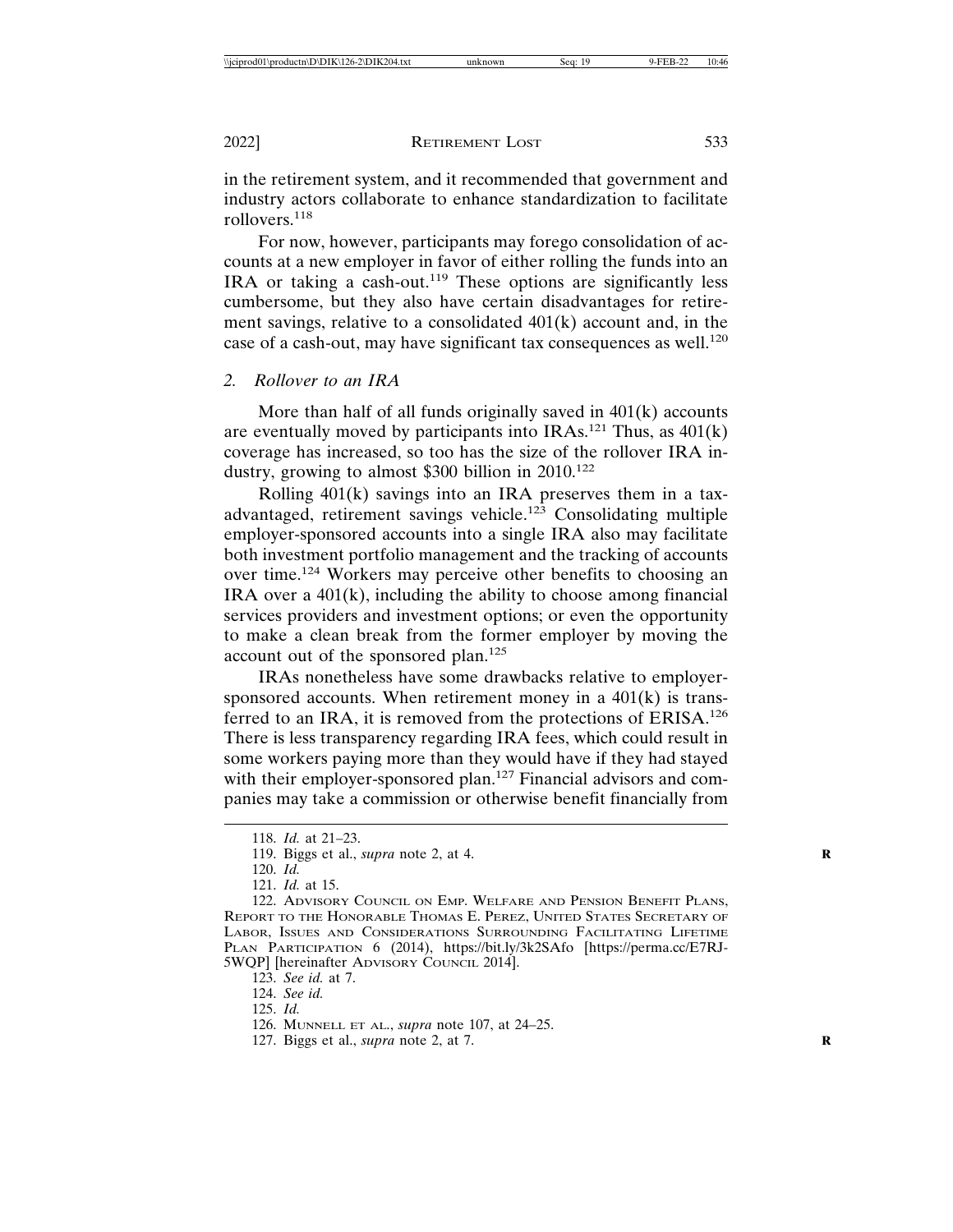in the retirement system, and it recommended that government and industry actors collaborate to enhance standardization to facilitate rollovers.[118]

For now, however, participants may forego consolidation of accounts at a new employer in favor of either rolling the funds into an IRA or taking a cash-out.[119] These options are significantly less cumbersome, but they also have certain disadvantages for retirement savings, relative to a consolidated 401(k) account and, in the case of a cash-out, may have significant tax consequences as well.[120]

### 2. *Rollover to an IRA*

More than half of all funds originally saved in 401(k) accounts are eventually moved by participants into IRAs.[121] Thus, as 401(k) coverage has increased, so too has the size of the rollover IRA industry, growing to almost $300 billion in 2010.[122]

Rolling 401(k) savings into an IRA preserves them in a tax-advantaged, retirement savings vehicle.[123] Consolidating multiple employer-sponsored accounts into a single IRA also may facilitate both investment portfolio management and the tracking of accounts over time.[124] Workers may perceive other benefits to choosing an IRA over a 401(k), including the ability to choose among financial services providers and investment options; or even the opportunity to make a clean break from the former employer by moving the account out of the sponsored plan.[125]

IRAs nonetheless have some drawbacks relative to employer-sponsored accounts. When retirement money in a 401(k) is transferred to an IRA, it is removed from the protections of ERISA.[126] There is less transparency regarding IRA fees, which could result in some workers paying more than they would have if they had stayed with their employer-sponsored plan.[127] Financial advisors and companies may take a commission or otherwise benefit financially from

---

118. *Id.* at 21–23.

119. Biggs et al., *supra* note 2, at 4.

120. *Id.*

121. *Id.* at 15.

122. ADVISORY COUNCIL ON EMP. WELFARE AND PENSION BENEFIT PLANS, REPORT TO THE HONORABLE THOMAS E. PEREZ, UNITED STATES SECRETARY OF LABOR, ISSUES AND CONSIDERATIONS SURROUNDING FACILITATING LIFETIME PLAN PARTICIPATION 6 (2014), https://bit.ly/3k2SAfo [https://perma.cc/E7RJ-5WQP] [hereinafter ADVISORY COUNCIL 2014].

123. *See id.* at 7.

124. *See id.*

125. *Id.*

126. MUNNELL ET AL., *supra* note 107, at 24–25.

127. Biggs et al., *supra* note 2, at 7.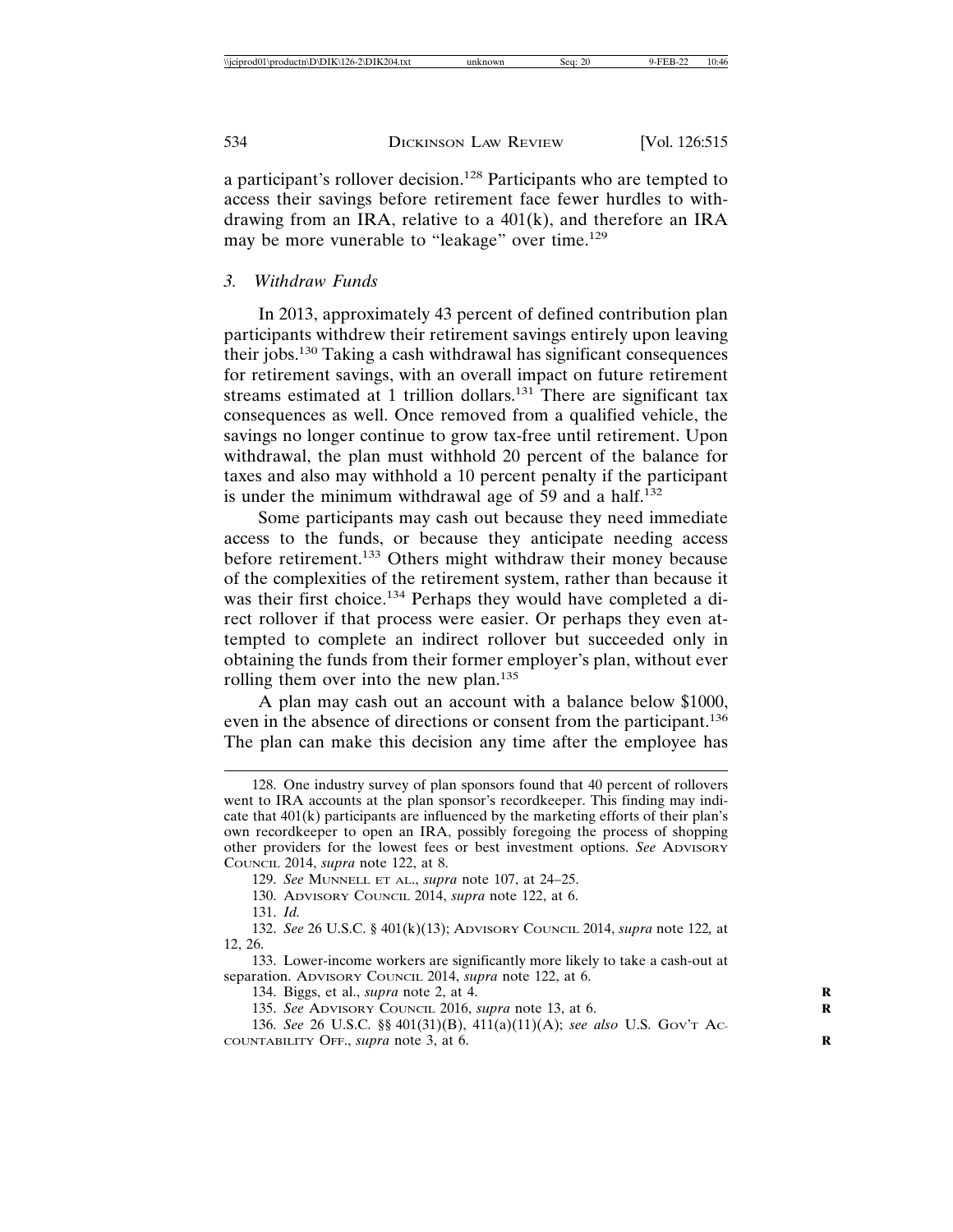a participant's rollover decision.[128] Participants who are tempted to access their savings before retirement face fewer hurdles to withdrawing from an IRA, relative to a 401(k), and therefore an IRA may be more vunerable to "leakage" over time.[129]

### *3. Withdraw Funds*

In 2013, approximately 43 percent of defined contribution plan participants withdrew their retirement savings entirely upon leaving their jobs.[130] Taking a cash withdrawal has significant consequences for retirement savings, with an overall impact on future retirement streams estimated at 1 trillion dollars.[131] There are significant tax consequences as well. Once removed from a qualified vehicle, the savings no longer continue to grow tax-free until retirement. Upon withdrawal, the plan must withhold 20 percent of the balance for taxes and also may withhold a 10 percent penalty if the participant is under the minimum withdrawal age of 59 and a half.[132]

Some participants may cash out because they need immediate access to the funds, or because they anticipate needing access before retirement.[133] Others might withdraw their money because of the complexities of the retirement system, rather than because it was their first choice.[134] Perhaps they would have completed a direct rollover if that process were easier. Or perhaps they even attempted to complete an indirect rollover but succeeded only in obtaining the funds from their former employer's plan, without ever rolling them over into the new plan.[135]

A plan may cash out an account with a balance below $1000, even in the absence of directions or consent from the participant.[136] The plan can make this decision any time after the employee has

---

128. One industry survey of plan sponsors found that 40 percent of rollovers went to IRA accounts at the plan sponsor's recordkeeper. This finding may indicate that 401(k) participants are influenced by the marketing efforts of their plan's own recordkeeper to open an IRA, possibly foregoing the process of shopping other providers for the lowest fees or best investment options. *See* Advisory Council 2014, *supra* note 122, at 8.

129. *See* Munnell et al., *supra* note 107, at 24–25.

130. Advisory Council 2014, *supra* note 122, at 6.

131. *Id.*

132. *See* 26 U.S.C. § 401(k)(13); Advisory Council 2014, *supra* note 122, at 12, 26.

133. Lower-income workers are significantly more likely to take a cash-out at separation. Advisory Council 2014, *supra* note 122, at 6.

134. Biggs, et al., *supra* note 2, at 4.

135. *See* Advisory Council 2016, *supra* note 13, at 6.

136. *See* 26 U.S.C. §§ 401(31)(B), 411(a)(11)(A); *see also* U.S. Gov't Accountability Off., *supra* note 3, at 6.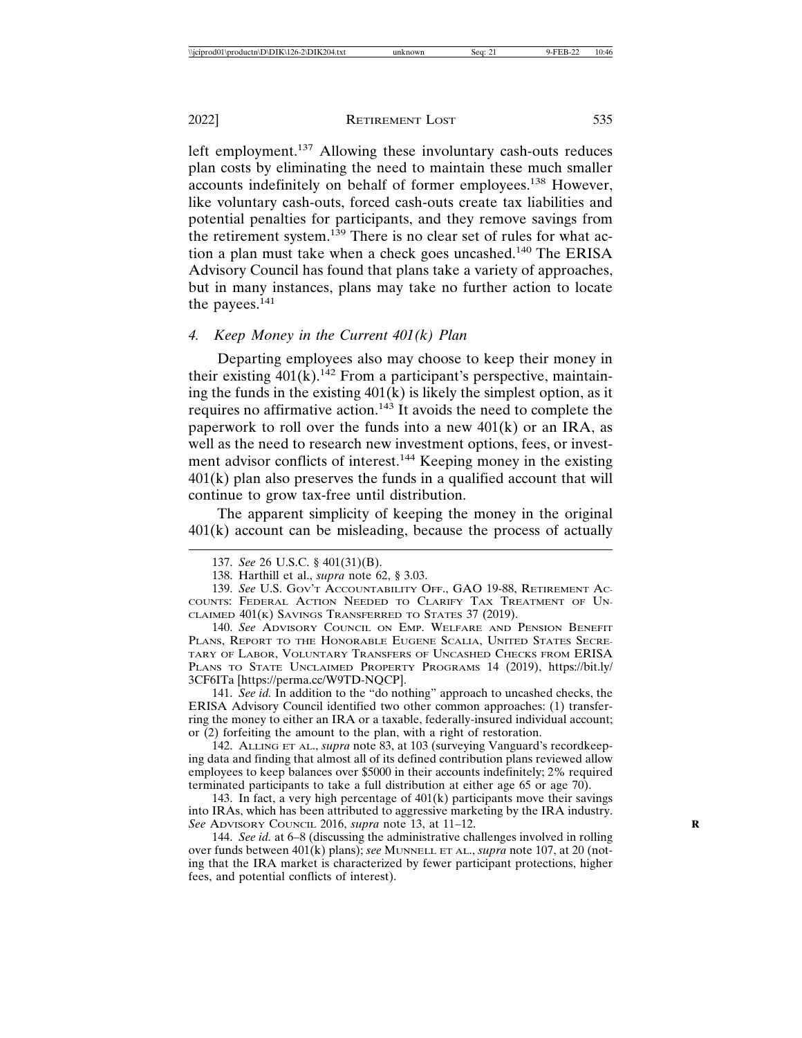left employment.[137] Allowing these involuntary cash-outs reduces plan costs by eliminating the need to maintain these much smaller accounts indefinitely on behalf of former employees.[138] However, like voluntary cash-outs, forced cash-outs create tax liabilities and potential penalties for participants, and they remove savings from the retirement system.[139] There is no clear set of rules for what action a plan must take when a check goes uncashed.[140] The ERISA Advisory Council has found that plans take a variety of approaches, but in many instances, plans may take no further action to locate the payees.[141]

### *4. Keep Money in the Current 401(k) Plan*

Departing employees also may choose to keep their money in their existing 401(k).[142] From a participant's perspective, maintaining the funds in the existing 401(k) is likely the simplest option, as it requires no affirmative action.[143] It avoids the need to complete the paperwork to roll over the funds into a new 401(k) or an IRA, as well as the need to research new investment options, fees, or investment advisor conflicts of interest.[144] Keeping money in the existing 401(k) plan also preserves the funds in a qualified account that will continue to grow tax-free until distribution.

The apparent simplicity of keeping the money in the original 401(k) account can be misleading, because the process of actually

---

137. *See* 26 U.S.C. § 401(31)(B).

138. Harthill et al., *supra* note 62, § 3.03.

139. *See* U.S. GOV'T ACCOUNTABILITY OFF., GAO 19-88, RETIREMENT ACCOUNTS: FEDERAL ACTION NEEDED TO CLARIFY TAX TREATMENT OF UNCLAIMED 401(K) SAVINGS TRANSFERRED TO STATES 37 (2019).

140. *See* ADVISORY COUNCIL ON EMP. WELFARE AND PENSION BENEFIT PLANS, REPORT TO THE HONORABLE EUGENE SCALIA, UNITED STATES SECRETARY OF LABOR, VOLUNTARY TRANSFERS OF UNCASHED CHECKS FROM ERISA PLANS TO STATE UNCLAIMED PROPERTY PROGRAMS 14 (2019), https://bit.ly/3CF6ITa [https://perma.cc/W9TD-NQCP].

141. *See id.* In addition to the "do nothing" approach to uncashed checks, the ERISA Advisory Council identified two other common approaches: (1) transferring the money to either an IRA or a taxable, federally-insured individual account; or (2) forfeiting the amount to the plan, with a right of restoration.

142. ALLING ET AL., *supra* note 83, at 103 (surveying Vanguard's recordkeeping data and finding that almost all of its defined contribution plans reviewed allow employees to keep balances over $5000 in their accounts indefinitely; 2% required terminated participants to take a full distribution at either age 65 or age 70).

143. In fact, a very high percentage of 401(k) participants move their savings into IRAs, which has been attributed to aggressive marketing by the IRA industry. *See* ADVISORY COUNCIL 2016, *supra* note 13, at 11–12.

144. *See id.* at 6–8 (discussing the administrative challenges involved in rolling over funds between 401(k) plans); *see* MUNNELL ET AL., *supra* note 107, at 20 (noting that the IRA market is characterized by fewer participant protections, higher fees, and potential conflicts of interest).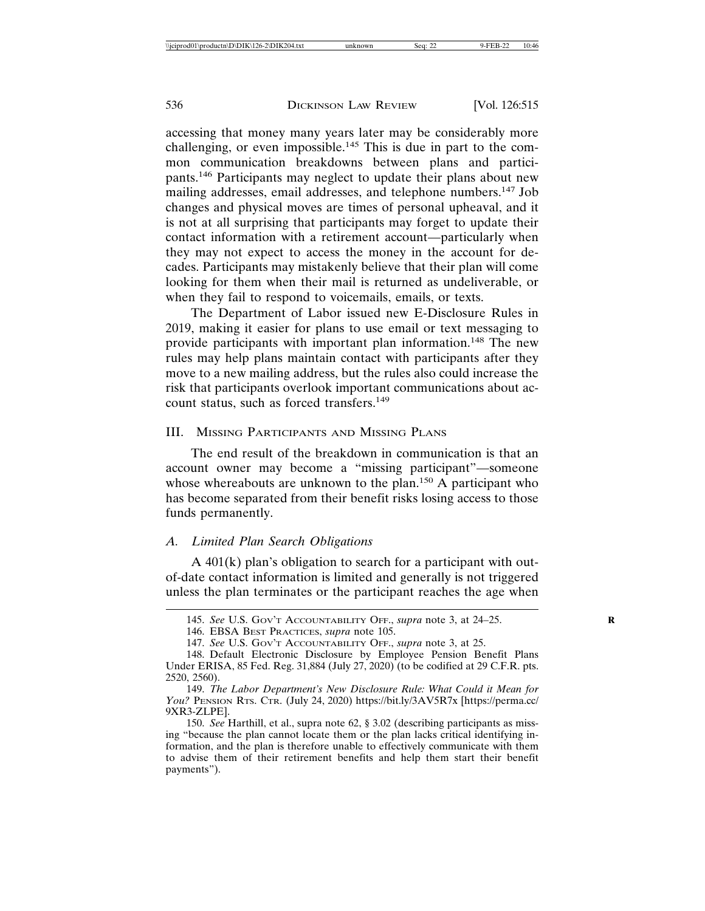accessing that money many years later may be considerably more challenging, or even impossible.[145] This is due in part to the common communication breakdowns between plans and participants.[146] Participants may neglect to update their plans about new mailing addresses, email addresses, and telephone numbers.[147] Job changes and physical moves are times of personal upheaval, and it is not at all surprising that participants may forget to update their contact information with a retirement account—particularly when they may not expect to access the money in the account for decades. Participants may mistakenly believe that their plan will come looking for them when their mail is returned as undeliverable, or when they fail to respond to voicemails, emails, or texts.

The Department of Labor issued new E-Disclosure Rules in 2019, making it easier for plans to use email or text messaging to provide participants with important plan information.[148] The new rules may help plans maintain contact with participants after they move to a new mailing address, but the rules also could increase the risk that participants overlook important communications about account status, such as forced transfers.[149]

## III. Missing Participants and Missing Plans

The end result of the breakdown in communication is that an account owner may become a "missing participant"—someone whose whereabouts are unknown to the plan.[150] A participant who has become separated from their benefit risks losing access to those funds permanently.

### *A. Limited Plan Search Obligations*

A 401(k) plan's obligation to search for a participant with out-of-date contact information is limited and generally is not triggered unless the plan terminates or the participant reaches the age when

---

145. *See* U.S. Gov't Accountability Off., *supra* note 3, at 24–25.

146. EBSA Best Practices, *supra* note 105.

147. *See* U.S. Gov't Accountability Off., *supra* note 3, at 25.

148. Default Electronic Disclosure by Employee Pension Benefit Plans Under ERISA, 85 Fed. Reg. 31,884 (July 27, 2020) (to be codified at 29 C.F.R. pts. 2520, 2560).

149. *The Labor Department's New Disclosure Rule: What Could it Mean for You?* Pension Rts. Ctr. (July 24, 2020) https://bit.ly/3AV5R7x [https://perma.cc/9XR3-ZLPE].

150. *See* Harthill, et al., supra note 62, § 3.02 (describing participants as missing "because the plan cannot locate them or the plan lacks critical identifying information, and the plan is therefore unable to effectively communicate with them to advise them of their retirement benefits and help them start their benefit payments").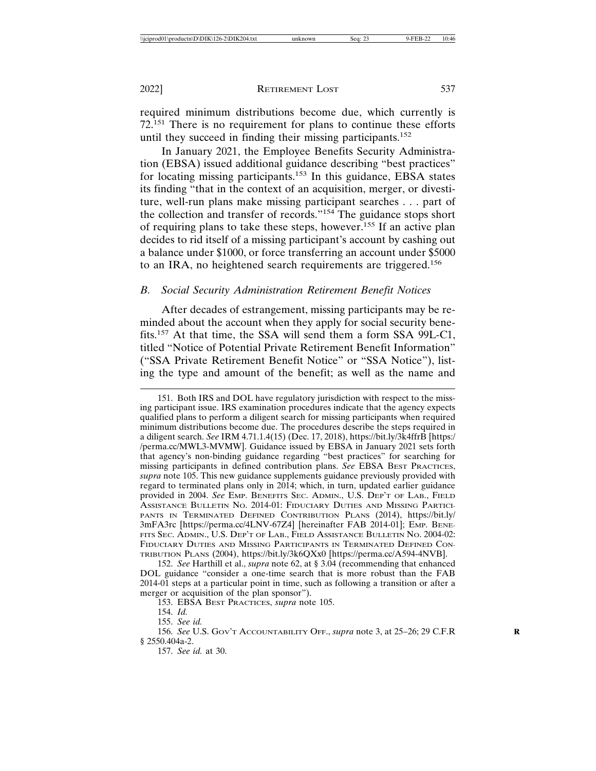required minimum distributions become due, which currently is 72.[151] There is no requirement for plans to continue these efforts until they succeed in finding their missing participants.[152]

In January 2021, the Employee Benefits Security Administration (EBSA) issued additional guidance describing "best practices" for locating missing participants.[153] In this guidance, EBSA states its finding "that in the context of an acquisition, merger, or divestiture, well-run plans make missing participant searches . . . part of the collection and transfer of records."[154] The guidance stops short of requiring plans to take these steps, however.[155] If an active plan decides to rid itself of a missing participant's account by cashing out a balance under $1000, or force transferring an account under $5000 to an IRA, no heightened search requirements are triggered.[156]

### *B. Social Security Administration Retirement Benefit Notices*

After decades of estrangement, missing participants may be reminded about the account when they apply for social security benefits.[157] At that time, the SSA will send them a form SSA 99L-C1, titled "Notice of Potential Private Retirement Benefit Information" ("SSA Private Retirement Benefit Notice" or "SSA Notice"), listing the type and amount of the benefit; as well as the name and

---

151. Both IRS and DOL have regulatory jurisdiction with respect to the missing participant issue. IRS examination procedures indicate that the agency expects qualified plans to perform a diligent search for missing participants when required minimum distributions become due. The procedures describe the steps required in a diligent search. *See* IRM 4.71.1.4(15) (Dec. 17, 2018), https://bit.ly/3k4ffrB [https://perma.cc/MWL3-MVMW]. Guidance issued by EBSA in January 2021 sets forth that agency's non-binding guidance regarding "best practices" for searching for missing participants in defined contribution plans. *See* EBSA BEST PRACTICES, *supra* note 105. This new guidance supplements guidance previously provided with regard to terminated plans only in 2014; which, in turn, updated earlier guidance provided in 2004. *See* EMP. BENEFITS SEC. ADMIN., U.S. DEP'T OF LAB., FIELD ASSISTANCE BULLETIN NO. 2014-01: FIDUCIARY DUTIES AND MISSING PARTICIPANTS IN TERMINATED DEFINED CONTRIBUTION PLANS (2014), https://bit.ly/3mFA3rc [https://perma.cc/4LNV-67Z4] [hereinafter FAB 2014-01]; EMP. BENEFITS SEC. ADMIN., U.S. DEP'T OF LAB., FIELD ASSISTANCE BULLETIN NO. 2004-02: FIDUCIARY DUTIES AND MISSING PARTICIPANTS IN TERMINATED DEFINED CONTRIBUTION PLANS (2004), https://bit.ly/3k6QXx0 [https://perma.cc/A594-4NVB].

152. *See* Harthill et al., *supra* note 62, at § 3.04 (recommending that enhanced DOL guidance "consider a one-time search that is more robust than the FAB 2014-01 steps at a particular point in time, such as following a transition or after a merger or acquisition of the plan sponsor").

153. EBSA BEST PRACTICES, *supra* note 105.

154. *Id.*

155. *See id.*

156. *See* U.S. GOV'T ACCOUNTABILITY OFF., *supra* note 3, at 25–26; 29 C.F.R § 2550.404a-2.

157. *See id.* at 30.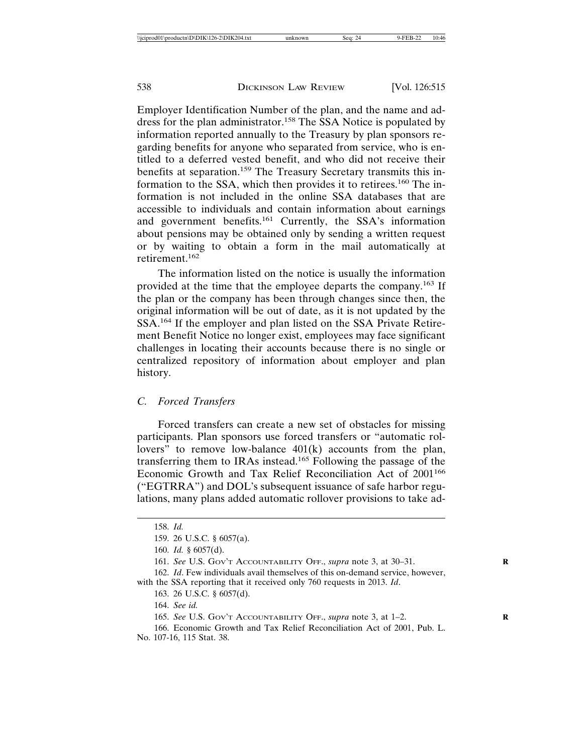Employer Identification Number of the plan, and the name and address for the plan administrator.[158] The SSA Notice is populated by information reported annually to the Treasury by plan sponsors regarding benefits for anyone who separated from service, who is entitled to a deferred vested benefit, and who did not receive their benefits at separation.[159] The Treasury Secretary transmits this information to the SSA, which then provides it to retirees.[160] The information is not included in the online SSA databases that are accessible to individuals and contain information about earnings and government benefits.[161] Currently, the SSA's information about pensions may be obtained only by sending a written request or by waiting to obtain a form in the mail automatically at retirement.[162]

The information listed on the notice is usually the information provided at the time that the employee departs the company.[163] If the plan or the company has been through changes since then, the original information will be out of date, as it is not updated by the SSA.[164] If the employer and plan listed on the SSA Private Retirement Benefit Notice no longer exist, employees may face significant challenges in locating their accounts because there is no single or centralized repository of information about employer and plan history.

### *C. Forced Transfers*

Forced transfers can create a new set of obstacles for missing participants. Plan sponsors use forced transfers or "automatic rollovers" to remove low-balance 401(k) accounts from the plan, transferring them to IRAs instead.[165] Following the passage of the Economic Growth and Tax Relief Reconciliation Act of 2001[166] ("EGTRRA") and DOL's subsequent issuance of safe harbor regulations, many plans added automatic rollover provisions to take ad-

---

158. *Id.*

159. 26 U.S.C. § 6057(a).

160. *Id.* § 6057(d).

161. *See* U.S. GOV'T ACCOUNTABILITY OFF., *supra* note 3, at 30–31.

162. *Id*. Few individuals avail themselves of this on-demand service, however, with the SSA reporting that it received only 760 requests in 2013. *Id*.

163. 26 U.S.C. § 6057(d).

164. *See id.*

165. *See* U.S. GOV'T ACCOUNTABILITY OFF., *supra* note 3, at 1–2.

166. Economic Growth and Tax Relief Reconciliation Act of 2001, Pub. L. No. 107-16, 115 Stat. 38.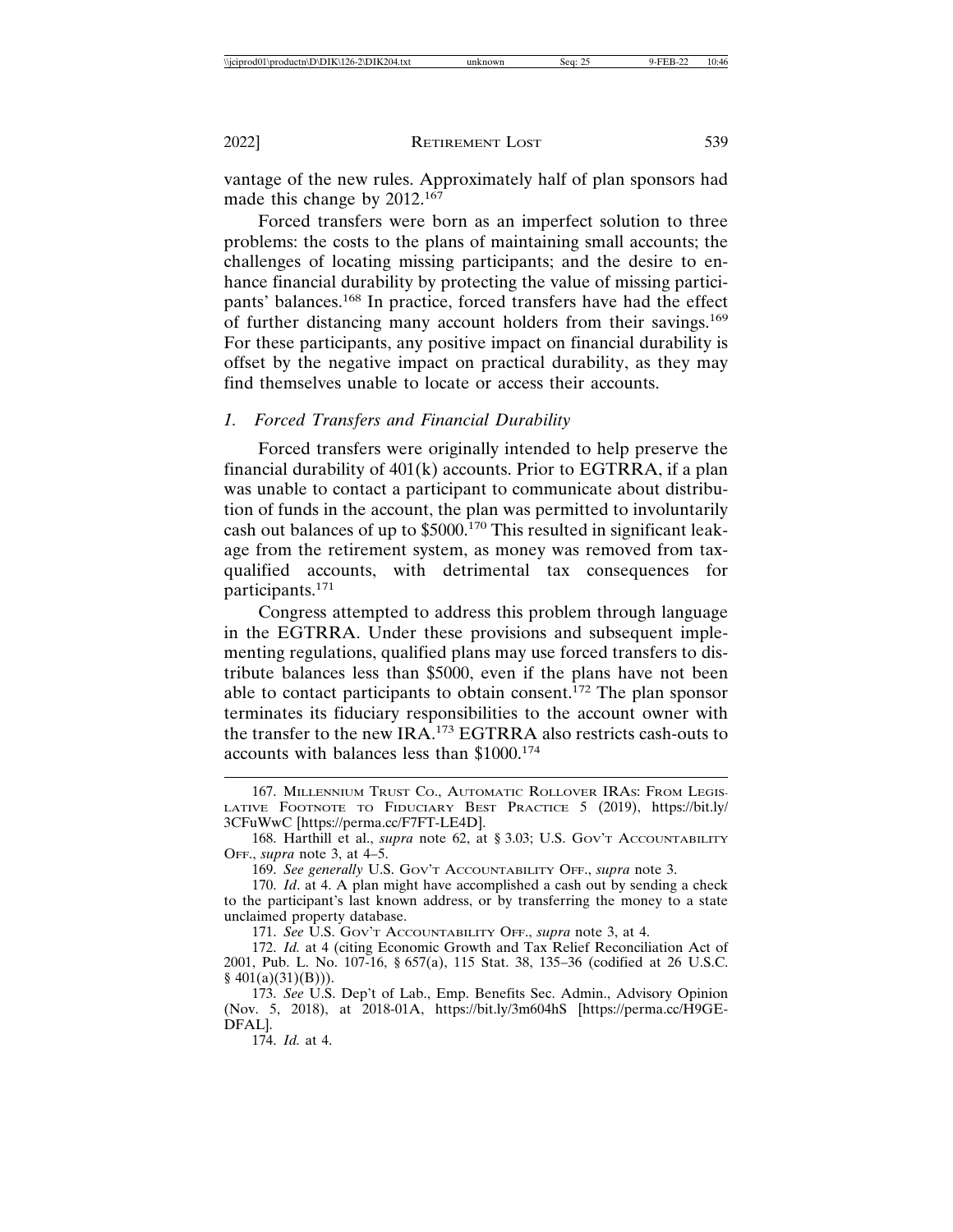vantage of the new rules. Approximately half of plan sponsors had made this change by 2012.[167]

Forced transfers were born as an imperfect solution to three problems: the costs to the plans of maintaining small accounts; the challenges of locating missing participants; and the desire to enhance financial durability by protecting the value of missing participants' balances.[168] In practice, forced transfers have had the effect of further distancing many account holders from their savings.[169] For these participants, any positive impact on financial durability is offset by the negative impact on practical durability, as they may find themselves unable to locate or access their accounts.

### *1. Forced Transfers and Financial Durability*

Forced transfers were originally intended to help preserve the financial durability of 401(k) accounts. Prior to EGTRRA, if a plan was unable to contact a participant to communicate about distribution of funds in the account, the plan was permitted to involuntarily cash out balances of up to $5000.[170] This resulted in significant leakage from the retirement system, as money was removed from tax-qualified accounts, with detrimental tax consequences for participants.[171]

Congress attempted to address this problem through language in the EGTRRA. Under these provisions and subsequent implementing regulations, qualified plans may use forced transfers to distribute balances less than $5000, even if the plans have not been able to contact participants to obtain consent.[172] The plan sponsor terminates its fiduciary responsibilities to the account owner with the transfer to the new IRA.[173] EGTRRA also restricts cash-outs to accounts with balances less than $1000.[174]

---

167. Millennium Trust Co., Automatic Rollover IRAs: From Legislative Footnote to Fiduciary Best Practice 5 (2019), https://bit.ly/3CFuWwC [https://perma.cc/F7FT-LE4D].

168. Harthill et al., *supra* note 62, at § 3.03; U.S. Gov't Accountability Off., *supra* note 3, at 4–5.

169. *See generally* U.S. Gov't Accountability Off., *supra* note 3.

170. *Id*. at 4. A plan might have accomplished a cash out by sending a check to the participant's last known address, or by transferring the money to a state unclaimed property database.

171. *See* U.S. Gov't Accountability Off., *supra* note 3, at 4.

172. *Id.* at 4 (citing Economic Growth and Tax Relief Reconciliation Act of 2001, Pub. L. No. 107-16, § 657(a), 115 Stat. 38, 135–36 (codified at 26 U.S.C. § 401(a)(31)(B))).

173. *See* U.S. Dep't of Lab., Emp. Benefits Sec. Admin., Advisory Opinion (Nov. 5, 2018), at 2018-01A, https://bit.ly/3m604hS [https://perma.cc/H9GE-DFAL].

174. *Id.* at 4.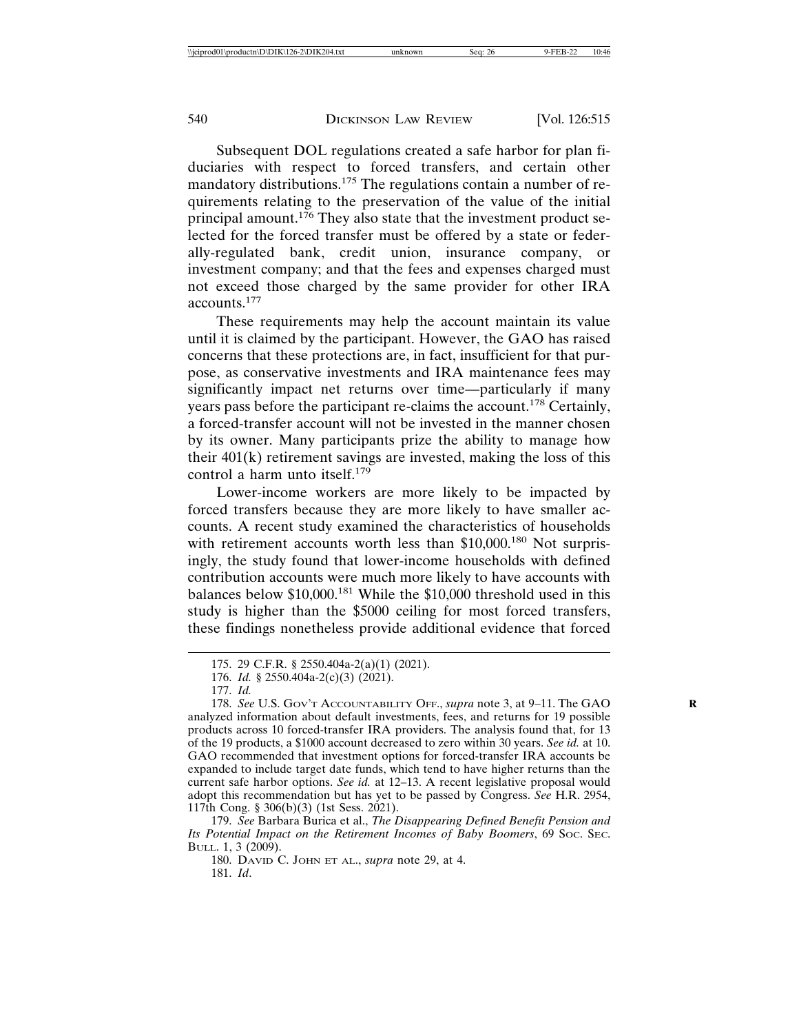Subsequent DOL regulations created a safe harbor for plan fiduciaries with respect to forced transfers, and certain other mandatory distributions.[175] The regulations contain a number of requirements relating to the preservation of the value of the initial principal amount.[176] They also state that the investment product selected for the forced transfer must be offered by a state or federally-regulated bank, credit union, insurance company, or investment company; and that the fees and expenses charged must not exceed those charged by the same provider for other IRA accounts.[177]

These requirements may help the account maintain its value until it is claimed by the participant. However, the GAO has raised concerns that these protections are, in fact, insufficient for that purpose, as conservative investments and IRA maintenance fees may significantly impact net returns over time—particularly if many years pass before the participant re-claims the account.[178] Certainly, a forced-transfer account will not be invested in the manner chosen by its owner. Many participants prize the ability to manage how their 401(k) retirement savings are invested, making the loss of this control a harm unto itself.[179]

Lower-income workers are more likely to be impacted by forced transfers because they are more likely to have smaller accounts. A recent study examined the characteristics of households with retirement accounts worth less than $10,000.[180] Not surprisingly, the study found that lower-income households with defined contribution accounts were much more likely to have accounts with balances below $10,000.[181] While the $10,000 threshold used in this study is higher than the $5000 ceiling for most forced transfers, these findings nonetheless provide additional evidence that forced

---

175. 29 C.F.R. § 2550.404a-2(a)(1) (2021).

176. *Id.* § 2550.404a-2(c)(3) (2021).

177. *Id.*

178. *See* U.S. GOV'T ACCOUNTABILITY OFF., *supra* note 3, at 9–11. The GAO analyzed information about default investments, fees, and returns for 19 possible products across 10 forced-transfer IRA providers. The analysis found that, for 13 of the 19 products, a $1000 account decreased to zero within 30 years. *See id.* at 10. GAO recommended that investment options for forced-transfer IRA accounts be expanded to include target date funds, which tend to have higher returns than the current safe harbor options. *See id.* at 12–13. A recent legislative proposal would adopt this recommendation but has yet to be passed by Congress. *See* H.R. 2954, 117th Cong. § 306(b)(3) (1st Sess. 2021).

179. *See* Barbara Burica et al., *The Disappearing Defined Benefit Pension and Its Potential Impact on the Retirement Incomes of Baby Boomers*, 69 SOC. SEC. BULL. 1, 3 (2009).

180. DAVID C. JOHN ET AL., *supra* note 29, at 4.

181. *Id*.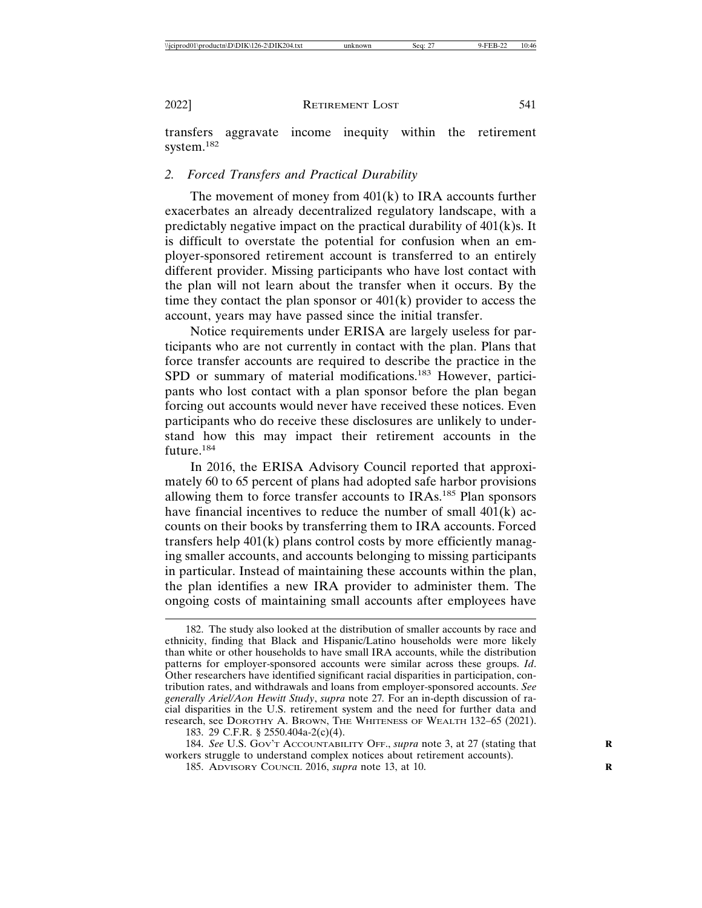transfers aggravate income inequity within the retirement system.[182]

### 2. *Forced Transfers and Practical Durability*

The movement of money from 401(k) to IRA accounts further exacerbates an already decentralized regulatory landscape, with a predictably negative impact on the practical durability of 401(k)s. It is difficult to overstate the potential for confusion when an employer-sponsored retirement account is transferred to an entirely different provider. Missing participants who have lost contact with the plan will not learn about the transfer when it occurs. By the time they contact the plan sponsor or 401(k) provider to access the account, years may have passed since the initial transfer.

Notice requirements under ERISA are largely useless for participants who are not currently in contact with the plan. Plans that force transfer accounts are required to describe the practice in the SPD or summary of material modifications.[183] However, participants who lost contact with a plan sponsor before the plan began forcing out accounts would never have received these notices. Even participants who do receive these disclosures are unlikely to understand how this may impact their retirement accounts in the future.[184]

In 2016, the ERISA Advisory Council reported that approximately 60 to 65 percent of plans had adopted safe harbor provisions allowing them to force transfer accounts to IRAs.[185] Plan sponsors have financial incentives to reduce the number of small 401(k) accounts on their books by transferring them to IRA accounts. Forced transfers help 401(k) plans control costs by more efficiently managing smaller accounts, and accounts belonging to missing participants in particular. Instead of maintaining these accounts within the plan, the plan identifies a new IRA provider to administer them. The ongoing costs of maintaining small accounts after employees have

---

182. The study also looked at the distribution of smaller accounts by race and ethnicity, finding that Black and Hispanic/Latino households were more likely than white or other households to have small IRA accounts, while the distribution patterns for employer-sponsored accounts were similar across these groups. *Id*. Other researchers have identified significant racial disparities in participation, contribution rates, and withdrawals and loans from employer-sponsored accounts. *See generally Ariel/Aon Hewitt Study*, *supra* note 27. For an in-depth discussion of racial disparities in the U.S. retirement system and the need for further data and research, see DOROTHY A. BROWN, THE WHITENESS OF WEALTH 132–65 (2021).

183. 29 C.F.R. § 2550.404a-2(c)(4).

184. *See* U.S. GOV'T ACCOUNTABILITY OFF., *supra* note 3, at 27 (stating that workers struggle to understand complex notices about retirement accounts).

185. ADVISORY COUNCIL 2016, *supra* note 13, at 10.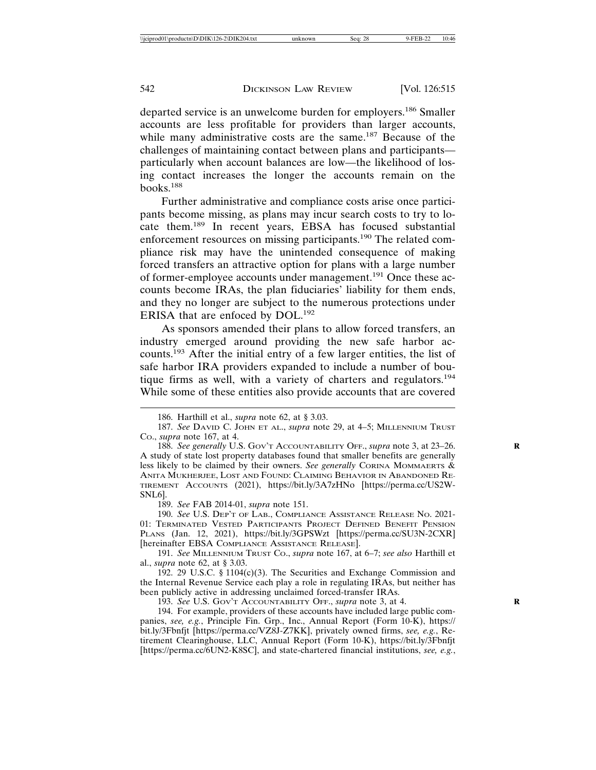departed service is an unwelcome burden for employers.[186] Smaller accounts are less profitable for providers than larger accounts, while many administrative costs are the same.[187] Because of the challenges of maintaining contact between plans and participants—particularly when account balances are low—the likelihood of losing contact increases the longer the accounts remain on the books.[188]

Further administrative and compliance costs arise once participants become missing, as plans may incur search costs to try to locate them.[189] In recent years, EBSA has focused substantial enforcement resources on missing participants.[190] The related compliance risk may have the unintended consequence of making forced transfers an attractive option for plans with a large number of former-employee accounts under management.[191] Once these accounts become IRAs, the plan fiduciaries' liability for them ends, and they no longer are subject to the numerous protections under ERISA that are enfoced by DOL.[192]

As sponsors amended their plans to allow forced transfers, an industry emerged around providing the new safe harbor accounts.[193] After the initial entry of a few larger entities, the list of safe harbor IRA providers expanded to include a number of boutique firms as well, with a variety of charters and regulators.[194] While some of these entities also provide accounts that are covered

---

186. Harthill et al., *supra* note 62, at § 3.03.

187. *See* David C. John et al., *supra* note 29, at 4–5; Millennium Trust Co., *supra* note 167, at 4.

188. *See generally* U.S. Gov't Accountability Off., *supra* note 3, at 23–26. A study of state lost property databases found that smaller benefits are generally less likely to be claimed by their owners. *See generally* Corina Mommaerts & Anita Mukherjee, Lost and Found: Claiming Behavior in Abandoned Retirement Accounts (2021), https://bit.ly/3A7zHNo [https://perma.cc/US2W-SNL6].

189. *See* FAB 2014-01, *supra* note 151.

190. *See* U.S. Dep't of Lab., Compliance Assistance Release No. 2021-01: Terminated Vested Participants Project Defined Benefit Pension Plans (Jan. 12, 2021), https://bit.ly/3GPSWzt [https://perma.cc/SU3N-2CXR] [hereinafter EBSA Compliance Assistance Release].

191. *See* Millennium Trust Co., *supra* note 167, at 6–7; *see also* Harthill et al., *supra* note 62, at § 3.03.

192. 29 U.S.C. § 1104(c)(3). The Securities and Exchange Commission and the Internal Revenue Service each play a role in regulating IRAs, but neither has been publicly active in addressing unclaimed forced-transfer IRAs.

193. *See* U.S. Gov't Accountability Off., *supra* note 3, at 4.

194. For example, providers of these accounts have included large public companies, *see, e.g.*, Principle Fin. Grp., Inc., Annual Report (Form 10-K), https://bit.ly/3Fbnfjt [https://perma.cc/VZ8J-Z7KK], privately owned firms, *see, e.g.*, Retirement Clearinghouse, LLC, Annual Report (Form 10-K), https://bit.ly/3Fbnfjt [https://perma.cc/6UN2-K8SC], and state-chartered financial institutions, *see, e.g.*,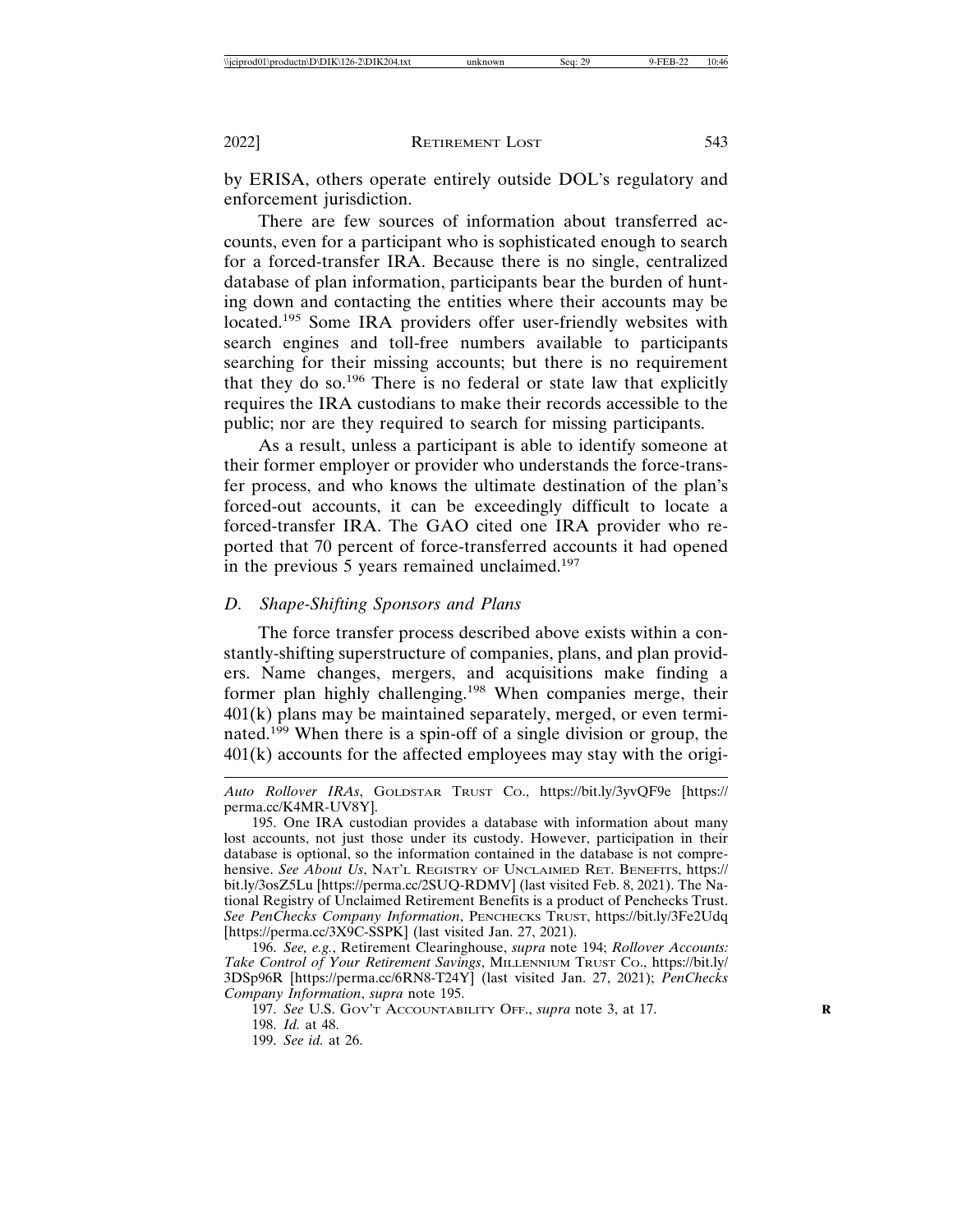by ERISA, others operate entirely outside DOL's regulatory and enforcement jurisdiction.

There are few sources of information about transferred accounts, even for a participant who is sophisticated enough to search for a forced-transfer IRA. Because there is no single, centralized database of plan information, participants bear the burden of hunting down and contacting the entities where their accounts may be located.[195] Some IRA providers offer user-friendly websites with search engines and toll-free numbers available to participants searching for their missing accounts; but there is no requirement that they do so.[196] There is no federal or state law that explicitly requires the IRA custodians to make their records accessible to the public; nor are they required to search for missing participants.

As a result, unless a participant is able to identify someone at their former employer or provider who understands the force-transfer process, and who knows the ultimate destination of the plan's forced-out accounts, it can be exceedingly difficult to locate a forced-transfer IRA. The GAO cited one IRA provider who reported that 70 percent of force-transferred accounts it had opened in the previous 5 years remained unclaimed.[197]

### *D. Shape-Shifting Sponsors and Plans*

The force transfer process described above exists within a constantly-shifting superstructure of companies, plans, and plan providers. Name changes, mergers, and acquisitions make finding a former plan highly challenging.[198] When companies merge, their 401(k) plans may be maintained separately, merged, or even terminated.[199] When there is a spin-off of a single division or group, the 401(k) accounts for the affected employees may stay with the origi-

---

*Auto Rollover IRAs*, GOLDSTAR TRUST CO., https://bit.ly/3yvQF9e [https://perma.cc/K4MR-UV8Y].

195. One IRA custodian provides a database with information about many lost accounts, not just those under its custody. However, participation in their database is optional, so the information contained in the database is not comprehensive. *See About Us*, NAT'L REGISTRY OF UNCLAIMED RET. BENEFITS, https://bit.ly/3osZ5Lu [https://perma.cc/2SUQ-RDMV] (last visited Feb. 8, 2021). The National Registry of Unclaimed Retirement Benefits is a product of Penchecks Trust. *See PenChecks Company Information*, PENCHECKS TRUST, https://bit.ly/3Fe2Udq [https://perma.cc/3X9C-SSPK] (last visited Jan. 27, 2021).

196. *See, e.g.*, Retirement Clearinghouse, *supra* note 194; *Rollover Accounts: Take Control of Your Retirement Savings*, MILLENNIUM TRUST CO., https://bit.ly/3DSp96R [https://perma.cc/6RN8-T24Y] (last visited Jan. 27, 2021); *PenChecks Company Information*, *supra* note 195.

197. *See* U.S. GOV'T ACCOUNTABILITY OFF., *supra* note 3, at 17.

198. *Id.* at 48.

199. *See id.* at 26.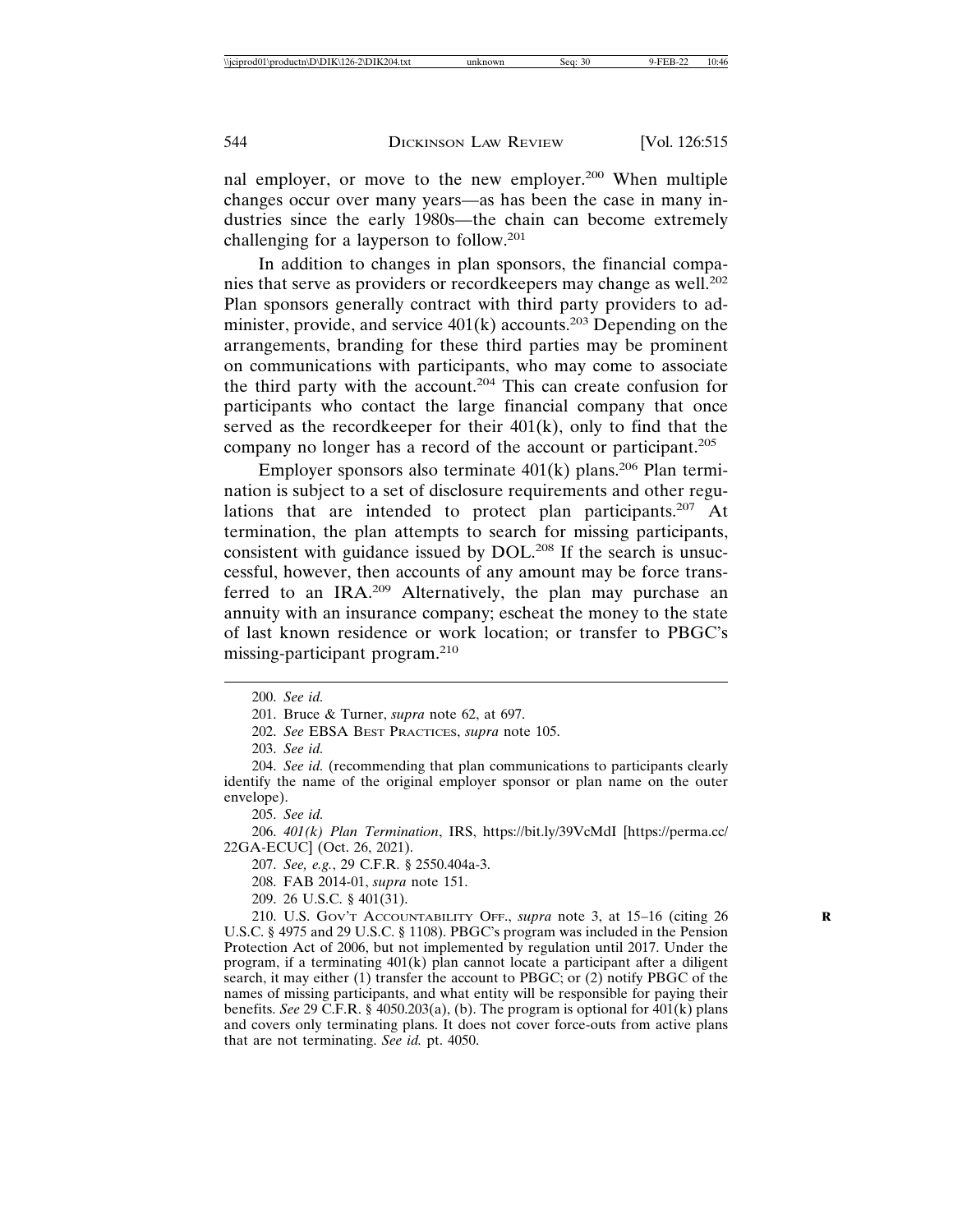nal employer, or move to the new employer.[200] When multiple changes occur over many years—as has been the case in many industries since the early 1980s—the chain can become extremely challenging for a layperson to follow.[201]

In addition to changes in plan sponsors, the financial companies that serve as providers or recordkeepers may change as well.[202] Plan sponsors generally contract with third party providers to administer, provide, and service 401(k) accounts.[203] Depending on the arrangements, branding for these third parties may be prominent on communications with participants, who may come to associate the third party with the account.[204] This can create confusion for participants who contact the large financial company that once served as the recordkeeper for their 401(k), only to find that the company no longer has a record of the account or participant.[205]

Employer sponsors also terminate 401(k) plans.[206] Plan termination is subject to a set of disclosure requirements and other regulations that are intended to protect plan participants.[207] At termination, the plan attempts to search for missing participants, consistent with guidance issued by DOL.[208] If the search is unsuccessful, however, then accounts of any amount may be force transferred to an IRA.[209] Alternatively, the plan may purchase an annuity with an insurance company; escheat the money to the state of last known residence or work location; or transfer to PBGC's missing-participant program.[210]

---

200. *See id.*

201. Bruce & Turner, *supra* note 62, at 697.

202. *See* EBSA Best Practices, *supra* note 105.

203. *See id.*

204. *See id.* (recommending that plan communications to participants clearly identify the name of the original employer sponsor or plan name on the outer envelope).

205. *See id.*

206. *401(k) Plan Termination*, IRS, https://bit.ly/39VcMdI [https://perma.cc/22GA-ECUC] (Oct. 26, 2021).

207. *See, e.g.*, 29 C.F.R. § 2550.404a-3.

208. FAB 2014-01, *supra* note 151.

209. 26 U.S.C. § 401(31).

210. U.S. Gov't Accountability Off., *supra* note 3, at 15–16 (citing 26 U.S.C. § 4975 and 29 U.S.C. § 1108). PBGC's program was included in the Pension Protection Act of 2006, but not implemented by regulation until 2017. Under the program, if a terminating 401(k) plan cannot locate a participant after a diligent search, it may either (1) transfer the account to PBGC; or (2) notify PBGC of the names of missing participants, and what entity will be responsible for paying their benefits. *See* 29 C.F.R. § 4050.203(a), (b). The program is optional for 401(k) plans and covers only terminating plans. It does not cover force-outs from active plans that are not terminating. *See id.* pt. 4050.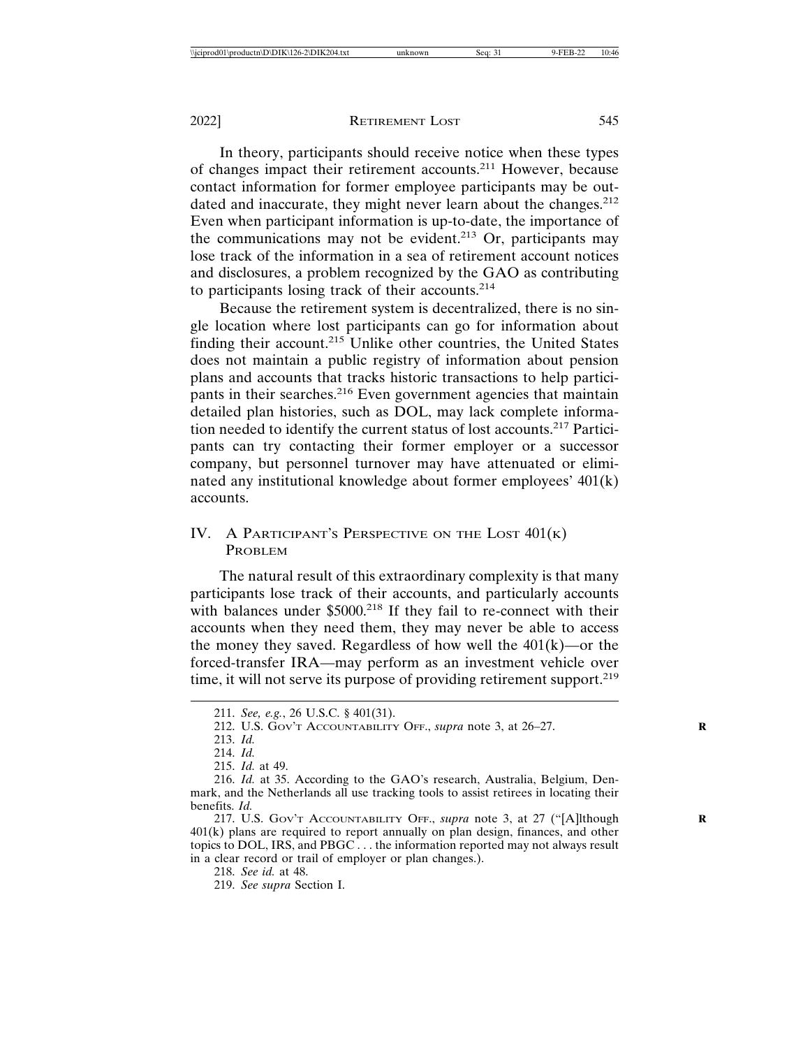In theory, participants should receive notice when these types of changes impact their retirement accounts.[211] However, because contact information for former employee participants may be outdated and inaccurate, they might never learn about the changes.[212] Even when participant information is up-to-date, the importance of the communications may not be evident.[213] Or, participants may lose track of the information in a sea of retirement account notices and disclosures, a problem recognized by the GAO as contributing to participants losing track of their accounts.[214]

Because the retirement system is decentralized, there is no single location where lost participants can go for information about finding their account.[215] Unlike other countries, the United States does not maintain a public registry of information about pension plans and accounts that tracks historic transactions to help participants in their searches.[216] Even government agencies that maintain detailed plan histories, such as DOL, may lack complete information needed to identify the current status of lost accounts.[217] Participants can try contacting their former employer or a successor company, but personnel turnover may have attenuated or eliminated any institutional knowledge about former employees' 401(k) accounts.

## IV. A Participant's Perspective on the Lost 401(k) Problem

The natural result of this extraordinary complexity is that many participants lose track of their accounts, and particularly accounts with balances under $5000.[218] If they fail to re-connect with their accounts when they need them, they may never be able to access the money they saved. Regardless of how well the 401(k)—or the forced-transfer IRA—may perform as an investment vehicle over time, it will not serve its purpose of providing retirement support.[219]

---

211. *See, e.g.*, 26 U.S.C. § 401(31).

212. U.S. Gov't Accountability Off., *supra* note 3, at 26–27.

213. *Id.*

214. *Id.*

215. *Id.* at 49.

216. *Id.* at 35. According to the GAO's research, Australia, Belgium, Denmark, and the Netherlands all use tracking tools to assist retirees in locating their benefits. *Id.*

217. U.S. Gov't Accountability Off., *supra* note 3, at 27 ("[A]lthough 401(k) plans are required to report annually on plan design, finances, and other topics to DOL, IRS, and PBGC . . . the information reported may not always result in a clear record or trail of employer or plan changes.).

218. *See id.* at 48.

219. *See supra* Section I.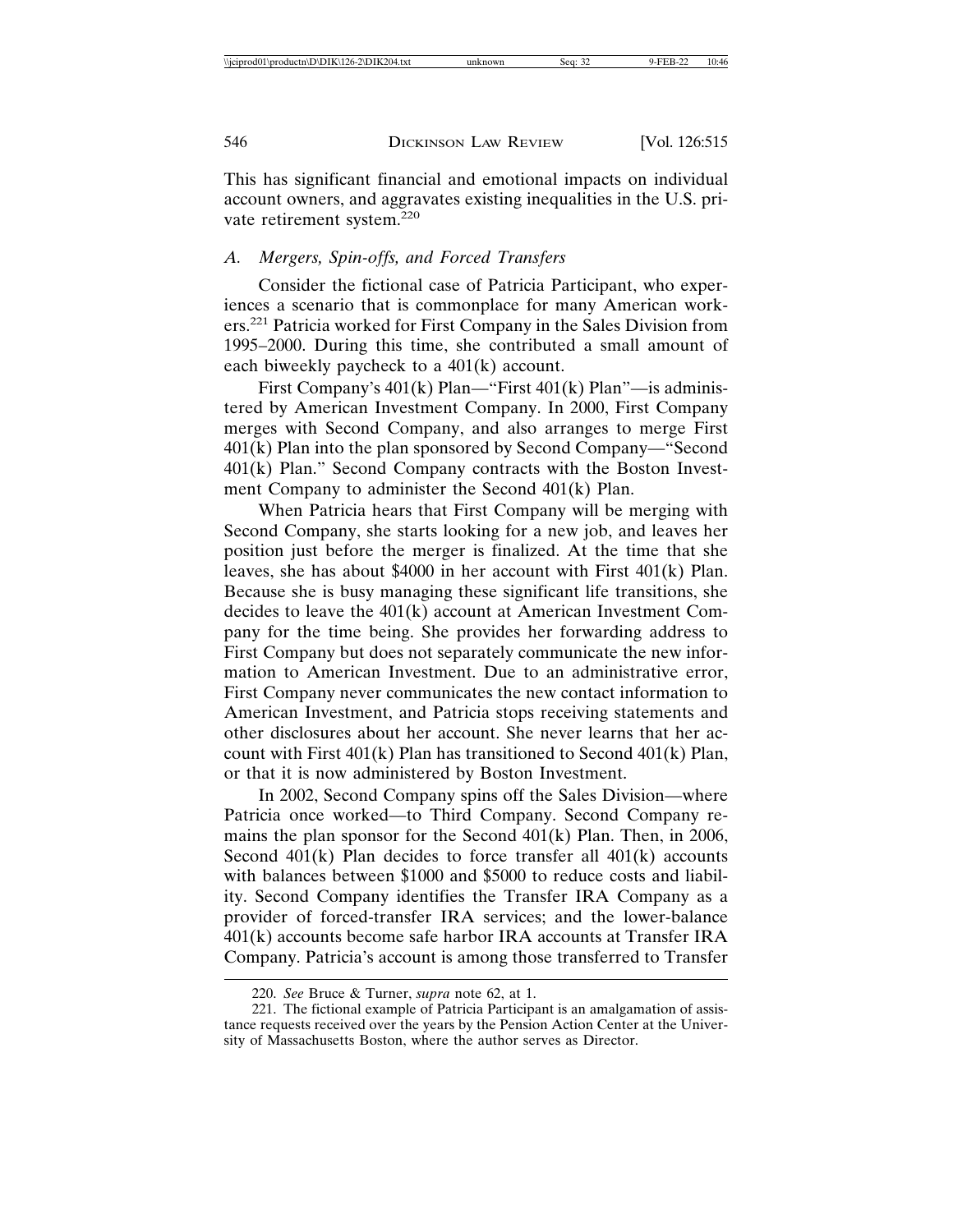This has significant financial and emotional impacts on individual account owners, and aggravates existing inequalities in the U.S. private retirement system.[220]

### *A. Mergers, Spin-offs, and Forced Transfers*

Consider the fictional case of Patricia Participant, who experiences a scenario that is commonplace for many American workers.[221] Patricia worked for First Company in the Sales Division from 1995–2000. During this time, she contributed a small amount of each biweekly paycheck to a 401(k) account.

First Company's 401(k) Plan—"First 401(k) Plan"—is administered by American Investment Company. In 2000, First Company merges with Second Company, and also arranges to merge First 401(k) Plan into the plan sponsored by Second Company—"Second 401(k) Plan." Second Company contracts with the Boston Investment Company to administer the Second 401(k) Plan.

When Patricia hears that First Company will be merging with Second Company, she starts looking for a new job, and leaves her position just before the merger is finalized. At the time that she leaves, she has about $4000 in her account with First 401(k) Plan. Because she is busy managing these significant life transitions, she decides to leave the 401(k) account at American Investment Company for the time being. She provides her forwarding address to First Company but does not separately communicate the new information to American Investment. Due to an administrative error, First Company never communicates the new contact information to American Investment, and Patricia stops receiving statements and other disclosures about her account. She never learns that her account with First 401(k) Plan has transitioned to Second 401(k) Plan, or that it is now administered by Boston Investment.

In 2002, Second Company spins off the Sales Division—where Patricia once worked—to Third Company. Second Company remains the plan sponsor for the Second 401(k) Plan. Then, in 2006, Second 401(k) Plan decides to force transfer all 401(k) accounts with balances between $1000 and $5000 to reduce costs and liability. Second Company identifies the Transfer IRA Company as a provider of forced-transfer IRA services; and the lower-balance 401(k) accounts become safe harbor IRA accounts at Transfer IRA Company. Patricia's account is among those transferred to Transfer

220. *See* Bruce & Turner, *supra* note 62, at 1.

221. The fictional example of Patricia Participant is an amalgamation of assistance requests received over the years by the Pension Action Center at the University of Massachusetts Boston, where the author serves as Director.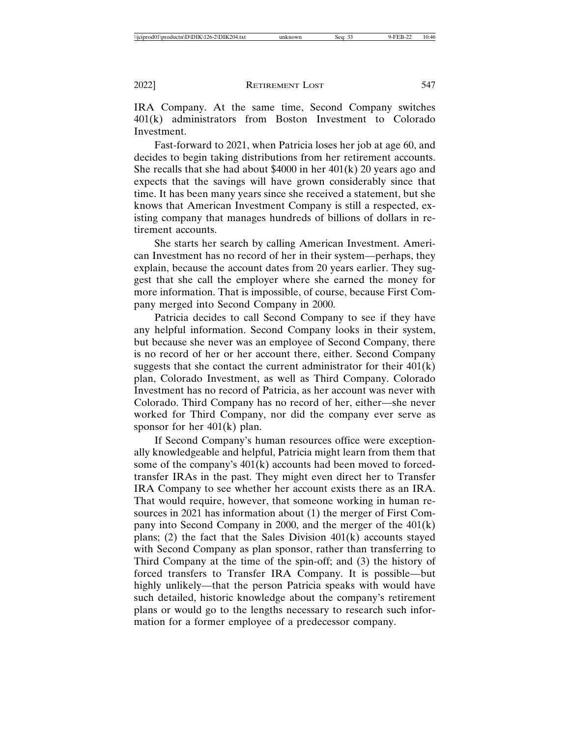IRA Company. At the same time, Second Company switches 401(k) administrators from Boston Investment to Colorado Investment.

Fast-forward to 2021, when Patricia loses her job at age 60, and decides to begin taking distributions from her retirement accounts. She recalls that she had about $4000 in her 401(k) 20 years ago and expects that the savings will have grown considerably since that time. It has been many years since she received a statement, but she knows that American Investment Company is still a respected, existing company that manages hundreds of billions of dollars in retirement accounts.

She starts her search by calling American Investment. American Investment has no record of her in their system—perhaps, they explain, because the account dates from 20 years earlier. They suggest that she call the employer where she earned the money for more information. That is impossible, of course, because First Company merged into Second Company in 2000.

Patricia decides to call Second Company to see if they have any helpful information. Second Company looks in their system, but because she never was an employee of Second Company, there is no record of her or her account there, either. Second Company suggests that she contact the current administrator for their 401(k) plan, Colorado Investment, as well as Third Company. Colorado Investment has no record of Patricia, as her account was never with Colorado. Third Company has no record of her, either—she never worked for Third Company, nor did the company ever serve as sponsor for her 401(k) plan.

If Second Company's human resources office were exceptionally knowledgeable and helpful, Patricia might learn from them that some of the company's 401(k) accounts had been moved to forced-transfer IRAs in the past. They might even direct her to Transfer IRA Company to see whether her account exists there as an IRA. That would require, however, that someone working in human resources in 2021 has information about (1) the merger of First Company into Second Company in 2000, and the merger of the 401(k) plans; (2) the fact that the Sales Division 401(k) accounts stayed with Second Company as plan sponsor, rather than transferring to Third Company at the time of the spin-off; and (3) the history of forced transfers to Transfer IRA Company. It is possible—but highly unlikely—that the person Patricia speaks with would have such detailed, historic knowledge about the company's retirement plans or would go to the lengths necessary to research such information for a former employee of a predecessor company.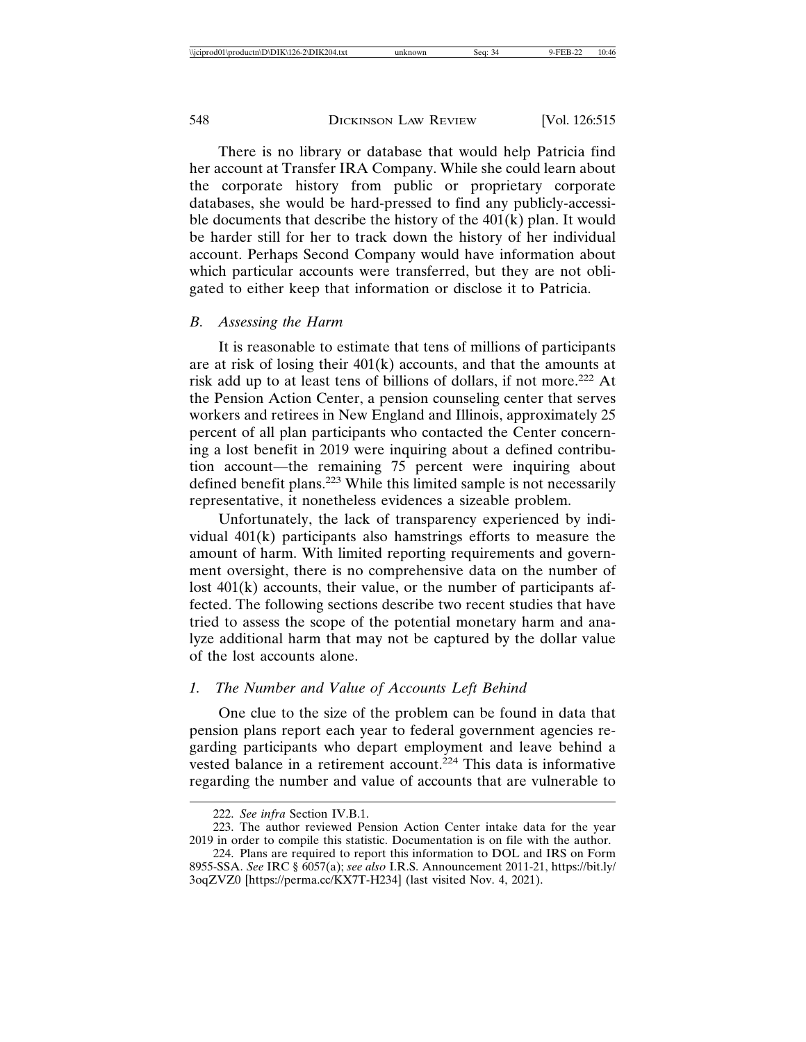There is no library or database that would help Patricia find her account at Transfer IRA Company. While she could learn about the corporate history from public or proprietary corporate databases, she would be hard-pressed to find any publicly-accessible documents that describe the history of the 401(k) plan. It would be harder still for her to track down the history of her individual account. Perhaps Second Company would have information about which particular accounts were transferred, but they are not obligated to either keep that information or disclose it to Patricia.

### *B. Assessing the Harm*

It is reasonable to estimate that tens of millions of participants are at risk of losing their 401(k) accounts, and that the amounts at risk add up to at least tens of billions of dollars, if not more.[222] At the Pension Action Center, a pension counseling center that serves workers and retirees in New England and Illinois, approximately 25 percent of all plan participants who contacted the Center concerning a lost benefit in 2019 were inquiring about a defined contribution account—the remaining 75 percent were inquiring about defined benefit plans.[223] While this limited sample is not necessarily representative, it nonetheless evidences a sizeable problem.

Unfortunately, the lack of transparency experienced by individual 401(k) participants also hamstrings efforts to measure the amount of harm. With limited reporting requirements and government oversight, there is no comprehensive data on the number of lost 401(k) accounts, their value, or the number of participants affected. The following sections describe two recent studies that have tried to assess the scope of the potential monetary harm and analyze additional harm that may not be captured by the dollar value of the lost accounts alone.

#### *1. The Number and Value of Accounts Left Behind*

One clue to the size of the problem can be found in data that pension plans report each year to federal government agencies regarding participants who depart employment and leave behind a vested balance in a retirement account.[224] This data is informative regarding the number and value of accounts that are vulnerable to

---

222. *See infra* Section IV.B.1.

223. The author reviewed Pension Action Center intake data for the year 2019 in order to compile this statistic. Documentation is on file with the author.

224. Plans are required to report this information to DOL and IRS on Form 8955-SSA. *See* IRC § 6057(a); *see also* I.R.S. Announcement 2011-21, https://bit.ly/3oqZVZ0 [https://perma.cc/KX7T-H234] (last visited Nov. 4, 2021).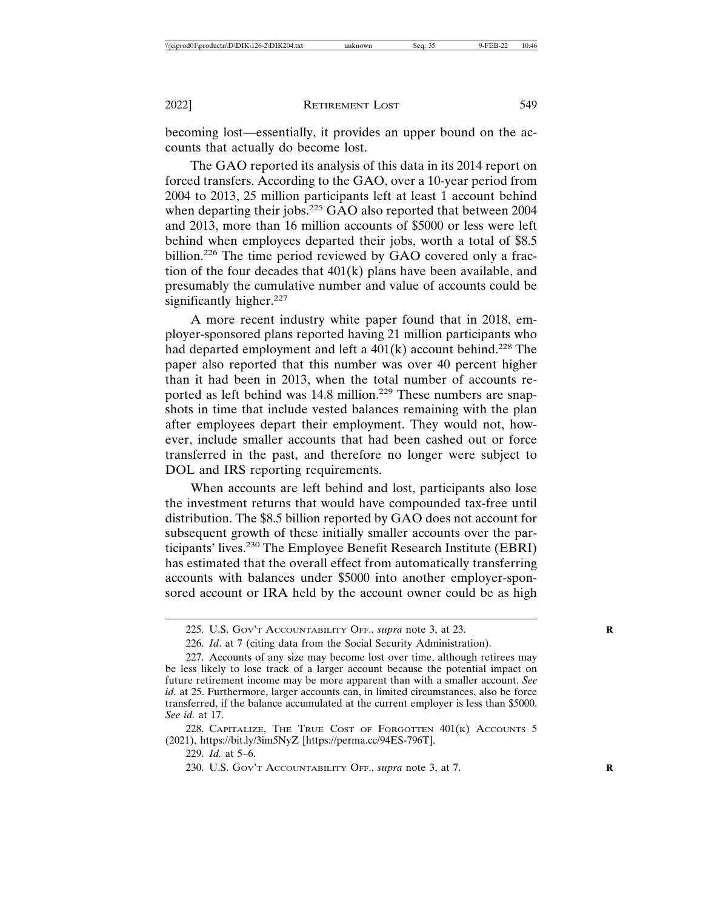becoming lost—essentially, it provides an upper bound on the accounts that actually do become lost.

The GAO reported its analysis of this data in its 2014 report on forced transfers. According to the GAO, over a 10-year period from 2004 to 2013, 25 million participants left at least 1 account behind when departing their jobs.[225] GAO also reported that between 2004 and 2013, more than 16 million accounts of $5000 or less were left behind when employees departed their jobs, worth a total of $8.5 billion.[226] The time period reviewed by GAO covered only a fraction of the four decades that 401(k) plans have been available, and presumably the cumulative number and value of accounts could be significantly higher.[227]

A more recent industry white paper found that in 2018, employer-sponsored plans reported having 21 million participants who had departed employment and left a 401(k) account behind.[228] The paper also reported that this number was over 40 percent higher than it had been in 2013, when the total number of accounts reported as left behind was 14.8 million.[229] These numbers are snapshots in time that include vested balances remaining with the plan after employees depart their employment. They would not, however, include smaller accounts that had been cashed out or force transferred in the past, and therefore no longer were subject to DOL and IRS reporting requirements.

When accounts are left behind and lost, participants also lose the investment returns that would have compounded tax-free until distribution. The $8.5 billion reported by GAO does not account for subsequent growth of these initially smaller accounts over the participants' lives.[230] The Employee Benefit Research Institute (EBRI) has estimated that the overall effect from automatically transferring accounts with balances under $5000 into another employer-sponsored account or IRA held by the account owner could be as high

225. U.S. Gov't Accountability Off., *supra* note 3, at 23.

226. *Id*. at 7 (citing data from the Social Security Administration).

227. Accounts of any size may become lost over time, although retirees may be less likely to lose track of a larger account because the potential impact on future retirement income may be more apparent than with a smaller account. *See id.* at 25. Furthermore, larger accounts can, in limited circumstances, also be force transferred, if the balance accumulated at the current employer is less than $5000. *See id.* at 17.

228. Capitalize, The True Cost of Forgotten 401(k) Accounts 5 (2021), https://bit.ly/3im5NyZ [https://perma.cc/94ES-796T].

229. *Id.* at 5–6.

230. U.S. Gov't Accountability Off., *supra* note 3, at 7.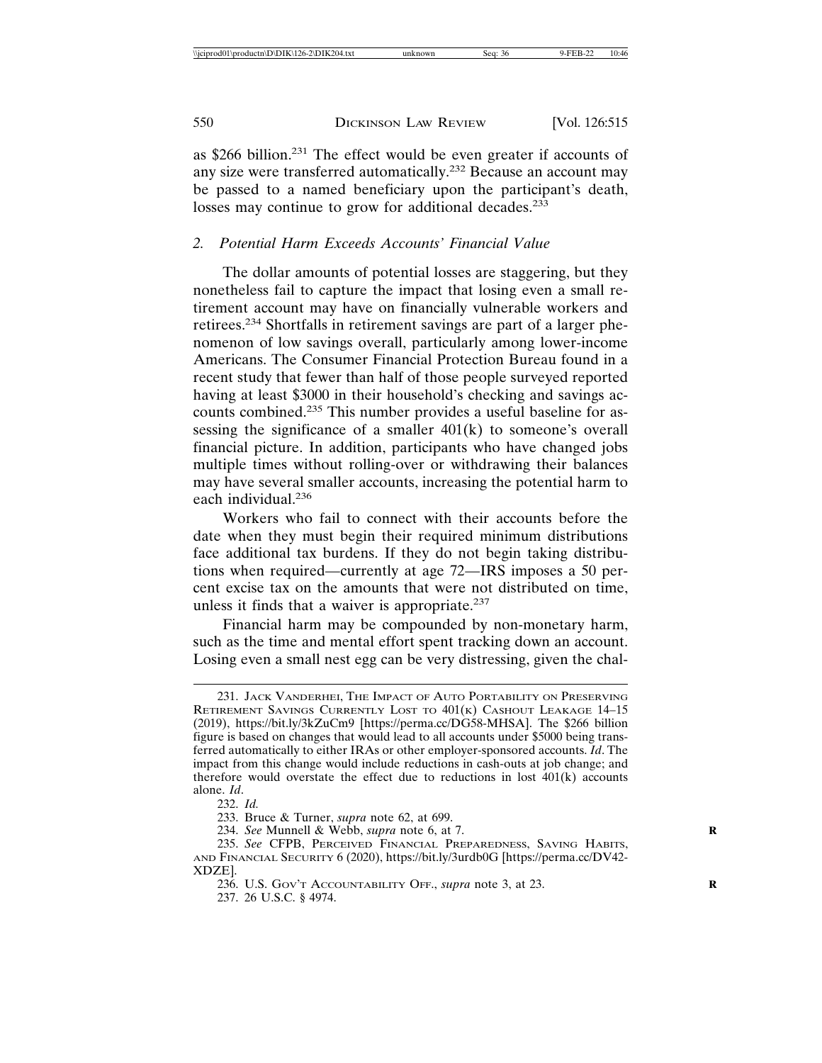as $266 billion.[231] The effect would be even greater if accounts of any size were transferred automatically.[232] Because an account may be passed to a named beneficiary upon the participant's death, losses may continue to grow for additional decades.[233]

### 2. *Potential Harm Exceeds Accounts' Financial Value*

The dollar amounts of potential losses are staggering, but they nonetheless fail to capture the impact that losing even a small retirement account may have on financially vulnerable workers and retirees.[234] Shortfalls in retirement savings are part of a larger phenomenon of low savings overall, particularly among lower-income Americans. The Consumer Financial Protection Bureau found in a recent study that fewer than half of those people surveyed reported having at least $3000 in their household's checking and savings accounts combined.[235] This number provides a useful baseline for assessing the significance of a smaller 401(k) to someone's overall financial picture. In addition, participants who have changed jobs multiple times without rolling-over or withdrawing their balances may have several smaller accounts, increasing the potential harm to each individual.[236]

Workers who fail to connect with their accounts before the date when they must begin their required minimum distributions face additional tax burdens. If they do not begin taking distributions when required—currently at age 72—IRS imposes a 50 percent excise tax on the amounts that were not distributed on time, unless it finds that a waiver is appropriate.[237]

Financial harm may be compounded by non-monetary harm, such as the time and mental effort spent tracking down an account. Losing even a small nest egg can be very distressing, given the chal-

---

231. JACK VANDERHEI, THE IMPACT OF AUTO PORTABILITY ON PRESERVING RETIREMENT SAVINGS CURRENTLY LOST TO 401(K) CASHOUT LEAKAGE 14–15 (2019), https://bit.ly/3kZuCm9 [https://perma.cc/DG58-MHSA]. The $266 billion figure is based on changes that would lead to all accounts under $5000 being transferred automatically to either IRAs or other employer-sponsored accounts. *Id*. The impact from this change would include reductions in cash-outs at job change; and therefore would overstate the effect due to reductions in lost 401(k) accounts alone. *Id*.

232. *Id.*

233. Bruce & Turner, *supra* note 62, at 699.

234. *See* Munnell & Webb, *supra* note 6, at 7.

235. *See* CFPB, PERCEIVED FINANCIAL PREPAREDNESS, SAVING HABITS, AND FINANCIAL SECURITY 6 (2020), https://bit.ly/3urdb0G [https://perma.cc/DV42-XDZE].

236. U.S. GOV'T ACCOUNTABILITY OFF., *supra* note 3, at 23.

237. 26 U.S.C. § 4974.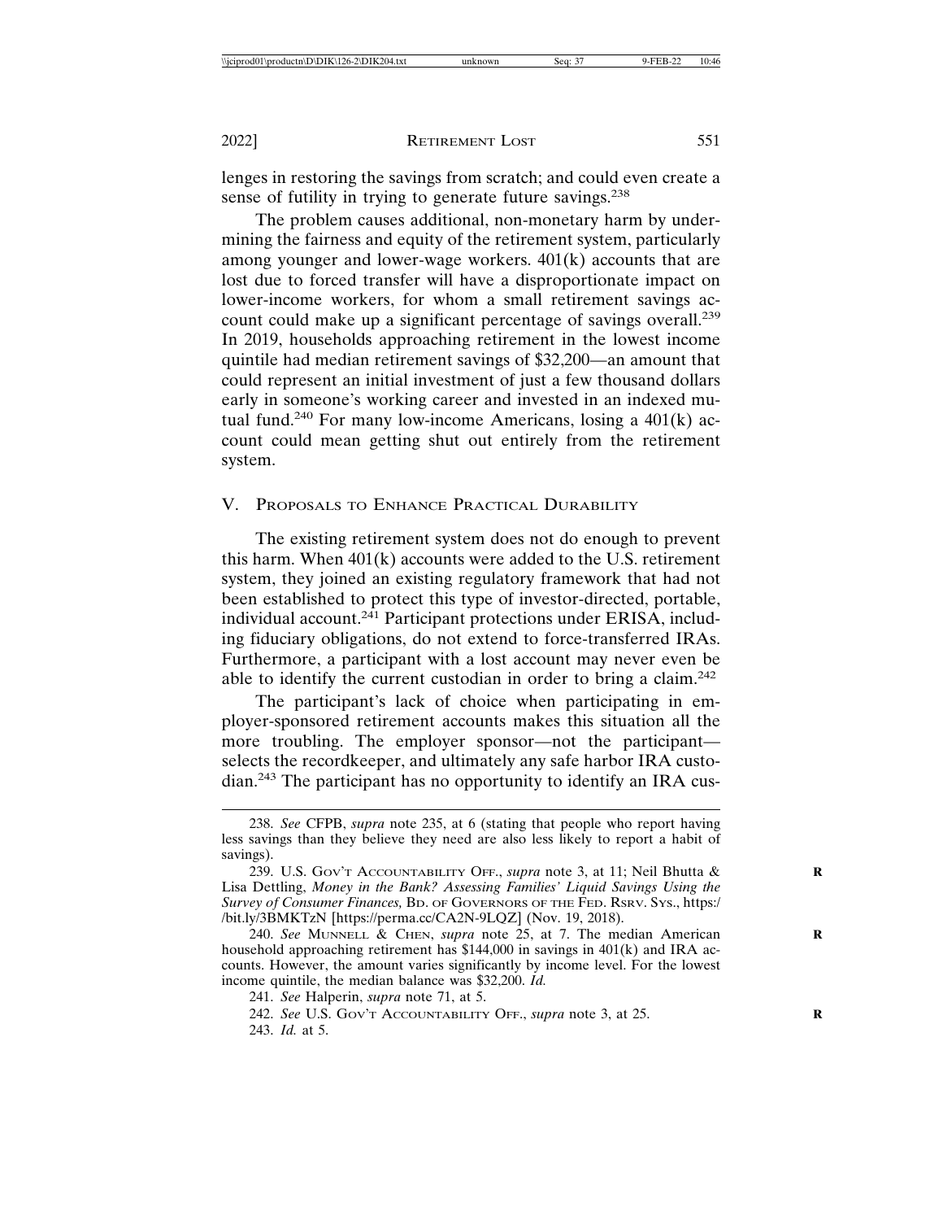lenges in restoring the savings from scratch; and could even create a sense of futility in trying to generate future savings.[238]

The problem causes additional, non-monetary harm by undermining the fairness and equity of the retirement system, particularly among younger and lower-wage workers. 401(k) accounts that are lost due to forced transfer will have a disproportionate impact on lower-income workers, for whom a small retirement savings account could make up a significant percentage of savings overall.[239] In 2019, households approaching retirement in the lowest income quintile had median retirement savings of $32,200—an amount that could represent an initial investment of just a few thousand dollars early in someone's working career and invested in an indexed mutual fund.[240] For many low-income Americans, losing a 401(k) account could mean getting shut out entirely from the retirement system.

## V. Proposals to Enhance Practical Durability

The existing retirement system does not do enough to prevent this harm. When 401(k) accounts were added to the U.S. retirement system, they joined an existing regulatory framework that had not been established to protect this type of investor-directed, portable, individual account.[241] Participant protections under ERISA, including fiduciary obligations, do not extend to force-transferred IRAs. Furthermore, a participant with a lost account may never even be able to identify the current custodian in order to bring a claim.[242]

The participant's lack of choice when participating in employer-sponsored retirement accounts makes this situation all the more troubling. The employer sponsor—not the participant—selects the recordkeeper, and ultimately any safe harbor IRA custodian.[243] The participant has no opportunity to identify an IRA cus-

---

238. *See* CFPB, *supra* note 235, at 6 (stating that people who report having less savings than they believe they need are also less likely to report a habit of savings).

239. U.S. Gov't Accountability Off., *supra* note 3, at 11; Neil Bhutta & Lisa Dettling, *Money in the Bank? Assessing Families' Liquid Savings Using the Survey of Consumer Finances,* Bd. of Governors of the Fed. Rsrv. Sys., https://bit.ly/3BMKTzN [https://perma.cc/CA2N-9LQZ] (Nov. 19, 2018).

240. *See* Munnell & Chen, *supra* note 25, at 7. The median American household approaching retirement has $144,000 in savings in 401(k) and IRA accounts. However, the amount varies significantly by income level. For the lowest income quintile, the median balance was $32,200. *Id.*

241. *See* Halperin, *supra* note 71, at 5.

242. *See* U.S. Gov't Accountability Off., *supra* note 3, at 25.

243. *Id.* at 5.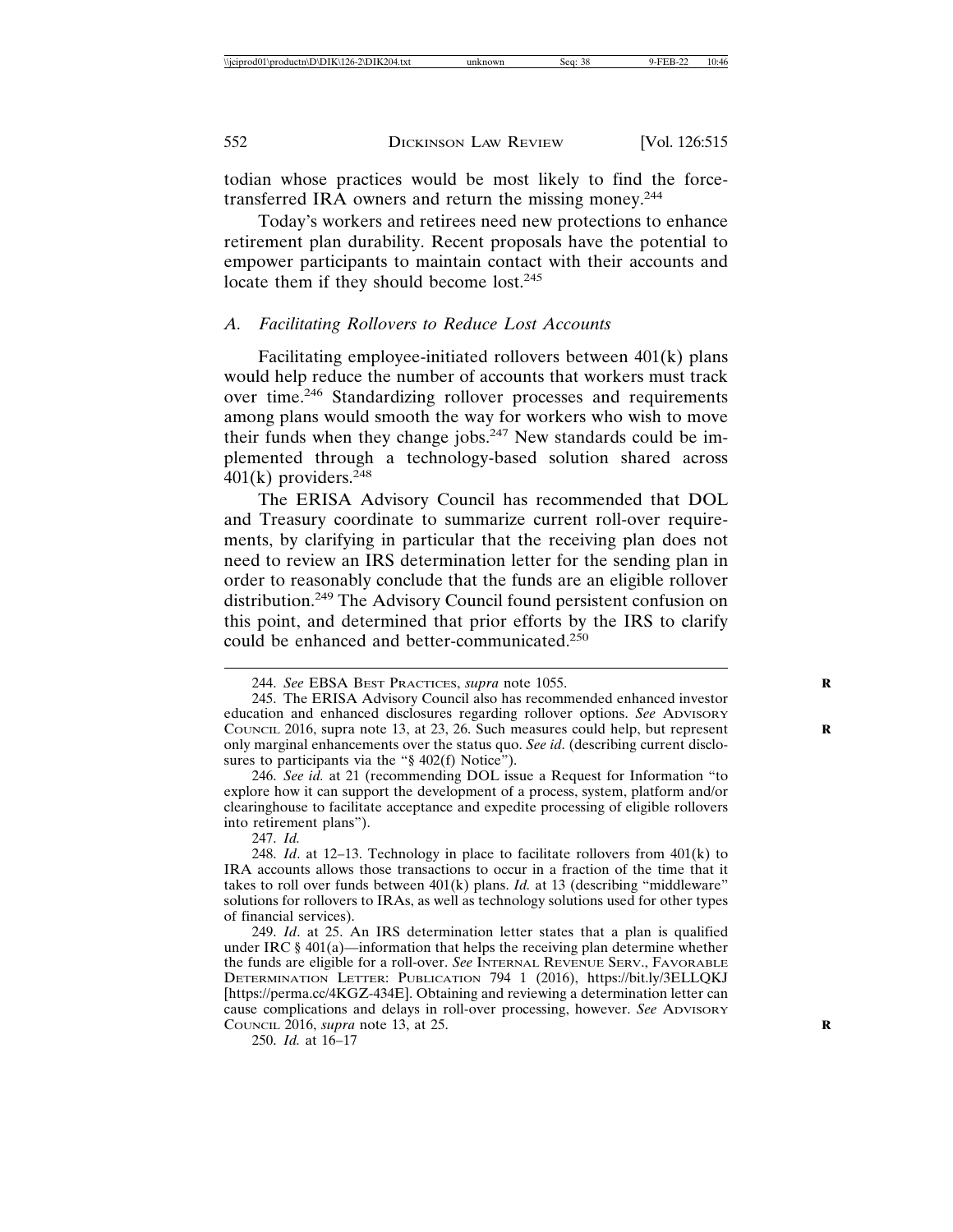todian whose practices would be most likely to find the force-transferred IRA owners and return the missing money.[244]

Today's workers and retirees need new protections to enhance retirement plan durability. Recent proposals have the potential to empower participants to maintain contact with their accounts and locate them if they should become lost.[245]

### *A. Facilitating Rollovers to Reduce Lost Accounts*

Facilitating employee-initiated rollovers between 401(k) plans would help reduce the number of accounts that workers must track over time.[246] Standardizing rollover processes and requirements among plans would smooth the way for workers who wish to move their funds when they change jobs.[247] New standards could be implemented through a technology-based solution shared across 401(k) providers.[248]

The ERISA Advisory Council has recommended that DOL and Treasury coordinate to summarize current roll-over requirements, by clarifying in particular that the receiving plan does not need to review an IRS determination letter for the sending plan in order to reasonably conclude that the funds are an eligible rollover distribution.[249] The Advisory Council found persistent confusion on this point, and determined that prior efforts by the IRS to clarify could be enhanced and better-communicated.[250]

---

244. *See* EBSA BEST PRACTICES, *supra* note 1055.

245. The ERISA Advisory Council also has recommended enhanced investor education and enhanced disclosures regarding rollover options. *See* ADVISORY COUNCIL 2016, supra note 13, at 23, 26. Such measures could help, but represent only marginal enhancements over the status quo. *See id*. (describing current disclosures to participants via the "§ 402(f) Notice").

246. *See id.* at 21 (recommending DOL issue a Request for Information "to explore how it can support the development of a process, system, platform and/or clearinghouse to facilitate acceptance and expedite processing of eligible rollovers into retirement plans").

247. *Id.*

248. *Id*. at 12–13. Technology in place to facilitate rollovers from 401(k) to IRA accounts allows those transactions to occur in a fraction of the time that it takes to roll over funds between 401(k) plans. *Id.* at 13 (describing "middleware" solutions for rollovers to IRAs, as well as technology solutions used for other types of financial services).

249. *Id*. at 25. An IRS determination letter states that a plan is qualified under IRC § 401(a)—information that helps the receiving plan determine whether the funds are eligible for a roll-over. *See* INTERNAL REVENUE SERV., FAVORABLE DETERMINATION LETTER: PUBLICATION 794 1 (2016), https://bit.ly/3ELLQKJ [https://perma.cc/4KGZ-434E]. Obtaining and reviewing a determination letter can cause complications and delays in roll-over processing, however. *See* ADVISORY COUNCIL 2016, *supra* note 13, at 25.

250. *Id.* at 16–17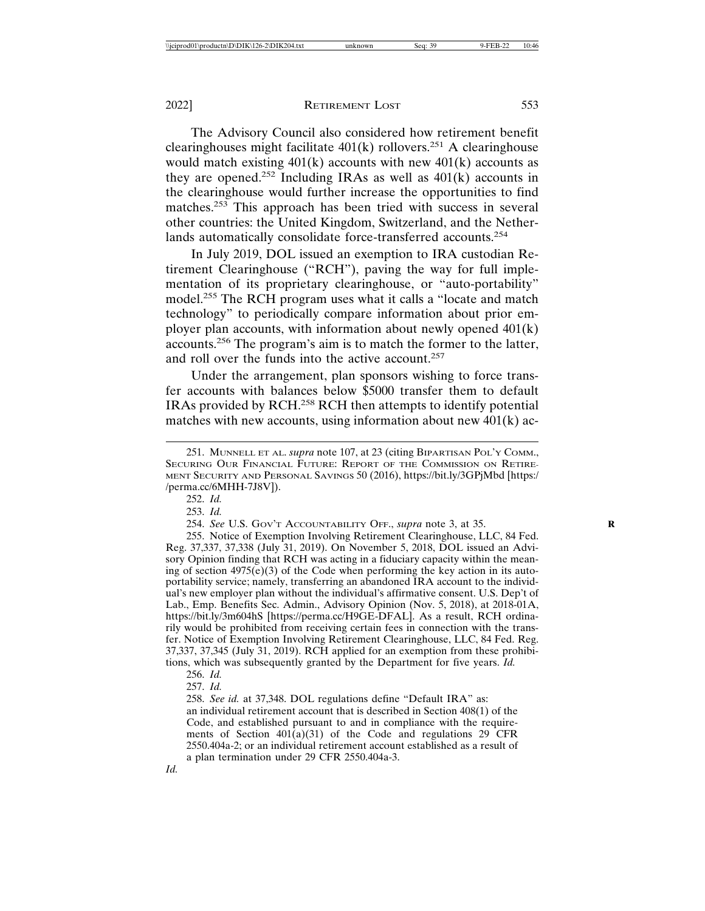The Advisory Council also considered how retirement benefit clearinghouses might facilitate 401(k) rollovers.[251] A clearinghouse would match existing 401(k) accounts with new 401(k) accounts as they are opened.[252] Including IRAs as well as 401(k) accounts in the clearinghouse would further increase the opportunities to find matches.[253] This approach has been tried with success in several other countries: the United Kingdom, Switzerland, and the Netherlands automatically consolidate force-transferred accounts.[254]

In July 2019, DOL issued an exemption to IRA custodian Retirement Clearinghouse ("RCH"), paving the way for full implementation of its proprietary clearinghouse, or "auto-portability" model.[255] The RCH program uses what it calls a "locate and match technology" to periodically compare information about prior employer plan accounts, with information about newly opened 401(k) accounts.[256] The program's aim is to match the former to the latter, and roll over the funds into the active account.[257]

Under the arrangement, plan sponsors wishing to force transfer accounts with balances below $5000 transfer them to default IRAs provided by RCH.[258] RCH then attempts to identify potential matches with new accounts, using information about new 401(k) ac-

---

251. MUNNELL ET AL. *supra* note 107, at 23 (citing BIPARTISAN POL'Y COMM., SECURING OUR FINANCIAL FUTURE: REPORT OF THE COMMISSION ON RETIREMENT SECURITY AND PERSONAL SAVINGS 50 (2016), https://bit.ly/3GPjMbd [https://perma.cc/6MHH-7J8V]).

252. *Id.*

253. *Id.*

254. *See* U.S. GOV'T ACCOUNTABILITY OFF., *supra* note 3, at 35.

255. Notice of Exemption Involving Retirement Clearinghouse, LLC, 84 Fed. Reg. 37,337, 37,338 (July 31, 2019). On November 5, 2018, DOL issued an Advisory Opinion finding that RCH was acting in a fiduciary capacity within the meaning of section 4975(e)(3) of the Code when performing the key action in its auto-portability service; namely, transferring an abandoned IRA account to the individual's new employer plan without the individual's affirmative consent. U.S. Dep't of Lab., Emp. Benefits Sec. Admin., Advisory Opinion (Nov. 5, 2018), at 2018-01A, https://bit.ly/3m604hS [https://perma.cc/H9GE-DFAL]. As a result, RCH ordinarily would be prohibited from receiving certain fees in connection with the transfer. Notice of Exemption Involving Retirement Clearinghouse, LLC, 84 Fed. Reg. 37,337, 37,345 (July 31, 2019). RCH applied for an exemption from these prohibitions, which was subsequently granted by the Department for five years. *Id.*

256. *Id.*

257. *Id.*

258. *See id.* at 37,348. DOL regulations define "Default IRA" as:

> an individual retirement account that is described in Section 408(1) of the Code, and established pursuant to and in compliance with the requirements of Section 401(a)(31) of the Code and regulations 29 CFR 2550.404a-2; or an individual retirement account established as a result of a plan termination under 29 CFR 2550.404a-3.

*Id.*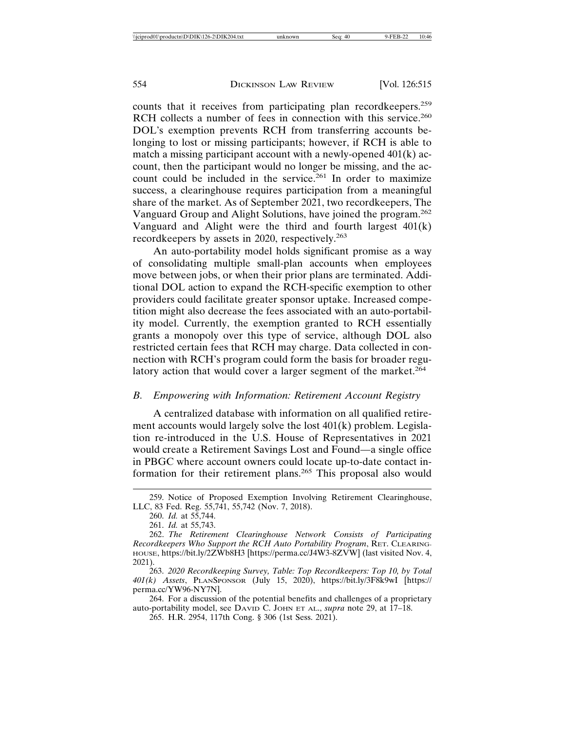counts that it receives from participating plan recordkeepers.[259] RCH collects a number of fees in connection with this service.[260] DOL's exemption prevents RCH from transferring accounts belonging to lost or missing participants; however, if RCH is able to match a missing participant account with a newly-opened 401(k) account, then the participant would no longer be missing, and the account could be included in the service.[261] In order to maximize success, a clearinghouse requires participation from a meaningful share of the market. As of September 2021, two recordkeepers, The Vanguard Group and Alight Solutions, have joined the program.[262] Vanguard and Alight were the third and fourth largest 401(k) recordkeepers by assets in 2020, respectively.[263]

An auto-portability model holds significant promise as a way of consolidating multiple small-plan accounts when employees move between jobs, or when their prior plans are terminated. Additional DOL action to expand the RCH-specific exemption to other providers could facilitate greater sponsor uptake. Increased competition might also decrease the fees associated with an auto-portability model. Currently, the exemption granted to RCH essentially grants a monopoly over this type of service, although DOL also restricted certain fees that RCH may charge. Data collected in connection with RCH's program could form the basis for broader regulatory action that would cover a larger segment of the market.[264]

### *B. Empowering with Information: Retirement Account Registry*

A centralized database with information on all qualified retirement accounts would largely solve the lost 401(k) problem. Legislation re-introduced in the U.S. House of Representatives in 2021 would create a Retirement Savings Lost and Found—a single office in PBGC where account owners could locate up-to-date contact information for their retirement plans.[265] This proposal also would

---

259. Notice of Proposed Exemption Involving Retirement Clearinghouse, LLC, 83 Fed. Reg. 55,741, 55,742 (Nov. 7, 2018).

260. *Id.* at 55,744.

261. *Id.* at 55,743.

262. *The Retirement Clearinghouse Network Consists of Participating Recordkeepers Who Support the RCH Auto Portability Program*, RET. CLEARINGHOUSE, https://bit.ly/2ZWb8H3 [https://perma.cc/J4W3-8ZVW] (last visited Nov. 4, 2021).

263. *2020 Recordkeeping Survey, Table: Top Recordkeepers: Top 10, by Total 401(k) Assets*, PLANSPONSOR (July 15, 2020), https://bit.ly/3F8k9wI [https://perma.cc/YW96-NY7N].

264. For a discussion of the potential benefits and challenges of a proprietary auto-portability model, see DAVID C. JOHN ET AL., *supra* note 29, at 17–18.

265. H.R. 2954, 117th Cong. § 306 (1st Sess. 2021).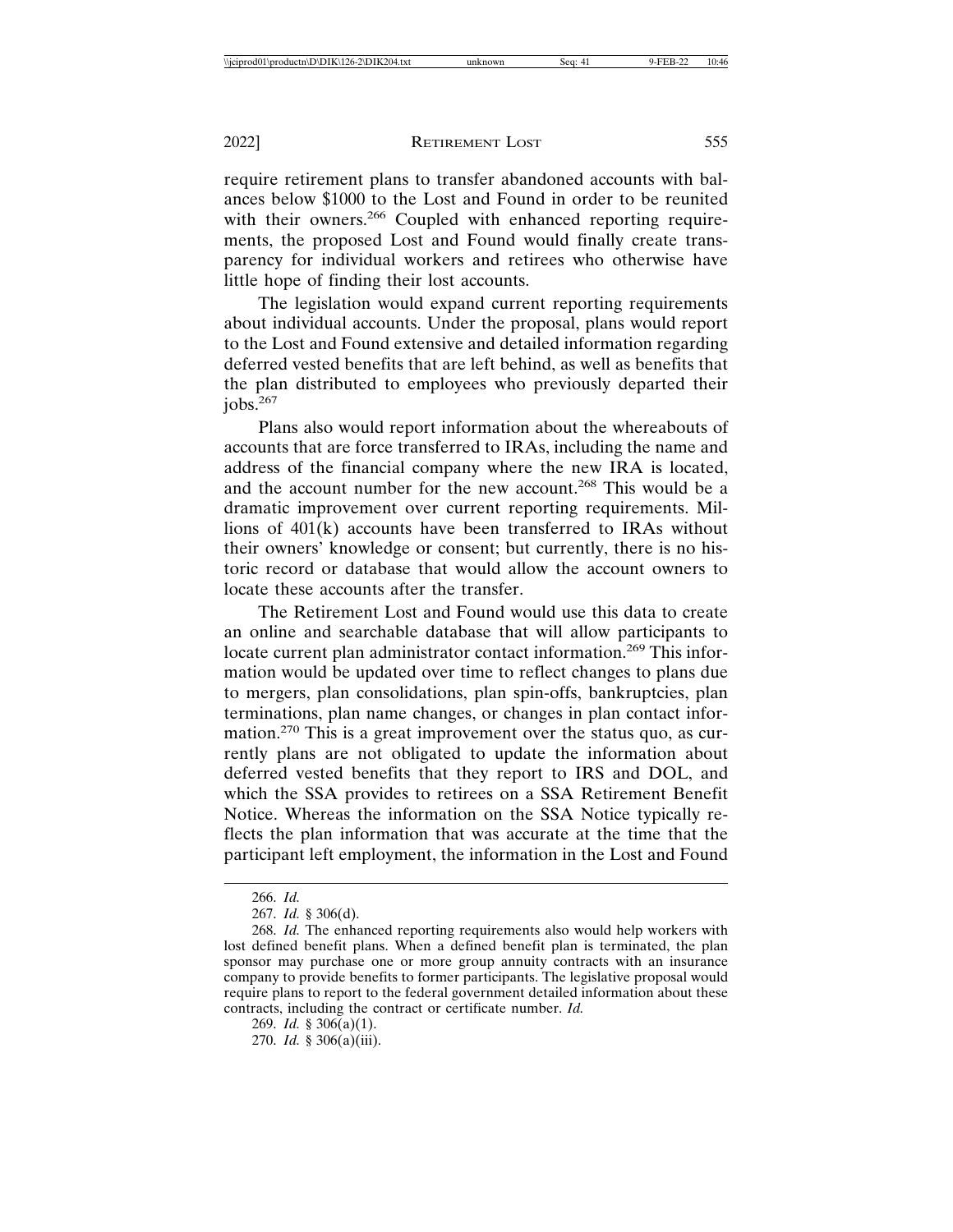require retirement plans to transfer abandoned accounts with balances below $1000 to the Lost and Found in order to be reunited with their owners.[266] Coupled with enhanced reporting requirements, the proposed Lost and Found would finally create transparency for individual workers and retirees who otherwise have little hope of finding their lost accounts.

The legislation would expand current reporting requirements about individual accounts. Under the proposal, plans would report to the Lost and Found extensive and detailed information regarding deferred vested benefits that are left behind, as well as benefits that the plan distributed to employees who previously departed their jobs.[267]

Plans also would report information about the whereabouts of accounts that are force transferred to IRAs, including the name and address of the financial company where the new IRA is located, and the account number for the new account.[268] This would be a dramatic improvement over current reporting requirements. Millions of 401(k) accounts have been transferred to IRAs without their owners' knowledge or consent; but currently, there is no historic record or database that would allow the account owners to locate these accounts after the transfer.

The Retirement Lost and Found would use this data to create an online and searchable database that will allow participants to locate current plan administrator contact information.[269] This information would be updated over time to reflect changes to plans due to mergers, plan consolidations, plan spin-offs, bankruptcies, plan terminations, plan name changes, or changes in plan contact information.[270] This is a great improvement over the status quo, as currently plans are not obligated to update the information about deferred vested benefits that they report to IRS and DOL, and which the SSA provides to retirees on a SSA Retirement Benefit Notice. Whereas the information on the SSA Notice typically reflects the plan information that was accurate at the time that the participant left employment, the information in the Lost and Found

---

266. *Id.*

267. *Id.* § 306(d).

268. *Id.* The enhanced reporting requirements also would help workers with lost defined benefit plans. When a defined benefit plan is terminated, the plan sponsor may purchase one or more group annuity contracts with an insurance company to provide benefits to former participants. The legislative proposal would require plans to report to the federal government detailed information about these contracts, including the contract or certificate number. *Id.*

269. *Id.* § 306(a)(1).

270. *Id.* § 306(a)(iii).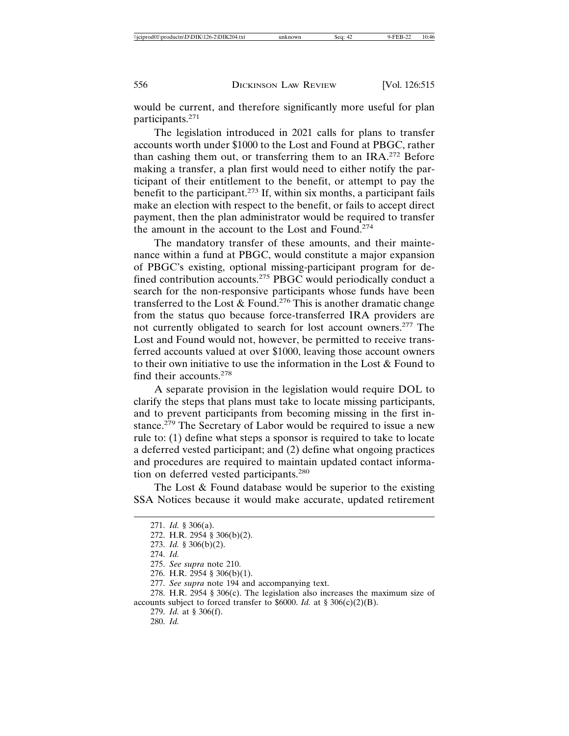would be current, and therefore significantly more useful for plan participants.[271]

The legislation introduced in 2021 calls for plans to transfer accounts worth under $1000 to the Lost and Found at PBGC, rather than cashing them out, or transferring them to an IRA.[272] Before making a transfer, a plan first would need to either notify the participant of their entitlement to the benefit, or attempt to pay the benefit to the participant.[273] If, within six months, a participant fails make an election with respect to the benefit, or fails to accept direct payment, then the plan administrator would be required to transfer the amount in the account to the Lost and Found.[274]

The mandatory transfer of these amounts, and their maintenance within a fund at PBGC, would constitute a major expansion of PBGC's existing, optional missing-participant program for defined contribution accounts.[275] PBGC would periodically conduct a search for the non-responsive participants whose funds have been transferred to the Lost & Found.[276] This is another dramatic change from the status quo because force-transferred IRA providers are not currently obligated to search for lost account owners.[277] The Lost and Found would not, however, be permitted to receive transferred accounts valued at over $1000, leaving those account owners to their own initiative to use the information in the Lost & Found to find their accounts.[278]

A separate provision in the legislation would require DOL to clarify the steps that plans must take to locate missing participants, and to prevent participants from becoming missing in the first instance.[279] The Secretary of Labor would be required to issue a new rule to: (1) define what steps a sponsor is required to take to locate a deferred vested participant; and (2) define what ongoing practices and procedures are required to maintain updated contact information on deferred vested participants.[280]

The Lost & Found database would be superior to the existing SSA Notices because it would make accurate, updated retirement

---

271. *Id.* § 306(a).

272. H.R. 2954 § 306(b)(2).

273. *Id.* § 306(b)(2).

274. *Id.*

275. *See supra* note 210.

276. H.R. 2954 § 306(b)(1).

277. *See supra* note 194 and accompanying text.

278. H.R. 2954 § 306(c). The legislation also increases the maximum size of accounts subject to forced transfer to $6000. *Id.* at § 306(c)(2)(B).

279. *Id.* at § 306(f).

280. *Id.*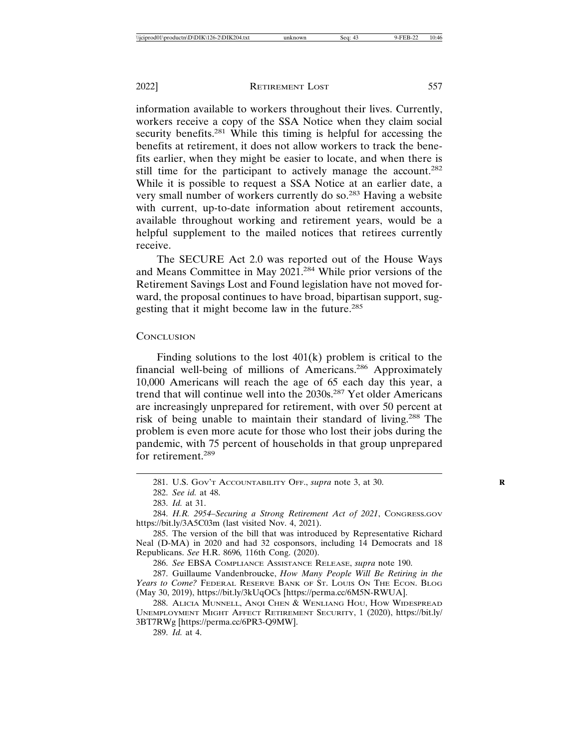information available to workers throughout their lives. Currently, workers receive a copy of the SSA Notice when they claim social security benefits.[281] While this timing is helpful for accessing the benefits at retirement, it does not allow workers to track the benefits earlier, when they might be easier to locate, and when there is still time for the participant to actively manage the account.[282] While it is possible to request a SSA Notice at an earlier date, a very small number of workers currently do so.[283] Having a website with current, up-to-date information about retirement accounts, available throughout working and retirement years, would be a helpful supplement to the mailed notices that retirees currently receive.

The SECURE Act 2.0 was reported out of the House Ways and Means Committee in May 2021.[284] While prior versions of the Retirement Savings Lost and Found legislation have not moved forward, the proposal continues to have broad, bipartisan support, suggesting that it might become law in the future.[285]

## Conclusion

Finding solutions to the lost 401(k) problem is critical to the financial well-being of millions of Americans.[286] Approximately 10,000 Americans will reach the age of 65 each day this year, a trend that will continue well into the 2030s.[287] Yet older Americans are increasingly unprepared for retirement, with over 50 percent at risk of being unable to maintain their standard of living.[288] The problem is even more acute for those who lost their jobs during the pandemic, with 75 percent of households in that group unprepared for retirement.[289]

---

281. U.S. Gov't Accountability Off., *supra* note 3, at 30.

282. *See id.* at 48.

283. *Id.* at 31.

284. *H.R. 2954–Securing a Strong Retirement Act of 2021*, Congress.gov https://bit.ly/3A5C03m (last visited Nov. 4, 2021).

285. The version of the bill that was introduced by Representative Richard Neal (D-MA) in 2020 and had 32 cosponsors, including 14 Democrats and 18 Republicans. *See* H.R. 8696*,* 116th Cong. (2020).

286. *See* EBSA Compliance Assistance Release, *supra* note 190.

287. Guillaume Vandenbroucke, *How Many People Will Be Retiring in the Years to Come?* Federal Reserve Bank of St. Louis On The Econ. Blog (May 30, 2019), https://bit.ly/3kUqOCs [https://perma.cc/6M5N-RWUA].

288. Alicia Munnell, Anqi Chen & Wenliang Hou, How Widespread Unemployment Might Affect Retirement Security, 1 (2020), https://bit.ly/3BT7RWg [https://perma.cc/6PR3-Q9MW].

289. *Id.* at 4.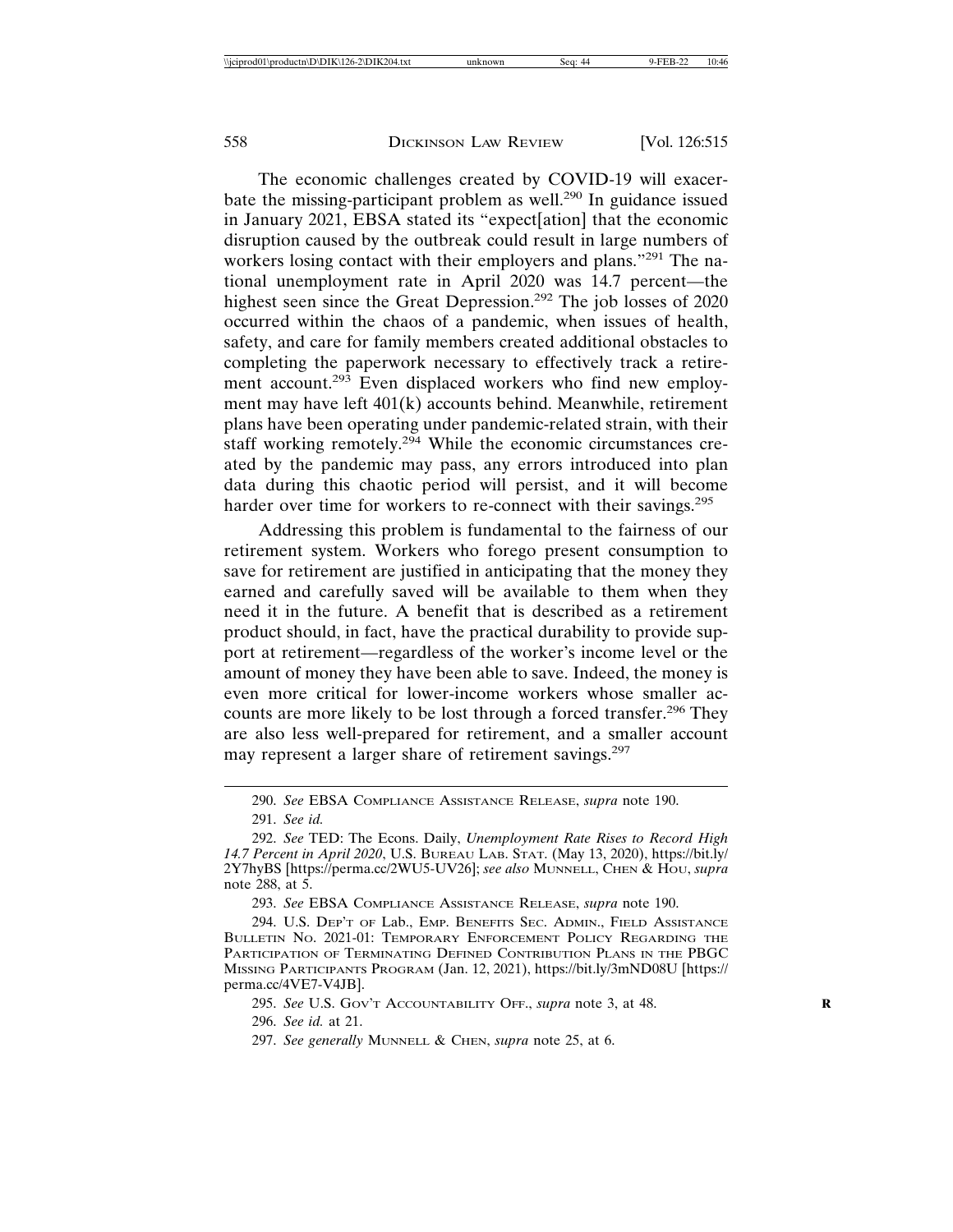The economic challenges created by COVID-19 will exacerbate the missing-participant problem as well.[290] In guidance issued in January 2021, EBSA stated its "expect[ation] that the economic disruption caused by the outbreak could result in large numbers of workers losing contact with their employers and plans."[291] The national unemployment rate in April 2020 was 14.7 percent—the highest seen since the Great Depression.[292] The job losses of 2020 occurred within the chaos of a pandemic, when issues of health, safety, and care for family members created additional obstacles to completing the paperwork necessary to effectively track a retirement account.[293] Even displaced workers who find new employment may have left 401(k) accounts behind. Meanwhile, retirement plans have been operating under pandemic-related strain, with their staff working remotely.[294] While the economic circumstances created by the pandemic may pass, any errors introduced into plan data during this chaotic period will persist, and it will become harder over time for workers to re-connect with their savings.[295]

Addressing this problem is fundamental to the fairness of our retirement system. Workers who forego present consumption to save for retirement are justified in anticipating that the money they earned and carefully saved will be available to them when they need it in the future. A benefit that is described as a retirement product should, in fact, have the practical durability to provide support at retirement—regardless of the worker's income level or the amount of money they have been able to save. Indeed, the money is even more critical for lower-income workers whose smaller accounts are more likely to be lost through a forced transfer.[296] They are also less well-prepared for retirement, and a smaller account may represent a larger share of retirement savings.[297]

---

290. *See* EBSA Compliance Assistance Release, *supra* note 190.

291. *See id.*

292. *See* TED: The Econs. Daily, *Unemployment Rate Rises to Record High 14.7 Percent in April 2020*, U.S. Bureau Lab. Stat. (May 13, 2020), https://bit.ly/2Y7hyBS [https://perma.cc/2WU5-UV26]; *see also* Munnell, Chen & Hou, *supra* note 288, at 5.

293. *See* EBSA Compliance Assistance Release, *supra* note 190.

294. U.S. Dep't of Lab., Emp. Benefits Sec. Admin., Field Assistance Bulletin No. 2021-01: Temporary Enforcement Policy Regarding the Participation of Terminating Defined Contribution Plans in the PBGC Missing Participants Program (Jan. 12, 2021), https://bit.ly/3mND08U [https://perma.cc/4VE7-V4JB].

295. *See* U.S. Gov't Accountability Off., *supra* note 3, at 48.

296. *See id.* at 21.

297. *See generally* Munnell & Chen, *supra* note 25, at 6.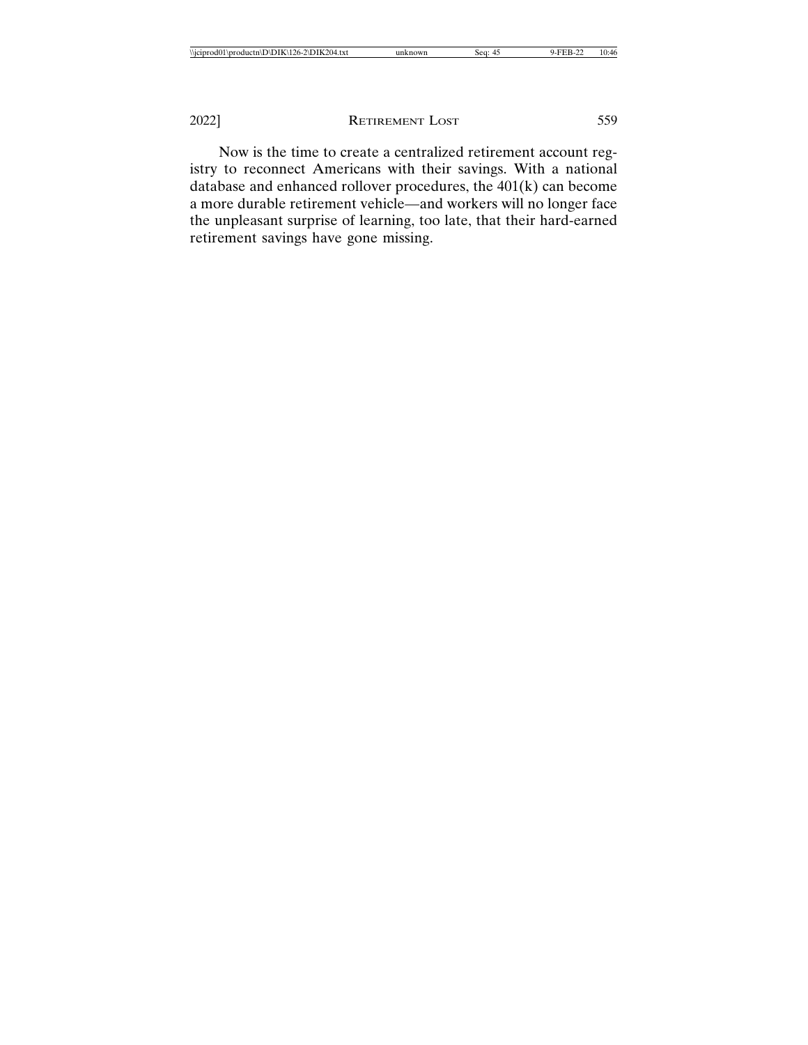Now is the time to create a centralized retirement account registry to reconnect Americans with their savings. With a national database and enhanced rollover procedures, the 401(k) can become a more durable retirement vehicle—and workers will no longer face the unpleasant surprise of learning, too late, that their hard-earned retirement savings have gone missing.